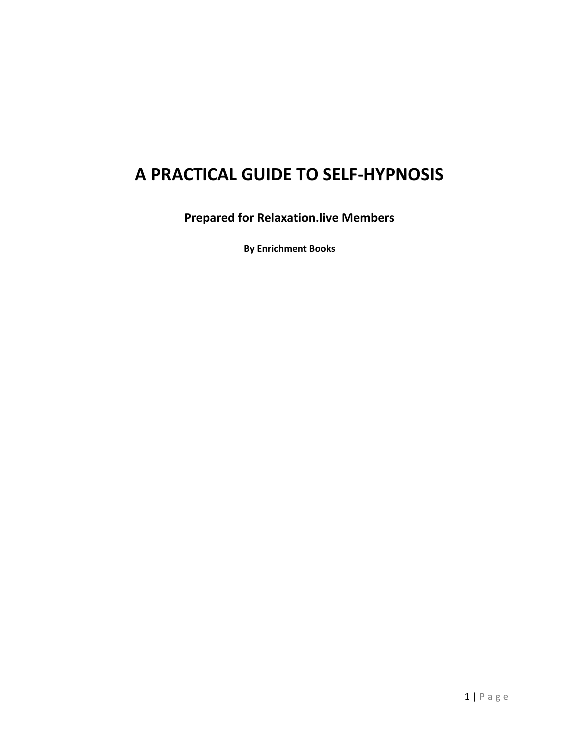# A PRACTICAL GUIDE TO SELF-HYPNOSIS

**Prepared for Relaxation.live Members**

**By Enrichment Books**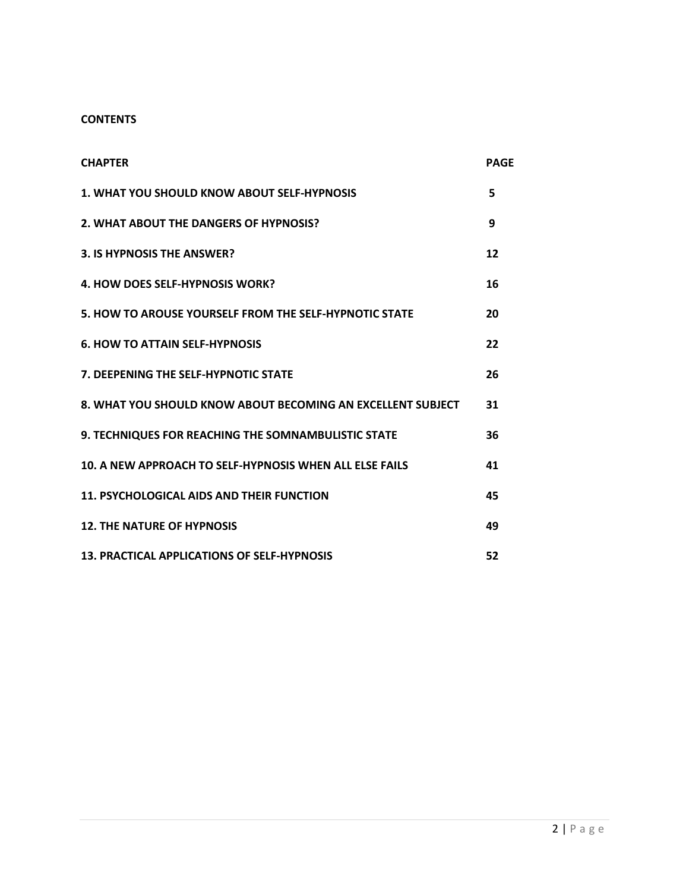**CONTENTS**

| CHAPTER | PAGE |
| --- | --- |
| 1. WHAT YOU SHOULD KNOW ABOUT SELF-HYPNOSIS | 5 |
| 2. WHAT ABOUT THE DANGERS OF HYPNOSIS? | 9 |
| 3. IS HYPNOSIS THE ANSWER? | 12 |
| 4. HOW DOES SELF-HYPNOSIS WORK? | 16 |
| 5. HOW TO AROUSE YOURSELF FROM THE SELF-HYPNOTIC STATE | 20 |
| 6. HOW TO ATTAIN SELF-HYPNOSIS | 22 |
| 7. DEEPENING THE SELF-HYPNOTIC STATE | 26 |
| 8. WHAT YOU SHOULD KNOW ABOUT BECOMING AN EXCELLENT SUBJECT | 31 |
| 9. TECHNIQUES FOR REACHING THE SOMNAMBULISTIC STATE | 36 |
| 10. A NEW APPROACH TO SELF-HYPNOSIS WHEN ALL ELSE FAILS | 41 |
| 11. PSYCHOLOGICAL AIDS AND THEIR FUNCTION | 45 |
| 12. THE NATURE OF HYPNOSIS | 49 |
| 13. PRACTICAL APPLICATIONS OF SELF-HYPNOSIS | 52 |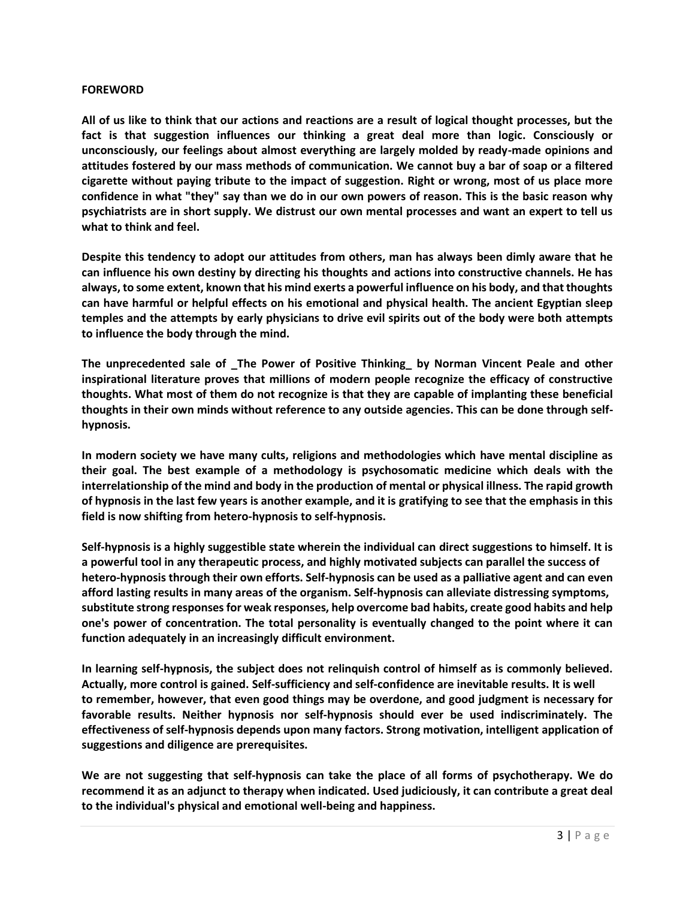## FOREWORD

**All of us like to think that our actions and reactions are a result of logical thought processes, but the fact is that suggestion influences our thinking a great deal more than logic. Consciously or unconsciously, our feelings about almost everything are largely molded by ready-made opinions and attitudes fostered by our mass methods of communication. We cannot buy a bar of soap or a filtered cigarette without paying tribute to the impact of suggestion. Right or wrong, most of us place more confidence in what "they" say than we do in our own powers of reason. This is the basic reason why psychiatrists are in short supply. We distrust our own mental processes and want an expert to tell us what to think and feel.**

**Despite this tendency to adopt our attitudes from others, man has always been dimly aware that he can influence his own destiny by directing his thoughts and actions into constructive channels. He has always, to some extent, known that his mind exerts a powerful influence on his body, and that thoughts can have harmful or helpful effects on his emotional and physical health. The ancient Egyptian sleep temples and the attempts by early physicians to drive evil spirits out of the body were both attempts to influence the body through the mind.**

**The unprecedented sale of _The Power of Positive Thinking_ by Norman Vincent Peale and other inspirational literature proves that millions of modern people recognize the efficacy of constructive thoughts. What most of them do not recognize is that they are capable of implanting these beneficial thoughts in their own minds without reference to any outside agencies. This can be done through self-hypnosis.**

**In modern society we have many cults, religions and methodologies which have mental discipline as their goal. The best example of a methodology is psychosomatic medicine which deals with the interrelationship of the mind and body in the production of mental or physical illness. The rapid growth of hypnosis in the last few years is another example, and it is gratifying to see that the emphasis in this field is now shifting from hetero-hypnosis to self-hypnosis.**

**Self-hypnosis is a highly suggestible state wherein the individual can direct suggestions to himself. It is a powerful tool in any therapeutic process, and highly motivated subjects can parallel the success of hetero-hypnosis through their own efforts. Self-hypnosis can be used as a palliative agent and can even afford lasting results in many areas of the organism. Self-hypnosis can alleviate distressing symptoms, substitute strong responses for weak responses, help overcome bad habits, create good habits and help one's power of concentration. The total personality is eventually changed to the point where it can function adequately in an increasingly difficult environment.**

**In learning self-hypnosis, the subject does not relinquish control of himself as is commonly believed. Actually, more control is gained. Self-sufficiency and self-confidence are inevitable results. It is well to remember, however, that even good things may be overdone, and good judgment is necessary for favorable results. Neither hypnosis nor self-hypnosis should ever be used indiscriminately. The effectiveness of self-hypnosis depends upon many factors. Strong motivation, intelligent application of suggestions and diligence are prerequisites.**

**We are not suggesting that self-hypnosis can take the place of all forms of psychotherapy. We do recommend it as an adjunct to therapy when indicated. Used judiciously, it can contribute a great deal to the individual's physical and emotional well-being and happiness.**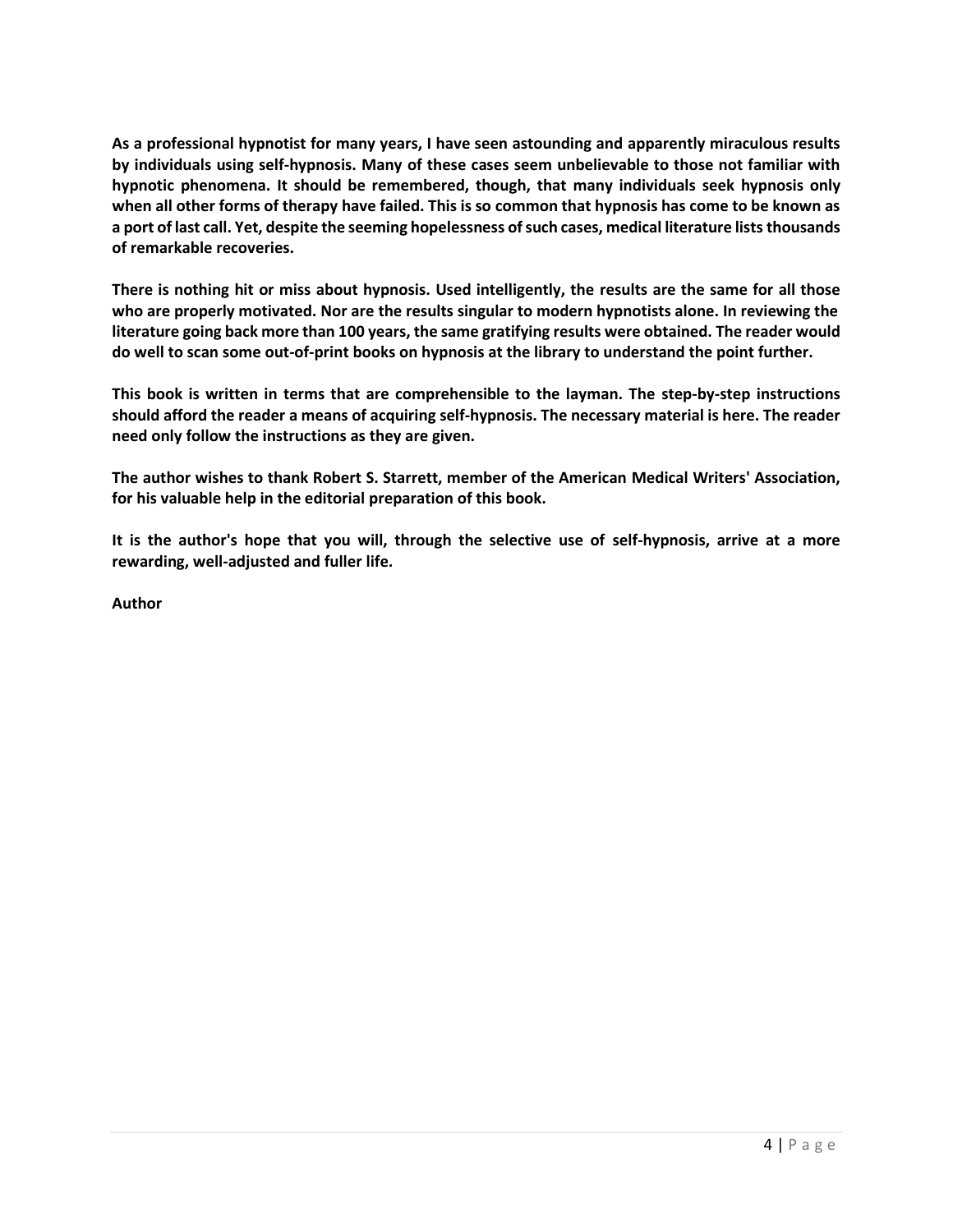**As a professional hypnotist for many years, I have seen astounding and apparently miraculous results by individuals using self-hypnosis. Many of these cases seem unbelievable to those not familiar with hypnotic phenomena. It should be remembered, though, that many individuals seek hypnosis only when all other forms of therapy have failed. This is so common that hypnosis has come to be known as a port of last call. Yet, despite the seeming hopelessness of such cases, medical literature lists thousands of remarkable recoveries.**

**There is nothing hit or miss about hypnosis. Used intelligently, the results are the same for all those who are properly motivated. Nor are the results singular to modern hypnotists alone. In reviewing the literature going back more than 100 years, the same gratifying results were obtained. The reader would do well to scan some out-of-print books on hypnosis at the library to understand the point further.**

**This book is written in terms that are comprehensible to the layman. The step-by-step instructions should afford the reader a means of acquiring self-hypnosis. The necessary material is here. The reader need only follow the instructions as they are given.**

**The author wishes to thank Robert S. Starrett, member of the American Medical Writers' Association, for his valuable help in the editorial preparation of this book.**

**It is the author's hope that you will, through the selective use of self-hypnosis, arrive at a more rewarding, well-adjusted and fuller life.**

**Author**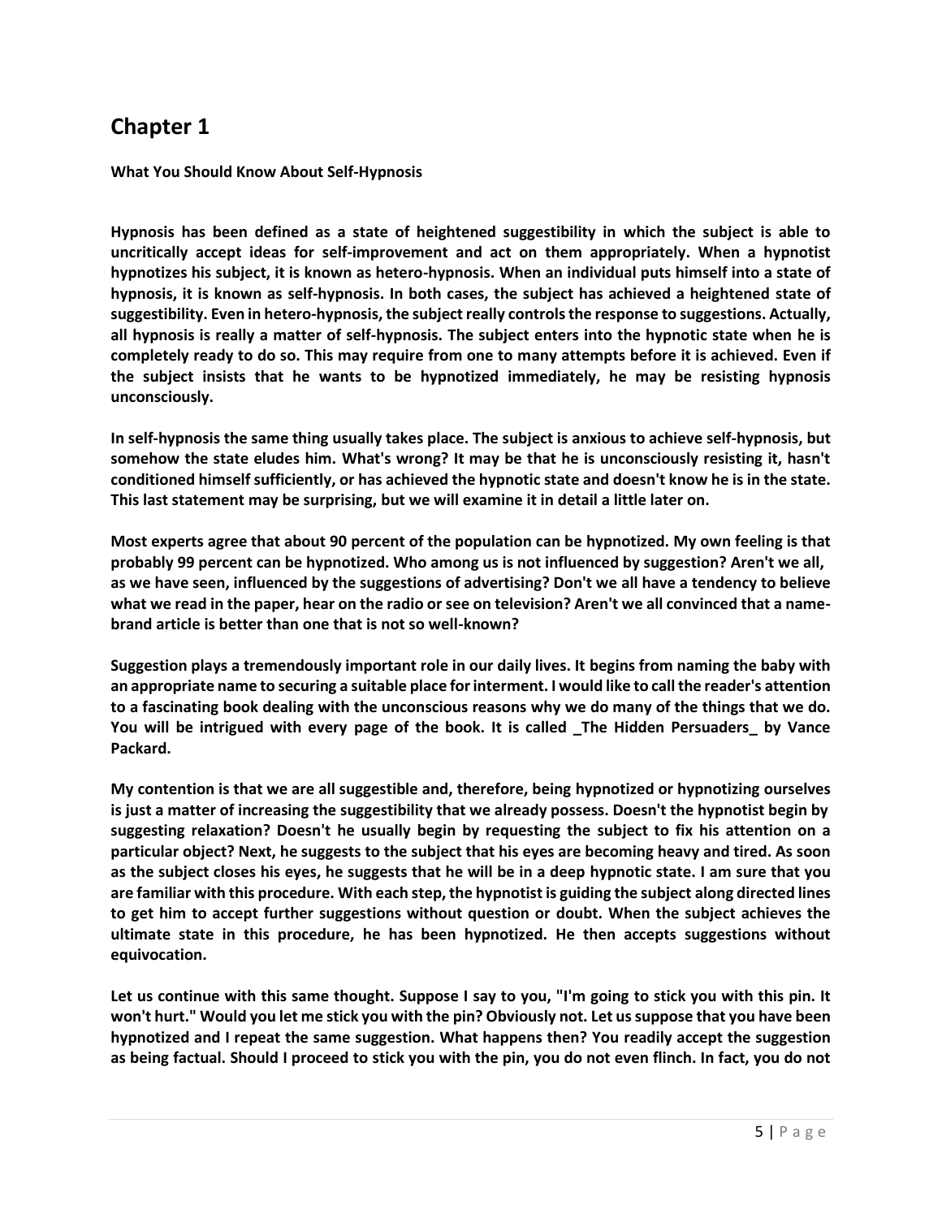## Chapter 1

**What You Should Know About Self-Hypnosis**

**Hypnosis has been defined as a state of heightened suggestibility in which the subject is able to uncritically accept ideas for self-improvement and act on them appropriately. When a hypnotist hypnotizes his subject, it is known as hetero-hypnosis. When an individual puts himself into a state of hypnosis, it is known as self-hypnosis. In both cases, the subject has achieved a heightened state of suggestibility. Even in hetero-hypnosis, the subject really controls the response to suggestions. Actually, all hypnosis is really a matter of self-hypnosis. The subject enters into the hypnotic state when he is completely ready to do so. This may require from one to many attempts before it is achieved. Even if the subject insists that he wants to be hypnotized immediately, he may be resisting hypnosis unconsciously.**

**In self-hypnosis the same thing usually takes place. The subject is anxious to achieve self-hypnosis, but somehow the state eludes him. What's wrong? It may be that he is unconsciously resisting it, hasn't conditioned himself sufficiently, or has achieved the hypnotic state and doesn't know he is in the state. This last statement may be surprising, but we will examine it in detail a little later on.**

**Most experts agree that about 90 percent of the population can be hypnotized. My own feeling is that probably 99 percent can be hypnotized. Who among us is not influenced by suggestion? Aren't we all, as we have seen, influenced by the suggestions of advertising? Don't we all have a tendency to believe what we read in the paper, hear on the radio or see on television? Aren't we all convinced that a name-brand article is better than one that is not so well-known?**

**Suggestion plays a tremendously important role in our daily lives. It begins from naming the baby with an appropriate name to securing a suitable place for interment. I would like to call the reader's attention to a fascinating book dealing with the unconscious reasons why we do many of the things that we do. You will be intrigued with every page of the book. It is called _The Hidden Persuaders_ by Vance Packard.**

**My contention is that we are all suggestible and, therefore, being hypnotized or hypnotizing ourselves is just a matter of increasing the suggestibility that we already possess. Doesn't the hypnotist begin by suggesting relaxation? Doesn't he usually begin by requesting the subject to fix his attention on a particular object? Next, he suggests to the subject that his eyes are becoming heavy and tired. As soon as the subject closes his eyes, he suggests that he will be in a deep hypnotic state. I am sure that you are familiar with this procedure. With each step, the hypnotist is guiding the subject along directed lines to get him to accept further suggestions without question or doubt. When the subject achieves the ultimate state in this procedure, he has been hypnotized. He then accepts suggestions without equivocation.**

**Let us continue with this same thought. Suppose I say to you, "I'm going to stick you with this pin. It won't hurt." Would you let me stick you with the pin? Obviously not. Let us suppose that you have been hypnotized and I repeat the same suggestion. What happens then? You readily accept the suggestion as being factual. Should I proceed to stick you with the pin, you do not even flinch. In fact, you do not**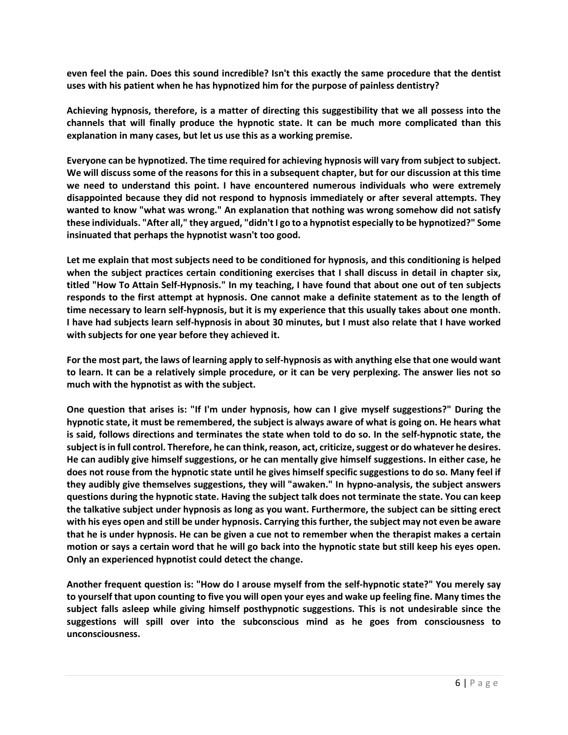even feel the pain. Does this sound incredible? Isn't this exactly the same procedure that the dentist uses with his patient when he has hypnotized him for the purpose of painless dentistry?

Achieving hypnosis, therefore, is a matter of directing this suggestibility that we all possess into the channels that will finally produce the hypnotic state. It can be much more complicated than this explanation in many cases, but let us use this as a working premise.

Everyone can be hypnotized. The time required for achieving hypnosis will vary from subject to subject. We will discuss some of the reasons for this in a subsequent chapter, but for our discussion at this time we need to understand this point. I have encountered numerous individuals who were extremely disappointed because they did not respond to hypnosis immediately or after several attempts. They wanted to know "what was wrong." An explanation that nothing was wrong somehow did not satisfy these individuals. "After all," they argued, "didn't I go to a hypnotist especially to be hypnotized?" Some insinuated that perhaps the hypnotist wasn't too good.

Let me explain that most subjects need to be conditioned for hypnosis, and this conditioning is helped when the subject practices certain conditioning exercises that I shall discuss in detail in chapter six, titled "How To Attain Self-Hypnosis." In my teaching, I have found that about one out of ten subjects responds to the first attempt at hypnosis. One cannot make a definite statement as to the length of time necessary to learn self-hypnosis, but it is my experience that this usually takes about one month. I have had subjects learn self-hypnosis in about 30 minutes, but I must also relate that I have worked with subjects for one year before they achieved it.

For the most part, the laws of learning apply to self-hypnosis as with anything else that one would want to learn. It can be a relatively simple procedure, or it can be very perplexing. The answer lies not so much with the hypnotist as with the subject.

One question that arises is: "If I'm under hypnosis, how can I give myself suggestions?" During the hypnotic state, it must be remembered, the subject is always aware of what is going on. He hears what is said, follows directions and terminates the state when told to do so. In the self-hypnotic state, the subject is in full control. Therefore, he can think, reason, act, criticize, suggest or do whatever he desires. He can audibly give himself suggestions, or he can mentally give himself suggestions. In either case, he does not rouse from the hypnotic state until he gives himself specific suggestions to do so. Many feel if they audibly give themselves suggestions, they will "awaken." In hypno-analysis, the subject answers questions during the hypnotic state. Having the subject talk does not terminate the state. You can keep the talkative subject under hypnosis as long as you want. Furthermore, the subject can be sitting erect with his eyes open and still be under hypnosis. Carrying this further, the subject may not even be aware that he is under hypnosis. He can be given a cue not to remember when the therapist makes a certain motion or says a certain word that he will go back into the hypnotic state but still keep his eyes open. Only an experienced hypnotist could detect the change.

Another frequent question is: "How do I arouse myself from the self-hypnotic state?" You merely say to yourself that upon counting to five you will open your eyes and wake up feeling fine. Many times the subject falls asleep while giving himself posthypnotic suggestions. This is not undesirable since the suggestions will spill over into the subconscious mind as he goes from consciousness to unconsciousness.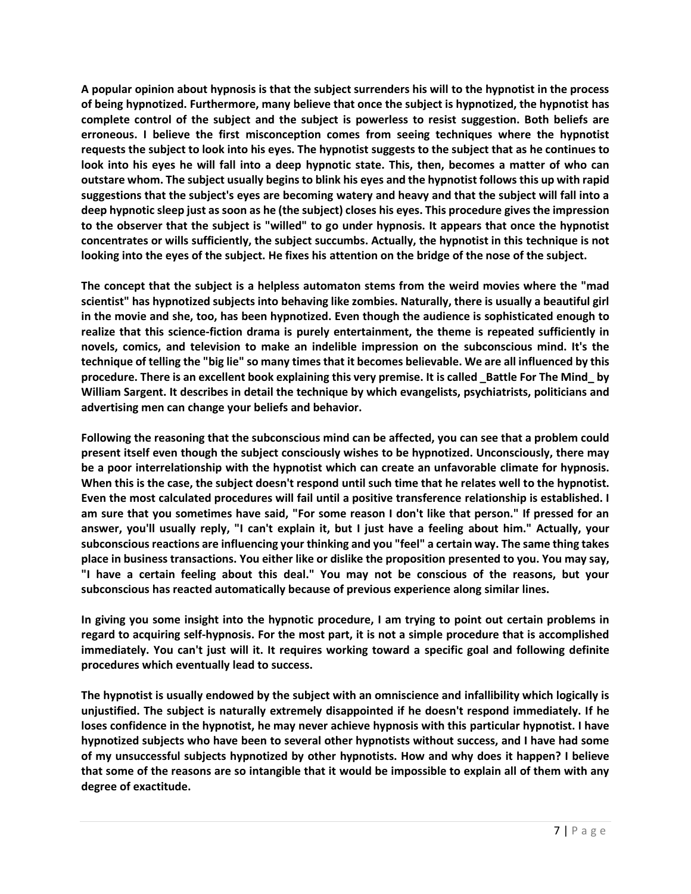A popular opinion about hypnosis is that the subject surrenders his will to the hypnotist in the process of being hypnotized. Furthermore, many believe that once the subject is hypnotized, the hypnotist has complete control of the subject and the subject is powerless to resist suggestion. Both beliefs are erroneous. I believe the first misconception comes from seeing techniques where the hypnotist requests the subject to look into his eyes. The hypnotist suggests to the subject that as he continues to look into his eyes he will fall into a deep hypnotic state. This, then, becomes a matter of who can outstare whom. The subject usually begins to blink his eyes and the hypnotist follows this up with rapid suggestions that the subject's eyes are becoming watery and heavy and that the subject will fall into a deep hypnotic sleep just as soon as he (the subject) closes his eyes. This procedure gives the impression to the observer that the subject is "willed" to go under hypnosis. It appears that once the hypnotist concentrates or wills sufficiently, the subject succumbs. Actually, the hypnotist in this technique is not looking into the eyes of the subject. He fixes his attention on the bridge of the nose of the subject.

The concept that the subject is a helpless automaton stems from the weird movies where the "mad scientist" has hypnotized subjects into behaving like zombies. Naturally, there is usually a beautiful girl in the movie and she, too, has been hypnotized. Even though the audience is sophisticated enough to realize that this science-fiction drama is purely entertainment, the theme is repeated sufficiently in novels, comics, and television to make an indelible impression on the subconscious mind. It's the technique of telling the "big lie" so many times that it becomes believable. We are all influenced by this procedure. There is an excellent book explaining this very premise. It is called _Battle For The Mind_ by William Sargent. It describes in detail the technique by which evangelists, psychiatrists, politicians and advertising men can change your beliefs and behavior.

Following the reasoning that the subconscious mind can be affected, you can see that a problem could present itself even though the subject consciously wishes to be hypnotized. Unconsciously, there may be a poor interrelationship with the hypnotist which can create an unfavorable climate for hypnosis. When this is the case, the subject doesn't respond until such time that he relates well to the hypnotist. Even the most calculated procedures will fail until a positive transference relationship is established. I am sure that you sometimes have said, "For some reason I don't like that person." If pressed for an answer, you'll usually reply, "I can't explain it, but I just have a feeling about him." Actually, your subconscious reactions are influencing your thinking and you "feel" a certain way. The same thing takes place in business transactions. You either like or dislike the proposition presented to you. You may say, "I have a certain feeling about this deal." You may not be conscious of the reasons, but your subconscious has reacted automatically because of previous experience along similar lines.

In giving you some insight into the hypnotic procedure, I am trying to point out certain problems in regard to acquiring self-hypnosis. For the most part, it is not a simple procedure that is accomplished immediately. You can't just will it. It requires working toward a specific goal and following definite procedures which eventually lead to success.

The hypnotist is usually endowed by the subject with an omniscience and infallibility which logically is unjustified. The subject is naturally extremely disappointed if he doesn't respond immediately. If he loses confidence in the hypnotist, he may never achieve hypnosis with this particular hypnotist. I have hypnotized subjects who have been to several other hypnotists without success, and I have had some of my unsuccessful subjects hypnotized by other hypnotists. How and why does it happen? I believe that some of the reasons are so intangible that it would be impossible to explain all of them with any degree of exactitude.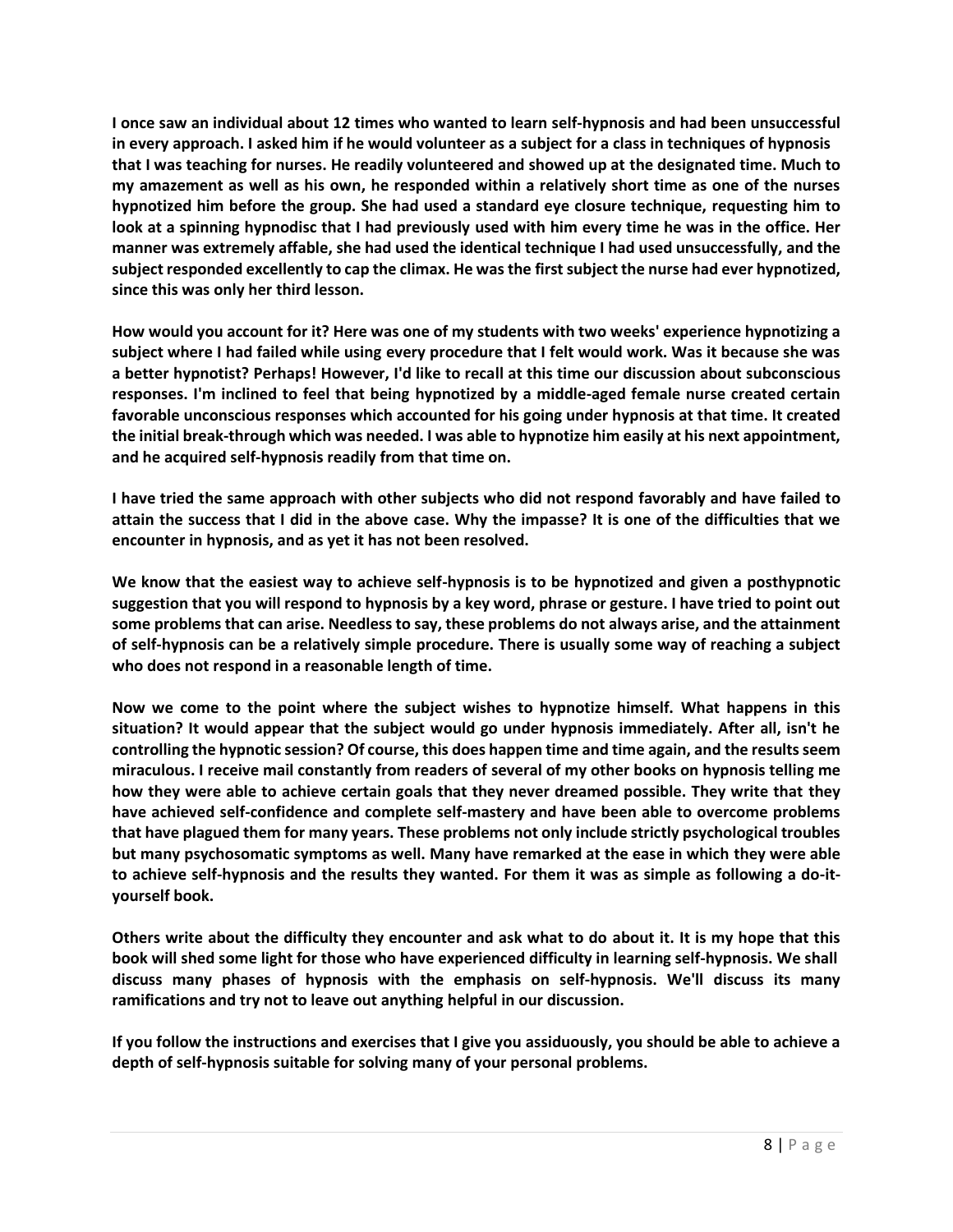I once saw an individual about 12 times who wanted to learn self-hypnosis and had been unsuccessful in every approach. I asked him if he would volunteer as a subject for a class in techniques of hypnosis that I was teaching for nurses. He readily volunteered and showed up at the designated time. Much to my amazement as well as his own, he responded within a relatively short time as one of the nurses hypnotized him before the group. She had used a standard eye closure technique, requesting him to look at a spinning hypnodisc that I had previously used with him every time he was in the office. Her manner was extremely affable, she had used the identical technique I had used unsuccessfully, and the subject responded excellently to cap the climax. He was the first subject the nurse had ever hypnotized, since this was only her third lesson.

How would you account for it? Here was one of my students with two weeks' experience hypnotizing a subject where I had failed while using every procedure that I felt would work. Was it because she was a better hypnotist? Perhaps! However, I'd like to recall at this time our discussion about subconscious responses. I'm inclined to feel that being hypnotized by a middle-aged female nurse created certain favorable unconscious responses which accounted for his going under hypnosis at that time. It created the initial break-through which was needed. I was able to hypnotize him easily at his next appointment, and he acquired self-hypnosis readily from that time on.

I have tried the same approach with other subjects who did not respond favorably and have failed to attain the success that I did in the above case. Why the impasse? It is one of the difficulties that we encounter in hypnosis, and as yet it has not been resolved.

We know that the easiest way to achieve self-hypnosis is to be hypnotized and given a posthypnotic suggestion that you will respond to hypnosis by a key word, phrase or gesture. I have tried to point out some problems that can arise. Needless to say, these problems do not always arise, and the attainment of self-hypnosis can be a relatively simple procedure. There is usually some way of reaching a subject who does not respond in a reasonable length of time.

Now we come to the point where the subject wishes to hypnotize himself. What happens in this situation? It would appear that the subject would go under hypnosis immediately. After all, isn't he controlling the hypnotic session? Of course, this does happen time and time again, and the results seem miraculous. I receive mail constantly from readers of several of my other books on hypnosis telling me how they were able to achieve certain goals that they never dreamed possible. They write that they have achieved self-confidence and complete self-mastery and have been able to overcome problems that have plagued them for many years. These problems not only include strictly psychological troubles but many psychosomatic symptoms as well. Many have remarked at the ease in which they were able to achieve self-hypnosis and the results they wanted. For them it was as simple as following a do-it-yourself book.

Others write about the difficulty they encounter and ask what to do about it. It is my hope that this book will shed some light for those who have experienced difficulty in learning self-hypnosis. We shall discuss many phases of hypnosis with the emphasis on self-hypnosis. We'll discuss its many ramifications and try not to leave out anything helpful in our discussion.

If you follow the instructions and exercises that I give you assiduously, you should be able to achieve a depth of self-hypnosis suitable for solving many of your personal problems.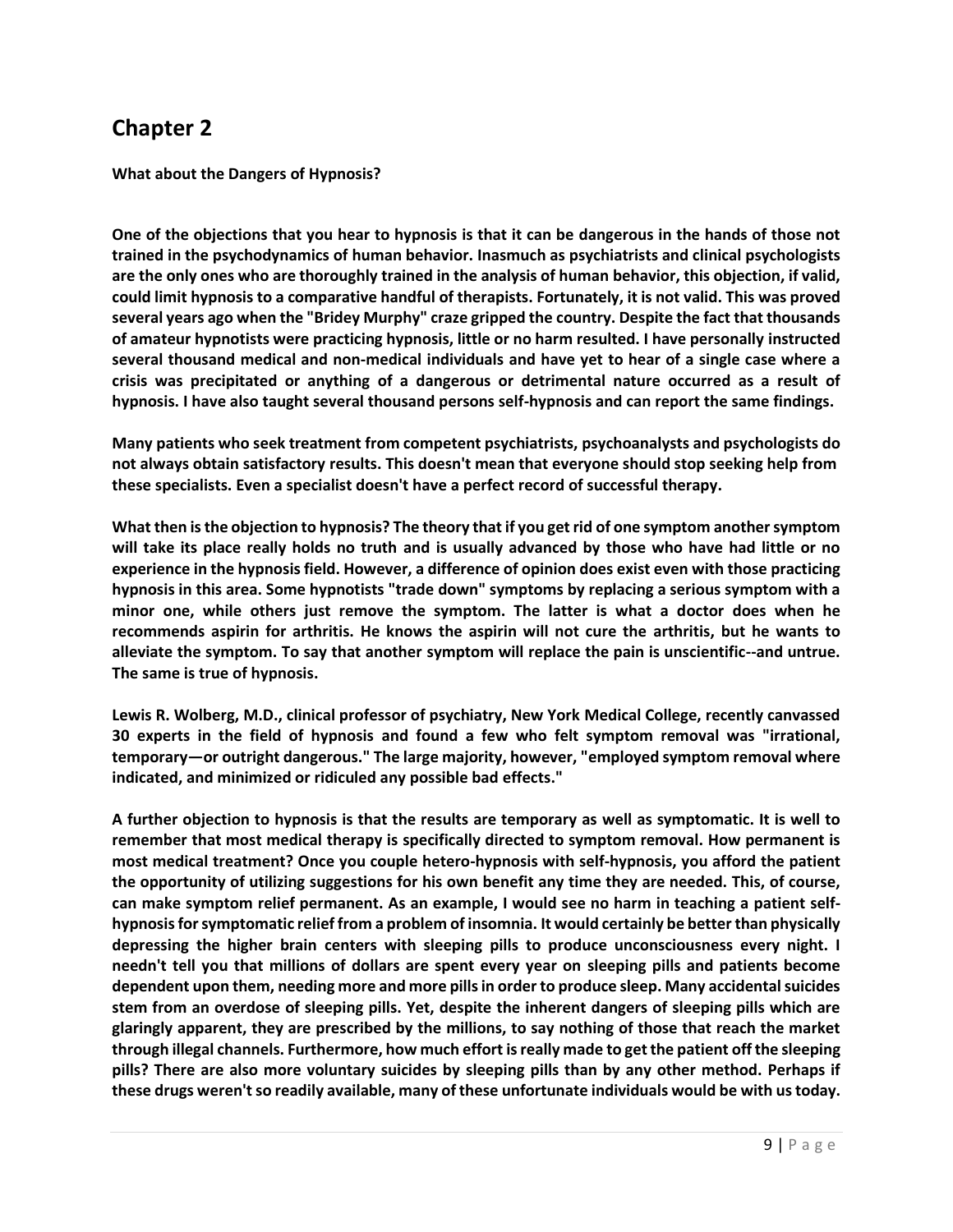## Chapter 2

**What about the Dangers of Hypnosis?**

**One of the objections that you hear to hypnosis is that it can be dangerous in the hands of those not trained in the psychodynamics of human behavior. Inasmuch as psychiatrists and clinical psychologists are the only ones who are thoroughly trained in the analysis of human behavior, this objection, if valid, could limit hypnosis to a comparative handful of therapists. Fortunately, it is not valid. This was proved several years ago when the "Bridey Murphy" craze gripped the country. Despite the fact that thousands of amateur hypnotists were practicing hypnosis, little or no harm resulted. I have personally instructed several thousand medical and non-medical individuals and have yet to hear of a single case where a crisis was precipitated or anything of a dangerous or detrimental nature occurred as a result of hypnosis. I have also taught several thousand persons self-hypnosis and can report the same findings.**

**Many patients who seek treatment from competent psychiatrists, psychoanalysts and psychologists do not always obtain satisfactory results. This doesn't mean that everyone should stop seeking help from these specialists. Even a specialist doesn't have a perfect record of successful therapy.**

**What then is the objection to hypnosis? The theory that if you get rid of one symptom another symptom will take its place really holds no truth and is usually advanced by those who have had little or no experience in the hypnosis field. However, a difference of opinion does exist even with those practicing hypnosis in this area. Some hypnotists "trade down" symptoms by replacing a serious symptom with a minor one, while others just remove the symptom. The latter is what a doctor does when he recommends aspirin for arthritis. He knows the aspirin will not cure the arthritis, but he wants to alleviate the symptom. To say that another symptom will replace the pain is unscientific--and untrue. The same is true of hypnosis.**

**Lewis R. Wolberg, M.D., clinical professor of psychiatry, New York Medical College, recently canvassed 30 experts in the field of hypnosis and found a few who felt symptom removal was "irrational, temporary—or outright dangerous." The large majority, however, "employed symptom removal where indicated, and minimized or ridiculed any possible bad effects."**

**A further objection to hypnosis is that the results are temporary as well as symptomatic. It is well to remember that most medical therapy is specifically directed to symptom removal. How permanent is most medical treatment? Once you couple hetero-hypnosis with self-hypnosis, you afford the patient the opportunity of utilizing suggestions for his own benefit any time they are needed. This, of course, can make symptom relief permanent. As an example, I would see no harm in teaching a patient self-hypnosis for symptomatic relief from a problem of insomnia. It would certainly be better than physically depressing the higher brain centers with sleeping pills to produce unconsciousness every night. I needn't tell you that millions of dollars are spent every year on sleeping pills and patients become dependent upon them, needing more and more pills in order to produce sleep. Many accidental suicides stem from an overdose of sleeping pills. Yet, despite the inherent dangers of sleeping pills which are glaringly apparent, they are prescribed by the millions, to say nothing of those that reach the market through illegal channels. Furthermore, how much effort is really made to get the patient off the sleeping pills? There are also more voluntary suicides by sleeping pills than by any other method. Perhaps if these drugs weren't so readily available, many of these unfortunate individuals would be with us today.**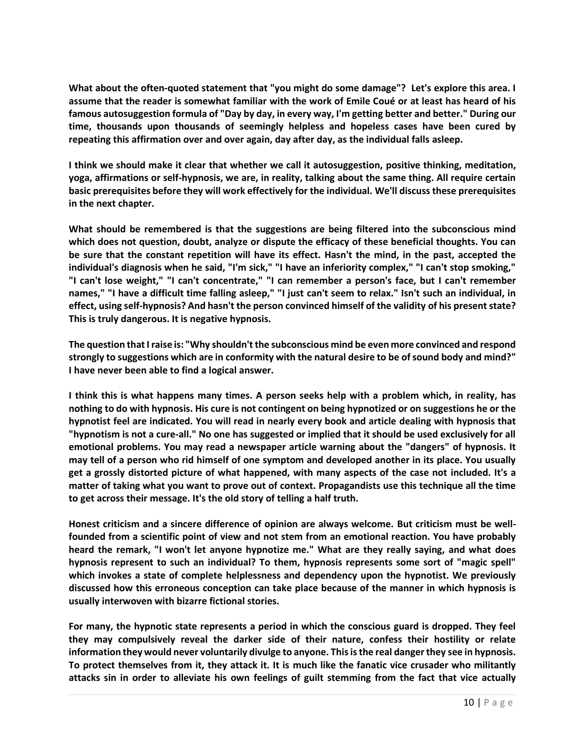What about the often-quoted statement that "you might do some damage"? Let's explore this area. I assume that the reader is somewhat familiar with the work of Emile Coué or at least has heard of his famous autosuggestion formula of "Day by day, in every way, I'm getting better and better." During our time, thousands upon thousands of seemingly helpless and hopeless cases have been cured by repeating this affirmation over and over again, day after day, as the individual falls asleep.

I think we should make it clear that whether we call it autosuggestion, positive thinking, meditation, yoga, affirmations or self-hypnosis, we are, in reality, talking about the same thing. All require certain basic prerequisites before they will work effectively for the individual. We'll discuss these prerequisites in the next chapter.

What should be remembered is that the suggestions are being filtered into the subconscious mind which does not question, doubt, analyze or dispute the efficacy of these beneficial thoughts. You can be sure that the constant repetition will have its effect. Hasn't the mind, in the past, accepted the individual's diagnosis when he said, "I'm sick," "I have an inferiority complex," "I can't stop smoking," "I can't lose weight," "I can't concentrate," "I can remember a person's face, but I can't remember names," "I have a difficult time falling asleep," "I just can't seem to relax." Isn't such an individual, in effect, using self-hypnosis? And hasn't the person convinced himself of the validity of his present state? This is truly dangerous. It is negative hypnosis.

The question that I raise is: "Why shouldn't the subconscious mind be even more convinced and respond strongly to suggestions which are in conformity with the natural desire to be of sound body and mind?" I have never been able to find a logical answer.

I think this is what happens many times. A person seeks help with a problem which, in reality, has nothing to do with hypnosis. His cure is not contingent on being hypnotized or on suggestions he or the hypnotist feel are indicated. You will read in nearly every book and article dealing with hypnosis that "hypnotism is not a cure-all." No one has suggested or implied that it should be used exclusively for all emotional problems. You may read a newspaper article warning about the "dangers" of hypnosis. It may tell of a person who rid himself of one symptom and developed another in its place. You usually get a grossly distorted picture of what happened, with many aspects of the case not included. It's a matter of taking what you want to prove out of context. Propagandists use this technique all the time to get across their message. It's the old story of telling a half truth.

Honest criticism and a sincere difference of opinion are always welcome. But criticism must be well-founded from a scientific point of view and not stem from an emotional reaction. You have probably heard the remark, "I won't let anyone hypnotize me." What are they really saying, and what does hypnosis represent to such an individual? To them, hypnosis represents some sort of "magic spell" which invokes a state of complete helplessness and dependency upon the hypnotist. We previously discussed how this erroneous conception can take place because of the manner in which hypnosis is usually interwoven with bizarre fictional stories.

For many, the hypnotic state represents a period in which the conscious guard is dropped. They feel they may compulsively reveal the darker side of their nature, confess their hostility or relate information they would never voluntarily divulge to anyone. This is the real danger they see in hypnosis. To protect themselves from it, they attack it. It is much like the fanatic vice crusader who militantly attacks sin in order to alleviate his own feelings of guilt stemming from the fact that vice actually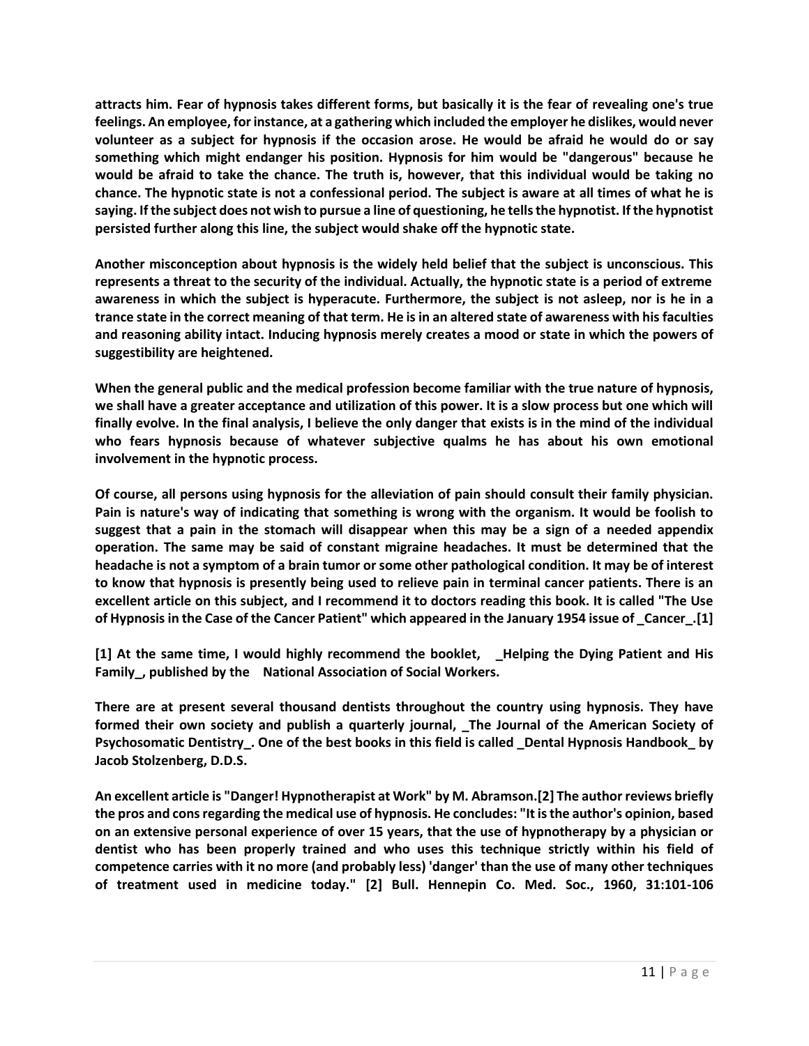attracts him. Fear of hypnosis takes different forms, but basically it is the fear of revealing one's true feelings. An employee, for instance, at a gathering which included the employer he dislikes, would never volunteer as a subject for hypnosis if the occasion arose. He would be afraid he would do or say something which might endanger his position. Hypnosis for him would be "dangerous" because he would be afraid to take the chance. The truth is, however, that this individual would be taking no chance. The hypnotic state is not a confessional period. The subject is aware at all times of what he is saying. If the subject does not wish to pursue a line of questioning, he tells the hypnotist. If the hypnotist persisted further along this line, the subject would shake off the hypnotic state.

Another misconception about hypnosis is the widely held belief that the subject is unconscious. This represents a threat to the security of the individual. Actually, the hypnotic state is a period of extreme awareness in which the subject is hyperacute. Furthermore, the subject is not asleep, nor is he in a trance state in the correct meaning of that term. He is in an altered state of awareness with his faculties and reasoning ability intact. Inducing hypnosis merely creates a mood or state in which the powers of suggestibility are heightened.

When the general public and the medical profession become familiar with the true nature of hypnosis, we shall have a greater acceptance and utilization of this power. It is a slow process but one which will finally evolve. In the final analysis, I believe the only danger that exists is in the mind of the individual who fears hypnosis because of whatever subjective qualms he has about his own emotional involvement in the hypnotic process.

Of course, all persons using hypnosis for the alleviation of pain should consult their family physician. Pain is nature's way of indicating that something is wrong with the organism. It would be foolish to suggest that a pain in the stomach will disappear when this may be a sign of a needed appendix operation. The same may be said of constant migraine headaches. It must be determined that the headache is not a symptom of a brain tumor or some other pathological condition. It may be of interest to know that hypnosis is presently being used to relieve pain in terminal cancer patients. There is an excellent article on this subject, and I recommend it to doctors reading this book. It is called "The Use of Hypnosis in the Case of the Cancer Patient" which appeared in the January 1954 issue of _Cancer_.[1]

[1] At the same time, I would highly recommend the booklet, _Helping the Dying Patient and His Family_, published by the National Association of Social Workers.

There are at present several thousand dentists throughout the country using hypnosis. They have formed their own society and publish a quarterly journal, _The Journal of the American Society of Psychosomatic Dentistry_. One of the best books in this field is called _Dental Hypnosis Handbook_ by Jacob Stolzenberg, D.D.S.

An excellent article is "Danger! Hypnotherapist at Work" by M. Abramson.[2] The author reviews briefly the pros and cons regarding the medical use of hypnosis. He concludes: "It is the author's opinion, based on an extensive personal experience of over 15 years, that the use of hypnotherapy by a physician or dentist who has been properly trained and who uses this technique strictly within his field of competence carries with it no more (and probably less) 'danger' than the use of many other techniques of treatment used in medicine today." [2] Bull. Hennepin Co. Med. Soc., 1960, 31:101-106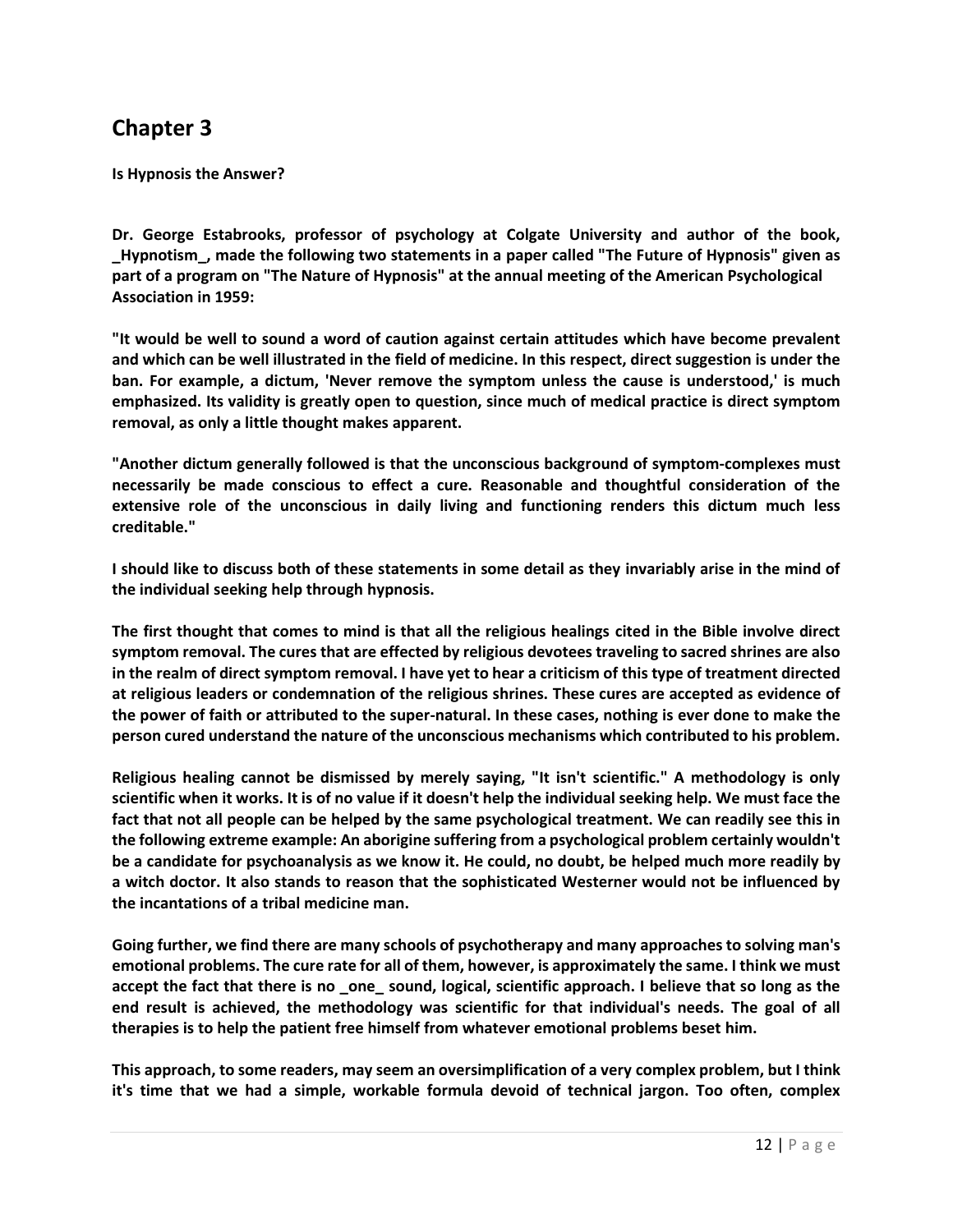## Chapter 3

**Is Hypnosis the Answer?**

**Dr. George Estabrooks, professor of psychology at Colgate University and author of the book, _Hypnotism_, made the following two statements in a paper called "The Future of Hypnosis" given as part of a program on "The Nature of Hypnosis" at the annual meeting of the American Psychological Association in 1959:**

**"It would be well to sound a word of caution against certain attitudes which have become prevalent and which can be well illustrated in the field of medicine. In this respect, direct suggestion is under the ban. For example, a dictum, 'Never remove the symptom unless the cause is understood,' is much emphasized. Its validity is greatly open to question, since much of medical practice is direct symptom removal, as only a little thought makes apparent.**

**"Another dictum generally followed is that the unconscious background of symptom-complexes must necessarily be made conscious to effect a cure. Reasonable and thoughtful consideration of the extensive role of the unconscious in daily living and functioning renders this dictum much less creditable."**

**I should like to discuss both of these statements in some detail as they invariably arise in the mind of the individual seeking help through hypnosis.**

**The first thought that comes to mind is that all the religious healings cited in the Bible involve direct symptom removal. The cures that are effected by religious devotees traveling to sacred shrines are also in the realm of direct symptom removal. I have yet to hear a criticism of this type of treatment directed at religious leaders or condemnation of the religious shrines. These cures are accepted as evidence of the power of faith or attributed to the super-natural. In these cases, nothing is ever done to make the person cured understand the nature of the unconscious mechanisms which contributed to his problem.**

**Religious healing cannot be dismissed by merely saying, "It isn't scientific." A methodology is only scientific when it works. It is of no value if it doesn't help the individual seeking help. We must face the fact that not all people can be helped by the same psychological treatment. We can readily see this in the following extreme example: An aborigine suffering from a psychological problem certainly wouldn't be a candidate for psychoanalysis as we know it. He could, no doubt, be helped much more readily by a witch doctor. It also stands to reason that the sophisticated Westerner would not be influenced by the incantations of a tribal medicine man.**

**Going further, we find there are many schools of psychotherapy and many approaches to solving man's emotional problems. The cure rate for all of them, however, is approximately the same. I think we must accept the fact that there is no _one_ sound, logical, scientific approach. I believe that so long as the end result is achieved, the methodology was scientific for that individual's needs. The goal of all therapies is to help the patient free himself from whatever emotional problems beset him.**

**This approach, to some readers, may seem an oversimplification of a very complex problem, but I think it's time that we had a simple, workable formula devoid of technical jargon. Too often, complex**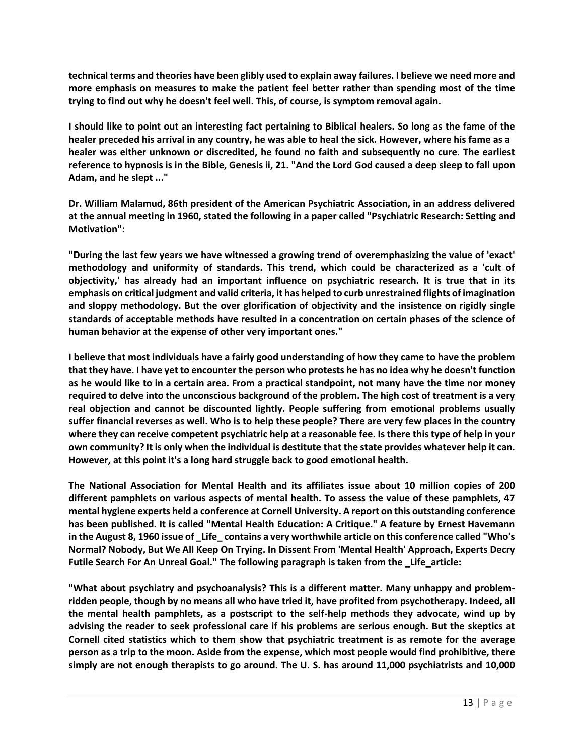**technical terms and theories have been glibly used to explain away failures. I believe we need more and more emphasis on measures to make the patient feel better rather than spending most of the time trying to find out why he doesn't feel well. This, of course, is symptom removal again.**

**I should like to point out an interesting fact pertaining to Biblical healers. So long as the fame of the healer preceded his arrival in any country, he was able to heal the sick. However, where his fame as a healer was either unknown or discredited, he found no faith and subsequently no cure. The earliest reference to hypnosis is in the Bible, Genesis ii, 21. "And the Lord God caused a deep sleep to fall upon Adam, and he slept ..."**

**Dr. William Malamud, 86th president of the American Psychiatric Association, in an address delivered at the annual meeting in 1960, stated the following in a paper called "Psychiatric Research: Setting and Motivation":**

**"During the last few years we have witnessed a growing trend of overemphasizing the value of 'exact' methodology and uniformity of standards. This trend, which could be characterized as a 'cult of objectivity,' has already had an important influence on psychiatric research. It is true that in its emphasis on critical judgment and valid criteria, it has helped to curb unrestrained flights of imagination and sloppy methodology. But the over glorification of objectivity and the insistence on rigidly single standards of acceptable methods have resulted in a concentration on certain phases of the science of human behavior at the expense of other very important ones."**

**I believe that most individuals have a fairly good understanding of how they came to have the problem that they have. I have yet to encounter the person who protests he has no idea why he doesn't function as he would like to in a certain area. From a practical standpoint, not many have the time nor money required to delve into the unconscious background of the problem. The high cost of treatment is a very real objection and cannot be discounted lightly. People suffering from emotional problems usually suffer financial reverses as well. Who is to help these people? There are very few places in the country where they can receive competent psychiatric help at a reasonable fee. Is there this type of help in your own community? It is only when the individual is destitute that the state provides whatever help it can. However, at this point it's a long hard struggle back to good emotional health.**

**The National Association for Mental Health and its affiliates issue about 10 million copies of 200 different pamphlets on various aspects of mental health. To assess the value of these pamphlets, 47 mental hygiene experts held a conference at Cornell University. A report on this outstanding conference has been published. It is called "Mental Health Education: A Critique." A feature by Ernest Havemann in the August 8, 1960 issue of _Life_ contains a very worthwhile article on this conference called "Who's Normal? Nobody, But We All Keep On Trying. In Dissent From 'Mental Health' Approach, Experts Decry Futile Search For An Unreal Goal." The following paragraph is taken from the _Life_article:**

**"What about psychiatry and psychoanalysis? This is a different matter. Many unhappy and problem-ridden people, though by no means all who have tried it, have profited from psychotherapy. Indeed, all the mental health pamphlets, as a postscript to the self-help methods they advocate, wind up by advising the reader to seek professional care if his problems are serious enough. But the skeptics at Cornell cited statistics which to them show that psychiatric treatment is as remote for the average person as a trip to the moon. Aside from the expense, which most people would find prohibitive, there simply are not enough therapists to go around. The U. S. has around 11,000 psychiatrists and 10,000**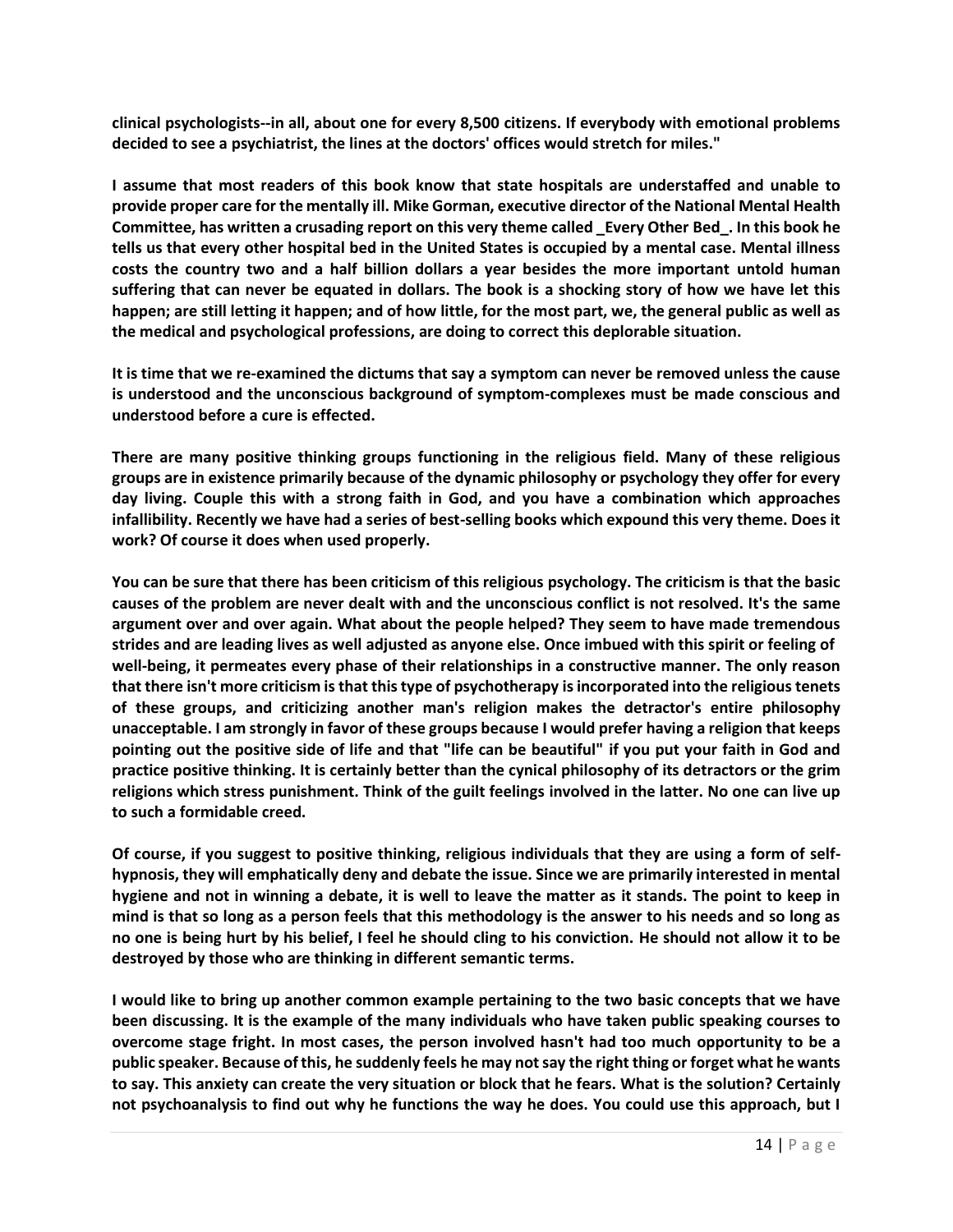clinical psychologists--in all, about one for every 8,500 citizens. If everybody with emotional problems decided to see a psychiatrist, the lines at the doctors' offices would stretch for miles."

I assume that most readers of this book know that state hospitals are understaffed and unable to provide proper care for the mentally ill. Mike Gorman, executive director of the National Mental Health Committee, has written a crusading report on this very theme called _Every Other Bed_. In this book he tells us that every other hospital bed in the United States is occupied by a mental case. Mental illness costs the country two and a half billion dollars a year besides the more important untold human suffering that can never be equated in dollars. The book is a shocking story of how we have let this happen; are still letting it happen; and of how little, for the most part, we, the general public as well as the medical and psychological professions, are doing to correct this deplorable situation.

It is time that we re-examined the dictums that say a symptom can never be removed unless the cause is understood and the unconscious background of symptom-complexes must be made conscious and understood before a cure is effected.

There are many positive thinking groups functioning in the religious field. Many of these religious groups are in existence primarily because of the dynamic philosophy or psychology they offer for every day living. Couple this with a strong faith in God, and you have a combination which approaches infallibility. Recently we have had a series of best-selling books which expound this very theme. Does it work? Of course it does when used properly.

You can be sure that there has been criticism of this religious psychology. The criticism is that the basic causes of the problem are never dealt with and the unconscious conflict is not resolved. It's the same argument over and over again. What about the people helped? They seem to have made tremendous strides and are leading lives as well adjusted as anyone else. Once imbued with this spirit or feeling of well-being, it permeates every phase of their relationships in a constructive manner. The only reason that there isn't more criticism is that this type of psychotherapy is incorporated into the religious tenets of these groups, and criticizing another man's religion makes the detractor's entire philosophy unacceptable. I am strongly in favor of these groups because I would prefer having a religion that keeps pointing out the positive side of life and that "life can be beautiful" if you put your faith in God and practice positive thinking. It is certainly better than the cynical philosophy of its detractors or the grim religions which stress punishment. Think of the guilt feelings involved in the latter. No one can live up to such a formidable creed.

Of course, if you suggest to positive thinking, religious individuals that they are using a form of self-hypnosis, they will emphatically deny and debate the issue. Since we are primarily interested in mental hygiene and not in winning a debate, it is well to leave the matter as it stands. The point to keep in mind is that so long as a person feels that this methodology is the answer to his needs and so long as no one is being hurt by his belief, I feel he should cling to his conviction. He should not allow it to be destroyed by those who are thinking in different semantic terms.

I would like to bring up another common example pertaining to the two basic concepts that we have been discussing. It is the example of the many individuals who have taken public speaking courses to overcome stage fright. In most cases, the person involved hasn't had too much opportunity to be a public speaker. Because of this, he suddenly feels he may not say the right thing or forget what he wants to say. This anxiety can create the very situation or block that he fears. What is the solution? Certainly not psychoanalysis to find out why he functions the way he does. You could use this approach, but I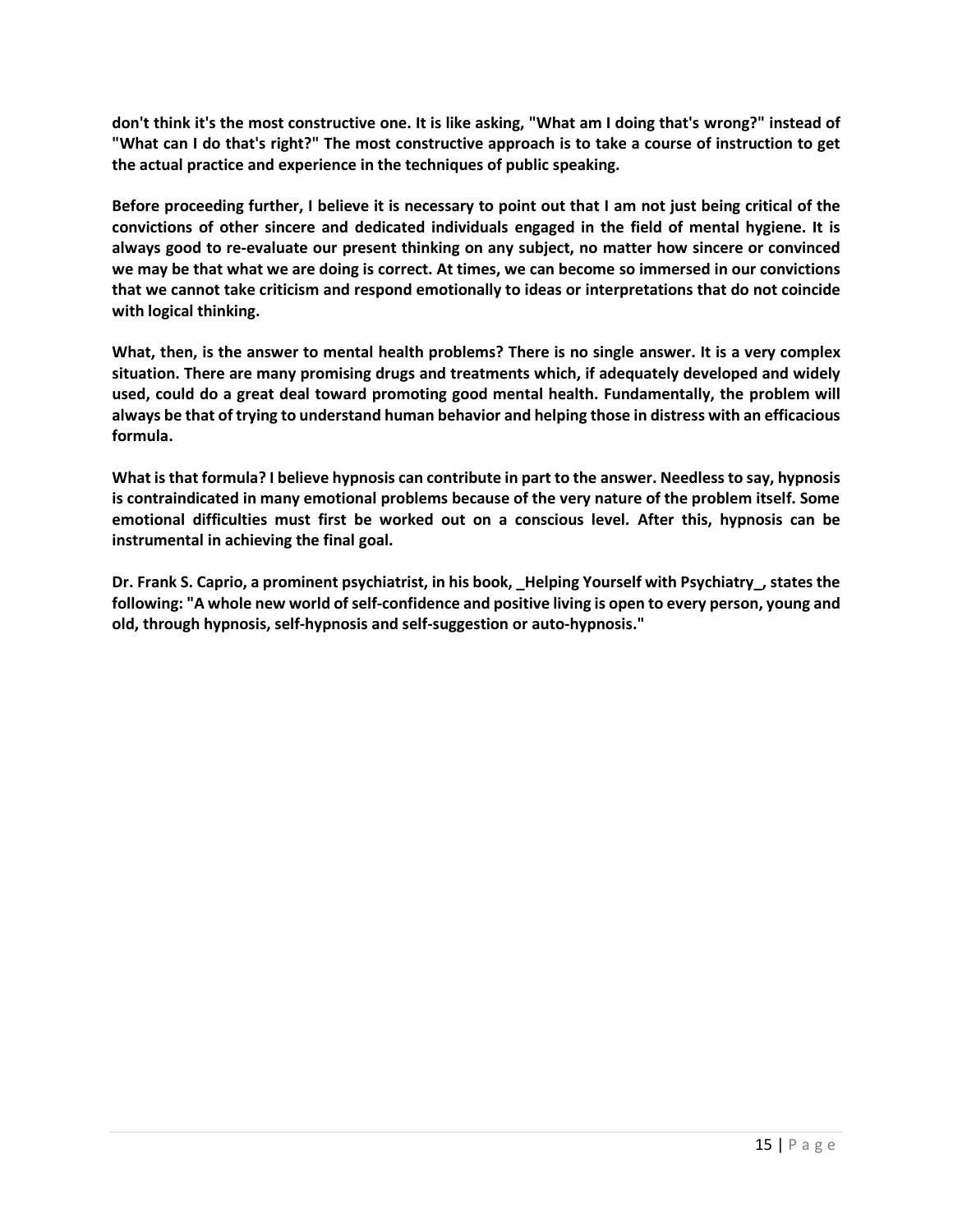**don't think it's the most constructive one. It is like asking, "What am I doing that's wrong?" instead of "What can I do that's right?" The most constructive approach is to take a course of instruction to get the actual practice and experience in the techniques of public speaking.**

**Before proceeding further, I believe it is necessary to point out that I am not just being critical of the convictions of other sincere and dedicated individuals engaged in the field of mental hygiene. It is always good to re-evaluate our present thinking on any subject, no matter how sincere or convinced we may be that what we are doing is correct. At times, we can become so immersed in our convictions that we cannot take criticism and respond emotionally to ideas or interpretations that do not coincide with logical thinking.**

**What, then, is the answer to mental health problems? There is no single answer. It is a very complex situation. There are many promising drugs and treatments which, if adequately developed and widely used, could do a great deal toward promoting good mental health. Fundamentally, the problem will always be that of trying to understand human behavior and helping those in distress with an efficacious formula.**

**What is that formula? I believe hypnosis can contribute in part to the answer. Needless to say, hypnosis is contraindicated in many emotional problems because of the very nature of the problem itself. Some emotional difficulties must first be worked out on a conscious level. After this, hypnosis can be instrumental in achieving the final goal.**

**Dr. Frank S. Caprio, a prominent psychiatrist, in his book, _Helping Yourself with Psychiatry_, states the following: "A whole new world of self-confidence and positive living is open to every person, young and old, through hypnosis, self-hypnosis and self-suggestion or auto-hypnosis."**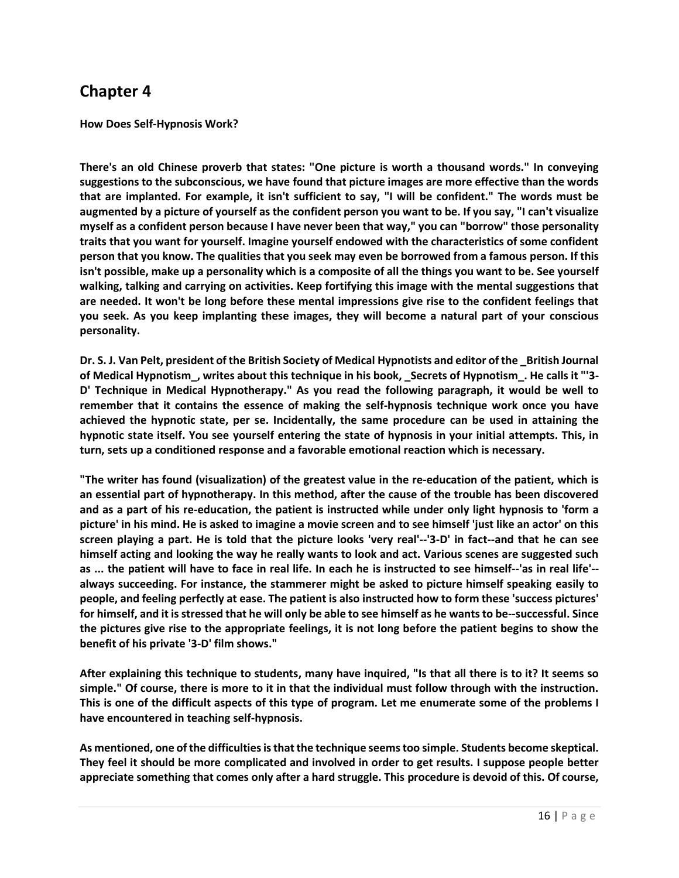## Chapter 4

**How Does Self-Hypnosis Work?**

**There's an old Chinese proverb that states: "One picture is worth a thousand words." In conveying suggestions to the subconscious, we have found that picture images are more effective than the words that are implanted. For example, it isn't sufficient to say, "I will be confident." The words must be augmented by a picture of yourself as the confident person you want to be. If you say, "I can't visualize myself as a confident person because I have never been that way," you can "borrow" those personality traits that you want for yourself. Imagine yourself endowed with the characteristics of some confident person that you know. The qualities that you seek may even be borrowed from a famous person. If this isn't possible, make up a personality which is a composite of all the things you want to be. See yourself walking, talking and carrying on activities. Keep fortifying this image with the mental suggestions that are needed. It won't be long before these mental impressions give rise to the confident feelings that you seek. As you keep implanting these images, they will become a natural part of your conscious personality.**

**Dr. S. J. Van Pelt, president of the British Society of Medical Hypnotists and editor of the _British Journal of Medical Hypnotism_, writes about this technique in his book, _Secrets of Hypnotism_. He calls it "'3-D' Technique in Medical Hypnotherapy." As you read the following paragraph, it would be well to remember that it contains the essence of making the self-hypnosis technique work once you have achieved the hypnotic state, per se. Incidentally, the same procedure can be used in attaining the hypnotic state itself. You see yourself entering the state of hypnosis in your initial attempts. This, in turn, sets up a conditioned response and a favorable emotional reaction which is necessary.**

**"The writer has found (visualization) of the greatest value in the re-education of the patient, which is an essential part of hypnotherapy. In this method, after the cause of the trouble has been discovered and as a part of his re-education, the patient is instructed while under only light hypnosis to 'form a picture' in his mind. He is asked to imagine a movie screen and to see himself 'just like an actor' on this screen playing a part. He is told that the picture looks 'very real'--'3-D' in fact--and that he can see himself acting and looking the way he really wants to look and act. Various scenes are suggested such as ... the patient will have to face in real life. In each he is instructed to see himself--'as in real life'--always succeeding. For instance, the stammerer might be asked to picture himself speaking easily to people, and feeling perfectly at ease. The patient is also instructed how to form these 'success pictures' for himself, and it is stressed that he will only be able to see himself as he wants to be--successful. Since the pictures give rise to the appropriate feelings, it is not long before the patient begins to show the benefit of his private '3-D' film shows."**

**After explaining this technique to students, many have inquired, "Is that all there is to it? It seems so simple." Of course, there is more to it in that the individual must follow through with the instruction. This is one of the difficult aspects of this type of program. Let me enumerate some of the problems I have encountered in teaching self-hypnosis.**

**As mentioned, one of the difficulties is that the technique seems too simple. Students become skeptical. They feel it should be more complicated and involved in order to get results. I suppose people better appreciate something that comes only after a hard struggle. This procedure is devoid of this. Of course,**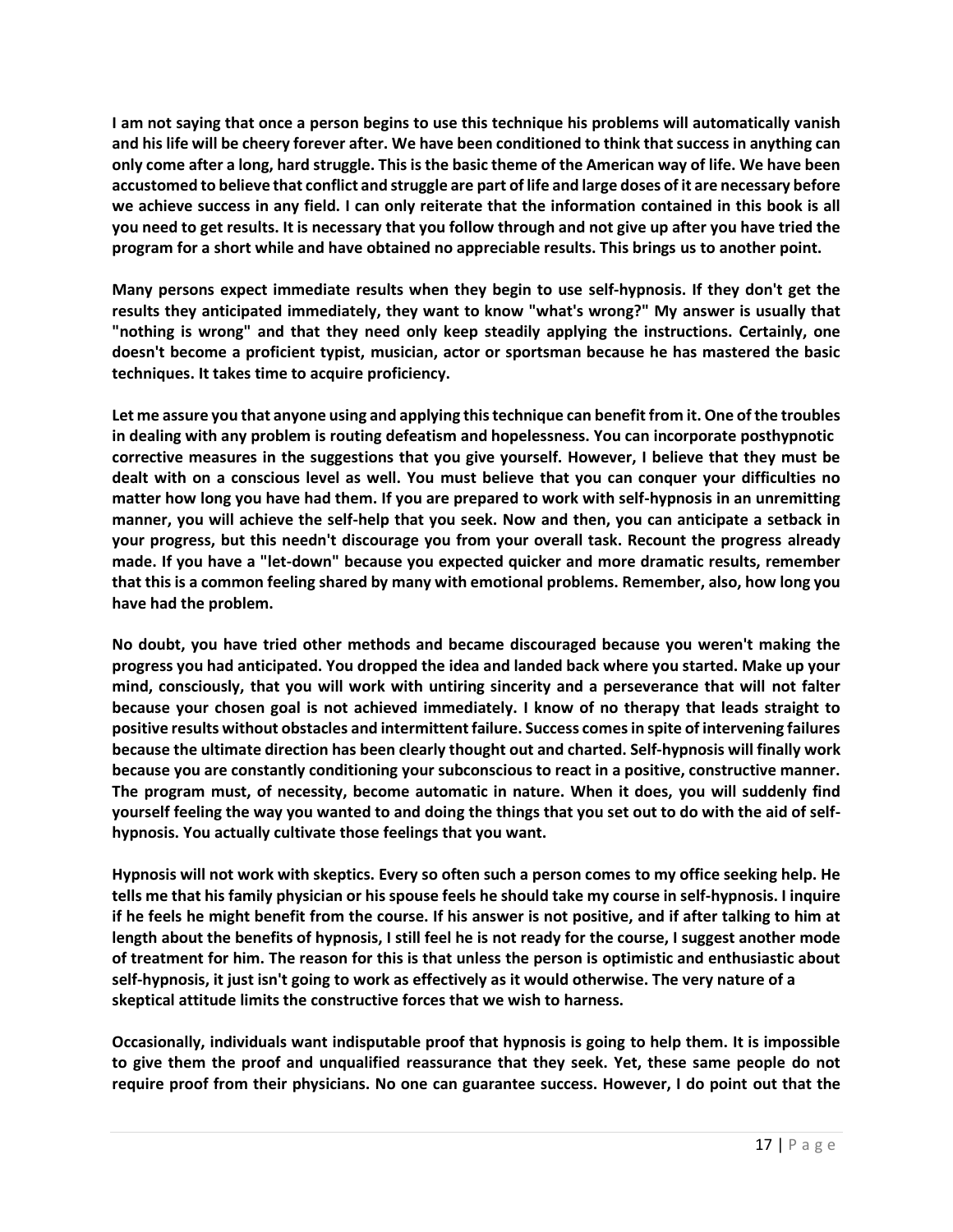**I am not saying that once a person begins to use this technique his problems will automatically vanish and his life will be cheery forever after. We have been conditioned to think that success in anything can only come after a long, hard struggle. This is the basic theme of the American way of life. We have been accustomed to believe that conflict and struggle are part of life and large doses of it are necessary before we achieve success in any field. I can only reiterate that the information contained in this book is all you need to get results. It is necessary that you follow through and not give up after you have tried the program for a short while and have obtained no appreciable results. This brings us to another point.**

**Many persons expect immediate results when they begin to use self-hypnosis. If they don't get the results they anticipated immediately, they want to know "what's wrong?" My answer is usually that "nothing is wrong" and that they need only keep steadily applying the instructions. Certainly, one doesn't become a proficient typist, musician, actor or sportsman because he has mastered the basic techniques. It takes time to acquire proficiency.**

**Let me assure you that anyone using and applying this technique can benefit from it. One of the troubles in dealing with any problem is routing defeatism and hopelessness. You can incorporate posthypnotic corrective measures in the suggestions that you give yourself. However, I believe that they must be dealt with on a conscious level as well. You must believe that you can conquer your difficulties no matter how long you have had them. If you are prepared to work with self-hypnosis in an unremitting manner, you will achieve the self-help that you seek. Now and then, you can anticipate a setback in your progress, but this needn't discourage you from your overall task. Recount the progress already made. If you have a "let-down" because you expected quicker and more dramatic results, remember that this is a common feeling shared by many with emotional problems. Remember, also, how long you have had the problem.**

**No doubt, you have tried other methods and became discouraged because you weren't making the progress you had anticipated. You dropped the idea and landed back where you started. Make up your mind, consciously, that you will work with untiring sincerity and a perseverance that will not falter because your chosen goal is not achieved immediately. I know of no therapy that leads straight to positive results without obstacles and intermittent failure. Success comes in spite of intervening failures because the ultimate direction has been clearly thought out and charted. Self-hypnosis will finally work because you are constantly conditioning your subconscious to react in a positive, constructive manner. The program must, of necessity, become automatic in nature. When it does, you will suddenly find yourself feeling the way you wanted to and doing the things that you set out to do with the aid of self-hypnosis. You actually cultivate those feelings that you want.**

**Hypnosis will not work with skeptics. Every so often such a person comes to my office seeking help. He tells me that his family physician or his spouse feels he should take my course in self-hypnosis. I inquire if he feels he might benefit from the course. If his answer is not positive, and if after talking to him at length about the benefits of hypnosis, I still feel he is not ready for the course, I suggest another mode of treatment for him. The reason for this is that unless the person is optimistic and enthusiastic about self-hypnosis, it just isn't going to work as effectively as it would otherwise. The very nature of a skeptical attitude limits the constructive forces that we wish to harness.**

**Occasionally, individuals want indisputable proof that hypnosis is going to help them. It is impossible to give them the proof and unqualified reassurance that they seek. Yet, these same people do not require proof from their physicians. No one can guarantee success. However, I do point out that the**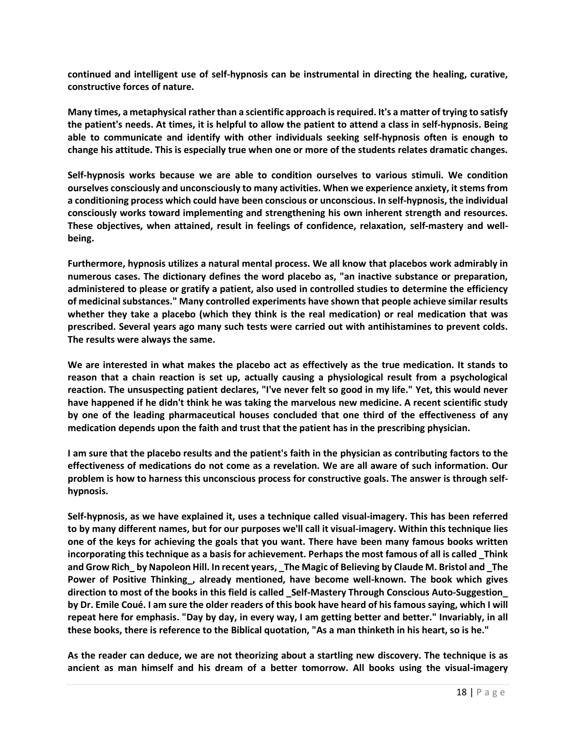**continued and intelligent use of self-hypnosis can be instrumental in directing the healing, curative, constructive forces of nature.**

**Many times, a metaphysical rather than a scientific approach is required. It's a matter of trying to satisfy the patient's needs. At times, it is helpful to allow the patient to attend a class in self-hypnosis. Being able to communicate and identify with other individuals seeking self-hypnosis often is enough to change his attitude. This is especially true when one or more of the students relates dramatic changes.**

**Self-hypnosis works because we are able to condition ourselves to various stimuli. We condition ourselves consciously and unconsciously to many activities. When we experience anxiety, it stems from a conditioning process which could have been conscious or unconscious. In self-hypnosis, the individual consciously works toward implementing and strengthening his own inherent strength and resources. These objectives, when attained, result in feelings of confidence, relaxation, self-mastery and well-being.**

**Furthermore, hypnosis utilizes a natural mental process. We all know that placebos work admirably in numerous cases. The dictionary defines the word placebo as, "an inactive substance or preparation, administered to please or gratify a patient, also used in controlled studies to determine the efficiency of medicinal substances." Many controlled experiments have shown that people achieve similar results whether they take a placebo (which they think is the real medication) or real medication that was prescribed. Several years ago many such tests were carried out with antihistamines to prevent colds. The results were always the same.**

**We are interested in what makes the placebo act as effectively as the true medication. It stands to reason that a chain reaction is set up, actually causing a physiological result from a psychological reaction. The unsuspecting patient declares, "I've never felt so good in my life." Yet, this would never have happened if he didn't think he was taking the marvelous new medicine. A recent scientific study by one of the leading pharmaceutical houses concluded that one third of the effectiveness of any medication depends upon the faith and trust that the patient has in the prescribing physician.**

**I am sure that the placebo results and the patient's faith in the physician as contributing factors to the effectiveness of medications do not come as a revelation. We are all aware of such information. Our problem is how to harness this unconscious process for constructive goals. The answer is through self-hypnosis.**

**Self-hypnosis, as we have explained it, uses a technique called visual-imagery. This has been referred to by many different names, but for our purposes we'll call it visual-imagery. Within this technique lies one of the keys for achieving the goals that you want. There have been many famous books written incorporating this technique as a basis for achievement. Perhaps the most famous of all is called _Think and Grow Rich_ by Napoleon Hill. In recent years, _The Magic of Believing by Claude M. Bristol and _The Power of Positive Thinking_, already mentioned, have become well-known. The book which gives direction to most of the books in this field is called _Self-Mastery Through Conscious Auto-Suggestion_ by Dr. Emile Coué. I am sure the older readers of this book have heard of his famous saying, which I will repeat here for emphasis. "Day by day, in every way, I am getting better and better." Invariably, in all these books, there is reference to the Biblical quotation, "As a man thinketh in his heart, so is he."**

**As the reader can deduce, we are not theorizing about a startling new discovery. The technique is as ancient as man himself and his dream of a better tomorrow. All books using the visual-imagery**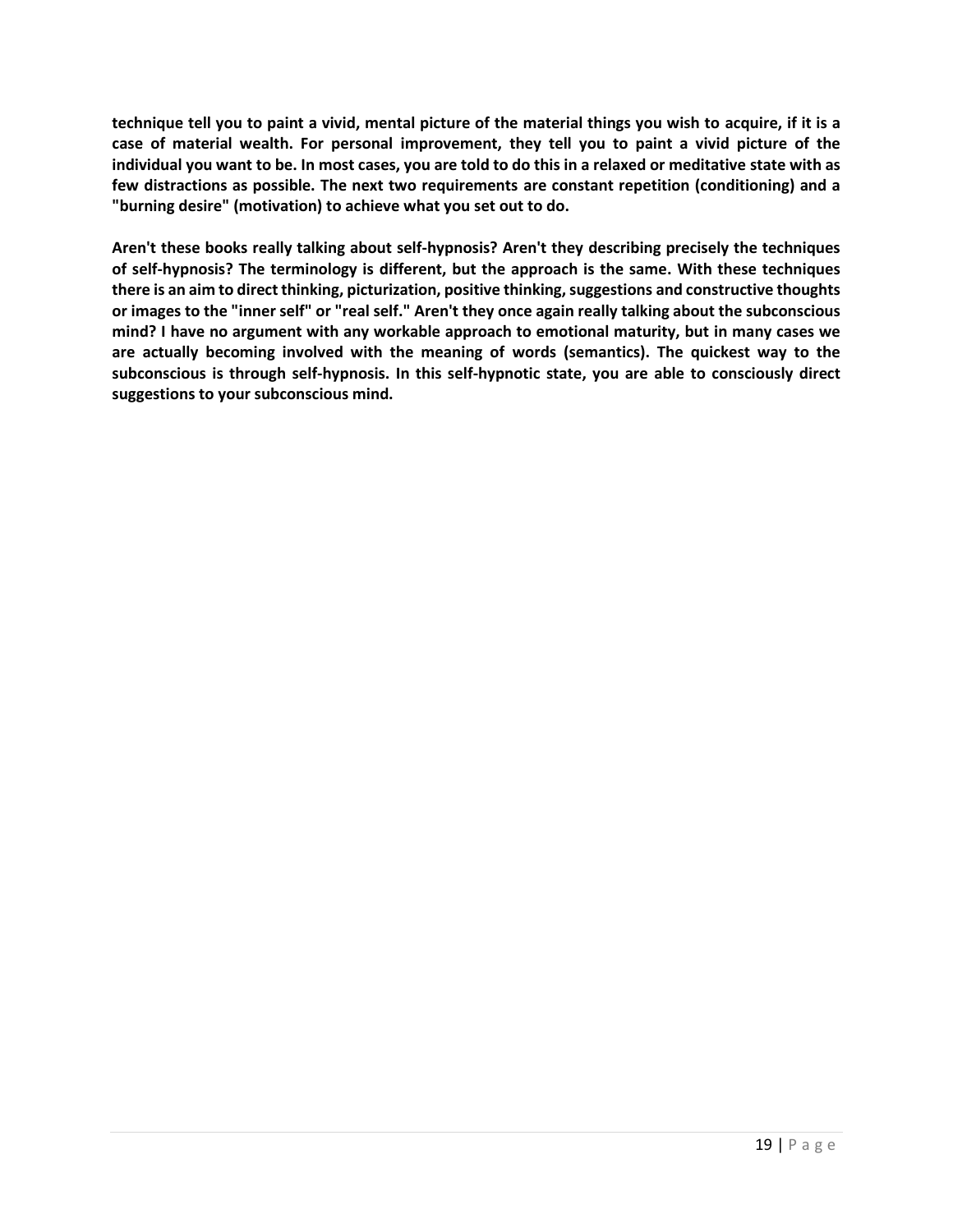**technique tell you to paint a vivid, mental picture of the material things you wish to acquire, if it is a case of material wealth. For personal improvement, they tell you to paint a vivid picture of the individual you want to be. In most cases, you are told to do this in a relaxed or meditative state with as few distractions as possible. The next two requirements are constant repetition (conditioning) and a "burning desire" (motivation) to achieve what you set out to do.**

**Aren't these books really talking about self-hypnosis? Aren't they describing precisely the techniques of self-hypnosis? The terminology is different, but the approach is the same. With these techniques there is an aim to direct thinking, picturization, positive thinking, suggestions and constructive thoughts or images to the "inner self" or "real self." Aren't they once again really talking about the subconscious mind? I have no argument with any workable approach to emotional maturity, but in many cases we are actually becoming involved with the meaning of words (semantics). The quickest way to the subconscious is through self-hypnosis. In this self-hypnotic state, you are able to consciously direct suggestions to your subconscious mind.**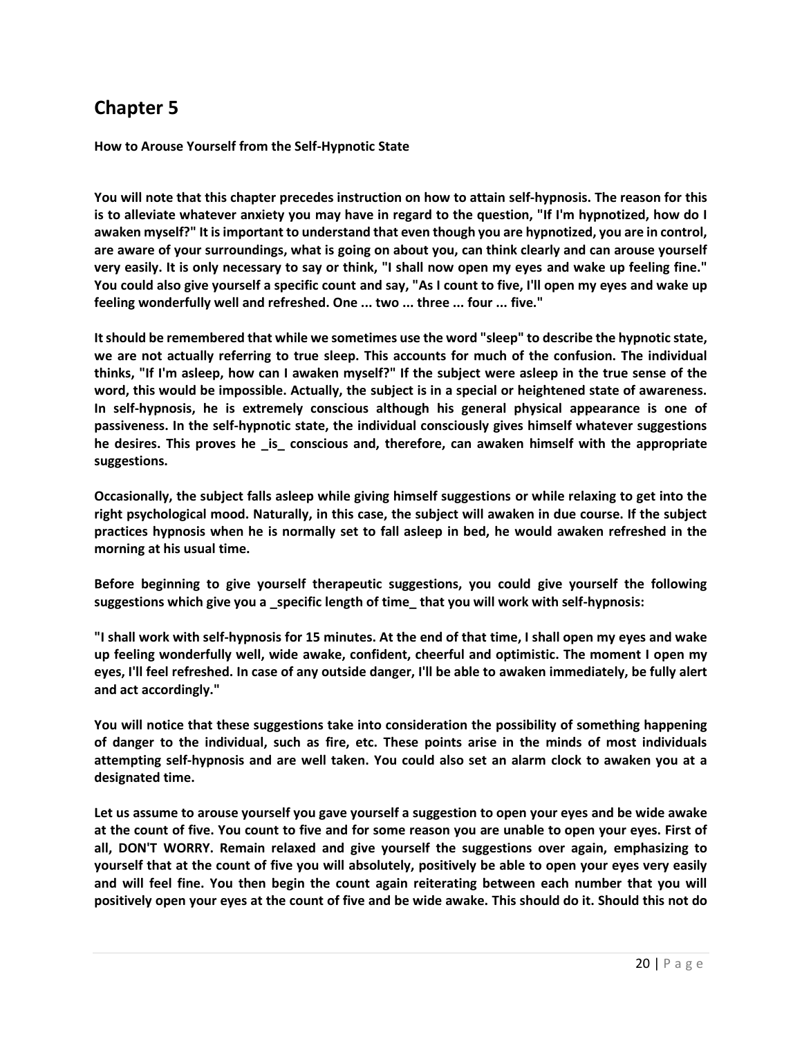# Chapter 5

**How to Arouse Yourself from the Self-Hypnotic State**

**You will note that this chapter precedes instruction on how to attain self-hypnosis. The reason for this is to alleviate whatever anxiety you may have in regard to the question, "If I'm hypnotized, how do I awaken myself?" It is important to understand that even though you are hypnotized, you are in control, are aware of your surroundings, what is going on about you, can think clearly and can arouse yourself very easily. It is only necessary to say or think, "I shall now open my eyes and wake up feeling fine." You could also give yourself a specific count and say, "As I count to five, I'll open my eyes and wake up feeling wonderfully well and refreshed. One ... two ... three ... four ... five."**

**It should be remembered that while we sometimes use the word "sleep" to describe the hypnotic state, we are not actually referring to true sleep. This accounts for much of the confusion. The individual thinks, "If I'm asleep, how can I awaken myself?" If the subject were asleep in the true sense of the word, this would be impossible. Actually, the subject is in a special or heightened state of awareness. In self-hypnosis, he is extremely conscious although his general physical appearance is one of passiveness. In the self-hypnotic state, the individual consciously gives himself whatever suggestions he desires. This proves he _is_ conscious and, therefore, can awaken himself with the appropriate suggestions.**

**Occasionally, the subject falls asleep while giving himself suggestions or while relaxing to get into the right psychological mood. Naturally, in this case, the subject will awaken in due course. If the subject practices hypnosis when he is normally set to fall asleep in bed, he would awaken refreshed in the morning at his usual time.**

**Before beginning to give yourself therapeutic suggestions, you could give yourself the following suggestions which give you a _specific length of time_ that you will work with self-hypnosis:**

**"I shall work with self-hypnosis for 15 minutes. At the end of that time, I shall open my eyes and wake up feeling wonderfully well, wide awake, confident, cheerful and optimistic. The moment I open my eyes, I'll feel refreshed. In case of any outside danger, I'll be able to awaken immediately, be fully alert and act accordingly."**

**You will notice that these suggestions take into consideration the possibility of something happening of danger to the individual, such as fire, etc. These points arise in the minds of most individuals attempting self-hypnosis and are well taken. You could also set an alarm clock to awaken you at a designated time.**

**Let us assume to arouse yourself you gave yourself a suggestion to open your eyes and be wide awake at the count of five. You count to five and for some reason you are unable to open your eyes. First of all, DON'T WORRY. Remain relaxed and give yourself the suggestions over again, emphasizing to yourself that at the count of five you will absolutely, positively be able to open your eyes very easily and will feel fine. You then begin the count again reiterating between each number that you will positively open your eyes at the count of five and be wide awake. This should do it. Should this not do**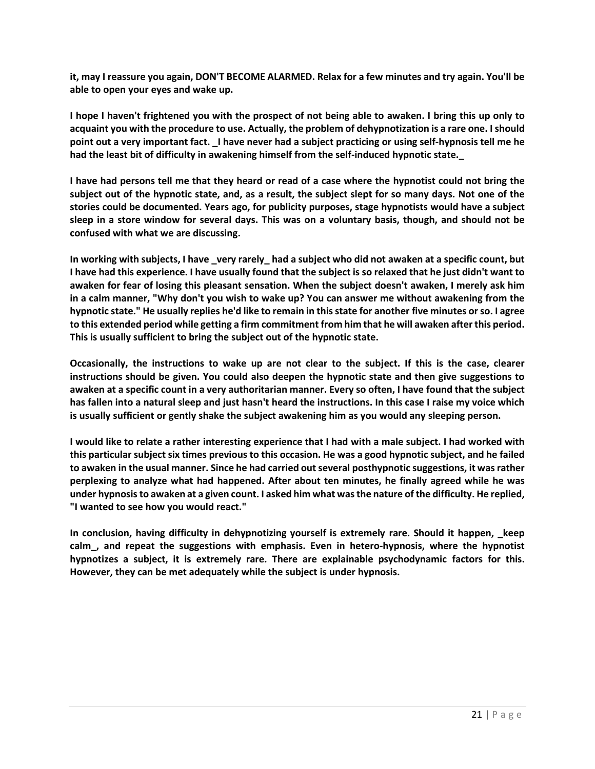it, may I reassure you again, DON'T BECOME ALARMED. Relax for a few minutes and try again. You'll be able to open your eyes and wake up.

I hope I haven't frightened you with the prospect of not being able to awaken. I bring this up only to acquaint you with the procedure to use. Actually, the problem of dehypnotization is a rare one. I should point out a very important fact. _I have never had a subject practicing or using self-hypnosis tell me he had the least bit of difficulty in awakening himself from the self-induced hypnotic state._

I have had persons tell me that they heard or read of a case where the hypnotist could not bring the subject out of the hypnotic state, and, as a result, the subject slept for so many days. Not one of the stories could be documented. Years ago, for publicity purposes, stage hypnotists would have a subject sleep in a store window for several days. This was on a voluntary basis, though, and should not be confused with what we are discussing.

In working with subjects, I have _very rarely_ had a subject who did not awaken at a specific count, but I have had this experience. I have usually found that the subject is so relaxed that he just didn't want to awaken for fear of losing this pleasant sensation. When the subject doesn't awaken, I merely ask him in a calm manner, "Why don't you wish to wake up? You can answer me without awakening from the hypnotic state." He usually replies he'd like to remain in this state for another five minutes or so. I agree to this extended period while getting a firm commitment from him that he will awaken after this period. This is usually sufficient to bring the subject out of the hypnotic state.

Occasionally, the instructions to wake up are not clear to the subject. If this is the case, clearer instructions should be given. You could also deepen the hypnotic state and then give suggestions to awaken at a specific count in a very authoritarian manner. Every so often, I have found that the subject has fallen into a natural sleep and just hasn't heard the instructions. In this case I raise my voice which is usually sufficient or gently shake the subject awakening him as you would any sleeping person.

I would like to relate a rather interesting experience that I had with a male subject. I had worked with this particular subject six times previous to this occasion. He was a good hypnotic subject, and he failed to awaken in the usual manner. Since he had carried out several posthypnotic suggestions, it was rather perplexing to analyze what had happened. After about ten minutes, he finally agreed while he was under hypnosis to awaken at a given count. I asked him what was the nature of the difficulty. He replied, "I wanted to see how you would react."

In conclusion, having difficulty in dehypnotizing yourself is extremely rare. Should it happen, _keep calm_, and repeat the suggestions with emphasis. Even in hetero-hypnosis, where the hypnotist hypnotizes a subject, it is extremely rare. There are explainable psychodynamic factors for this. However, they can be met adequately while the subject is under hypnosis.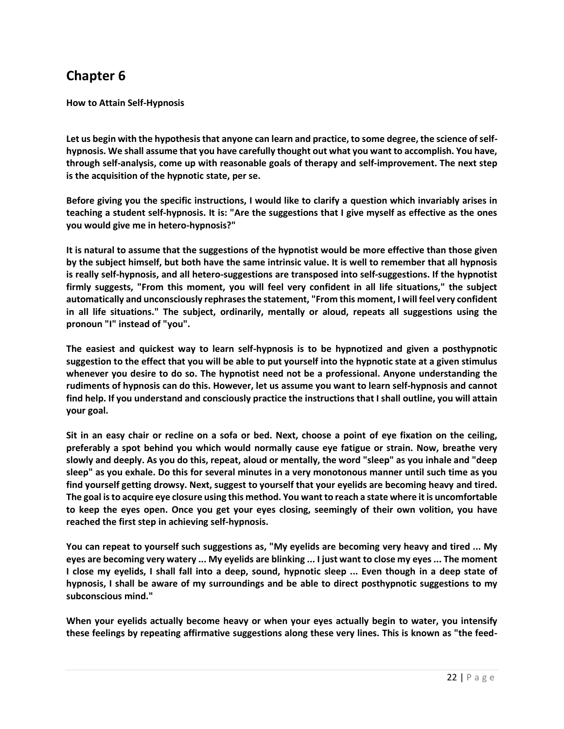## Chapter 6

**How to Attain Self-Hypnosis**

**Let us begin with the hypothesis that anyone can learn and practice, to some degree, the science of self-hypnosis. We shall assume that you have carefully thought out what you want to accomplish. You have, through self-analysis, come up with reasonable goals of therapy and self-improvement. The next step is the acquisition of the hypnotic state, per se.**

**Before giving you the specific instructions, I would like to clarify a question which invariably arises in teaching a student self-hypnosis. It is: "Are the suggestions that I give myself as effective as the ones you would give me in hetero-hypnosis?"**

**It is natural to assume that the suggestions of the hypnotist would be more effective than those given by the subject himself, but both have the same intrinsic value. It is well to remember that all hypnosis is really self-hypnosis, and all hetero-suggestions are transposed into self-suggestions. If the hypnotist firmly suggests, "From this moment, you will feel very confident in all life situations," the subject automatically and unconsciously rephrases the statement, "From this moment, I will feel very confident in all life situations." The subject, ordinarily, mentally or aloud, repeats all suggestions using the pronoun "I" instead of "you".**

**The easiest and quickest way to learn self-hypnosis is to be hypnotized and given a posthypnotic suggestion to the effect that you will be able to put yourself into the hypnotic state at a given stimulus whenever you desire to do so. The hypnotist need not be a professional. Anyone understanding the rudiments of hypnosis can do this. However, let us assume you want to learn self-hypnosis and cannot find help. If you understand and consciously practice the instructions that I shall outline, you will attain your goal.**

**Sit in an easy chair or recline on a sofa or bed. Next, choose a point of eye fixation on the ceiling, preferably a spot behind you which would normally cause eye fatigue or strain. Now, breathe very slowly and deeply. As you do this, repeat, aloud or mentally, the word "sleep" as you inhale and "deep sleep" as you exhale. Do this for several minutes in a very monotonous manner until such time as you find yourself getting drowsy. Next, suggest to yourself that your eyelids are becoming heavy and tired. The goal is to acquire eye closure using this method. You want to reach a state where it is uncomfortable to keep the eyes open. Once you get your eyes closing, seemingly of their own volition, you have reached the first step in achieving self-hypnosis.**

**You can repeat to yourself such suggestions as, "My eyelids are becoming very heavy and tired ... My eyes are becoming very watery ... My eyelids are blinking ... I just want to close my eyes ... The moment I close my eyelids, I shall fall into a deep, sound, hypnotic sleep ... Even though in a deep state of hypnosis, I shall be aware of my surroundings and be able to direct posthypnotic suggestions to my subconscious mind."**

**When your eyelids actually become heavy or when your eyes actually begin to water, you intensify these feelings by repeating affirmative suggestions along these very lines. This is known as "the feed-**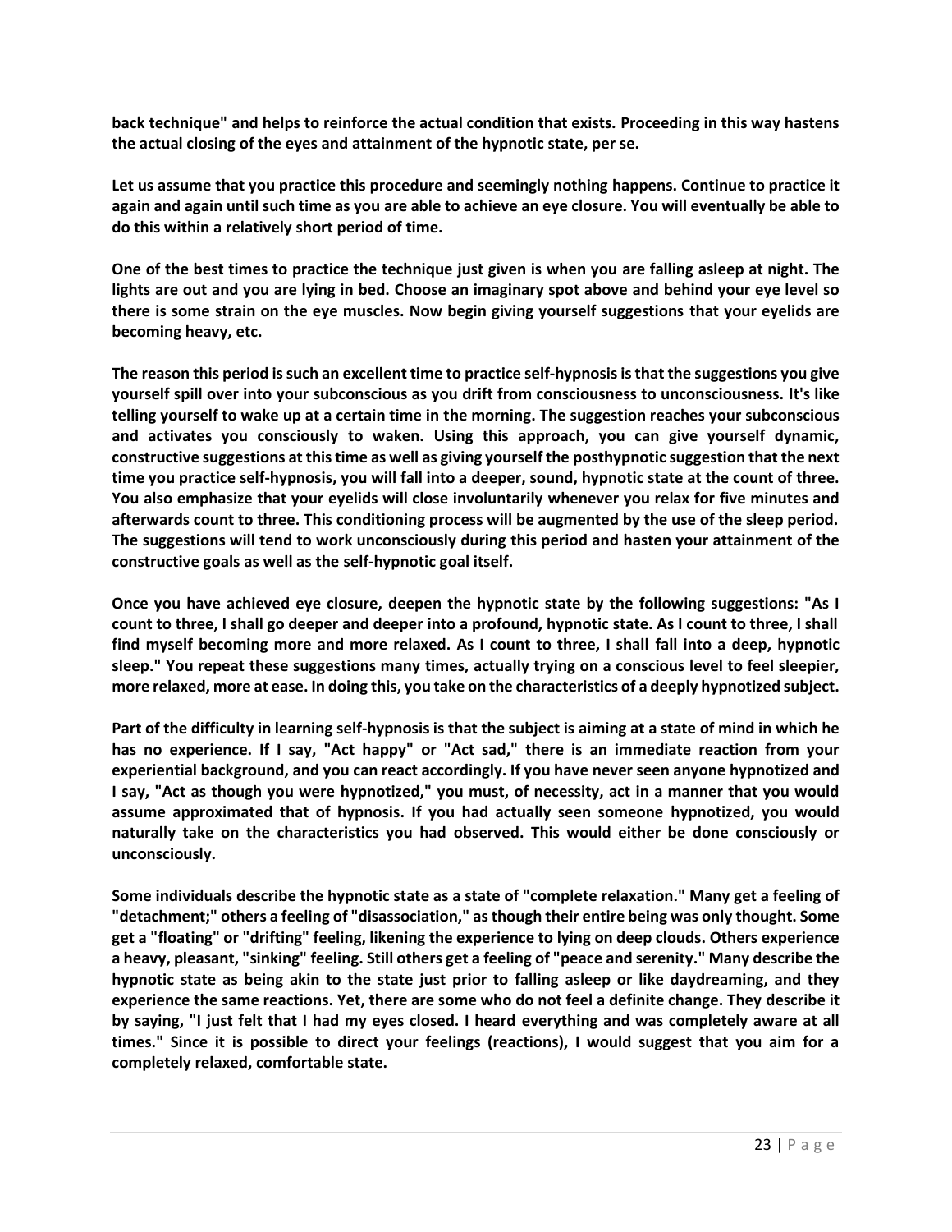back technique" and helps to reinforce the actual condition that exists. Proceeding in this way hastens the actual closing of the eyes and attainment of the hypnotic state, per se.

Let us assume that you practice this procedure and seemingly nothing happens. Continue to practice it again and again until such time as you are able to achieve an eye closure. You will eventually be able to do this within a relatively short period of time.

One of the best times to practice the technique just given is when you are falling asleep at night. The lights are out and you are lying in bed. Choose an imaginary spot above and behind your eye level so there is some strain on the eye muscles. Now begin giving yourself suggestions that your eyelids are becoming heavy, etc.

The reason this period is such an excellent time to practice self-hypnosis is that the suggestions you give yourself spill over into your subconscious as you drift from consciousness to unconsciousness. It's like telling yourself to wake up at a certain time in the morning. The suggestion reaches your subconscious and activates you consciously to waken. Using this approach, you can give yourself dynamic, constructive suggestions at this time as well as giving yourself the posthypnotic suggestion that the next time you practice self-hypnosis, you will fall into a deeper, sound, hypnotic state at the count of three. You also emphasize that your eyelids will close involuntarily whenever you relax for five minutes and afterwards count to three. This conditioning process will be augmented by the use of the sleep period. The suggestions will tend to work unconsciously during this period and hasten your attainment of the constructive goals as well as the self-hypnotic goal itself.

Once you have achieved eye closure, deepen the hypnotic state by the following suggestions: "As I count to three, I shall go deeper and deeper into a profound, hypnotic state. As I count to three, I shall find myself becoming more and more relaxed. As I count to three, I shall fall into a deep, hypnotic sleep." You repeat these suggestions many times, actually trying on a conscious level to feel sleepier, more relaxed, more at ease. In doing this, you take on the characteristics of a deeply hypnotized subject.

Part of the difficulty in learning self-hypnosis is that the subject is aiming at a state of mind in which he has no experience. If I say, "Act happy" or "Act sad," there is an immediate reaction from your experiential background, and you can react accordingly. If you have never seen anyone hypnotized and I say, "Act as though you were hypnotized," you must, of necessity, act in a manner that you would assume approximated that of hypnosis. If you had actually seen someone hypnotized, you would naturally take on the characteristics you had observed. This would either be done consciously or unconsciously.

Some individuals describe the hypnotic state as a state of "complete relaxation." Many get a feeling of "detachment;" others a feeling of "disassociation," as though their entire being was only thought. Some get a "floating" or "drifting" feeling, likening the experience to lying on deep clouds. Others experience a heavy, pleasant, "sinking" feeling. Still others get a feeling of "peace and serenity." Many describe the hypnotic state as being akin to the state just prior to falling asleep or like daydreaming, and they experience the same reactions. Yet, there are some who do not feel a definite change. They describe it by saying, "I just felt that I had my eyes closed. I heard everything and was completely aware at all times." Since it is possible to direct your feelings (reactions), I would suggest that you aim for a completely relaxed, comfortable state.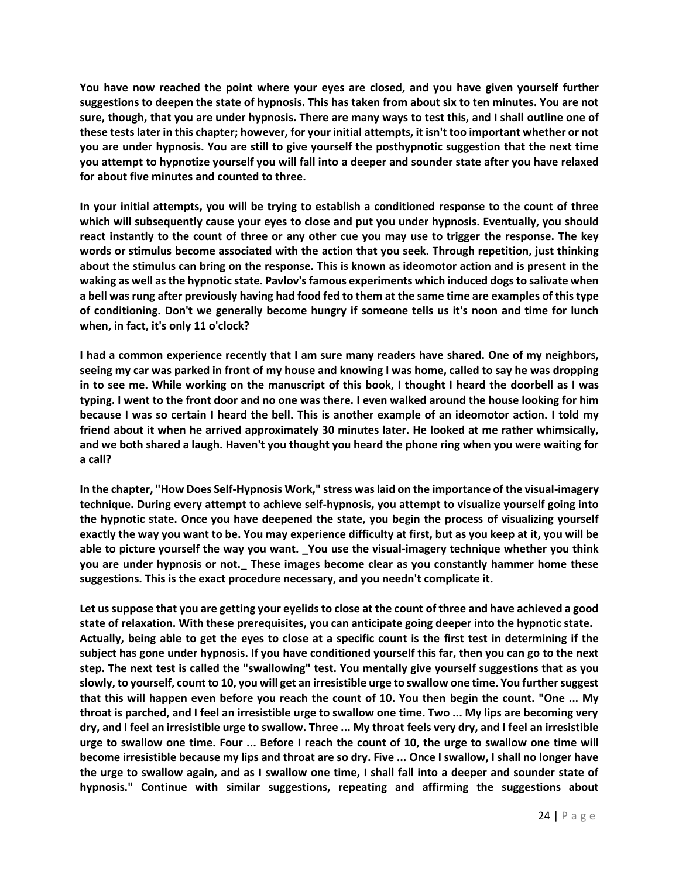**You have now reached the point where your eyes are closed, and you have given yourself further suggestions to deepen the state of hypnosis. This has taken from about six to ten minutes. You are not sure, though, that you are under hypnosis. There are many ways to test this, and I shall outline one of these tests later in this chapter; however, for your initial attempts, it isn't too important whether or not you are under hypnosis. You are still to give yourself the posthypnotic suggestion that the next time you attempt to hypnotize yourself you will fall into a deeper and sounder state after you have relaxed for about five minutes and counted to three.**

**In your initial attempts, you will be trying to establish a conditioned response to the count of three which will subsequently cause your eyes to close and put you under hypnosis. Eventually, you should react instantly to the count of three or any other cue you may use to trigger the response. The key words or stimulus become associated with the action that you seek. Through repetition, just thinking about the stimulus can bring on the response. This is known as ideomotor action and is present in the waking as well as the hypnotic state. Pavlov's famous experiments which induced dogs to salivate when a bell was rung after previously having had food fed to them at the same time are examples of this type of conditioning. Don't we generally become hungry if someone tells us it's noon and time for lunch when, in fact, it's only 11 o'clock?**

**I had a common experience recently that I am sure many readers have shared. One of my neighbors, seeing my car was parked in front of my house and knowing I was home, called to say he was dropping in to see me. While working on the manuscript of this book, I thought I heard the doorbell as I was typing. I went to the front door and no one was there. I even walked around the house looking for him because I was so certain I heard the bell. This is another example of an ideomotor action. I told my friend about it when he arrived approximately 30 minutes later. He looked at me rather whimsically, and we both shared a laugh. Haven't you thought you heard the phone ring when you were waiting for a call?**

**In the chapter, "How Does Self-Hypnosis Work," stress was laid on the importance of the visual-imagery technique. During every attempt to achieve self-hypnosis, you attempt to visualize yourself going into the hypnotic state. Once you have deepened the state, you begin the process of visualizing yourself exactly the way you want to be. You may experience difficulty at first, but as you keep at it, you will be able to picture yourself the way you want. _You use the visual-imagery technique whether you think you are under hypnosis or not._ These images become clear as you constantly hammer home these suggestions. This is the exact procedure necessary, and you needn't complicate it.**

**Let us suppose that you are getting your eyelids to close at the count of three and have achieved a good state of relaxation. With these prerequisites, you can anticipate going deeper into the hypnotic state. Actually, being able to get the eyes to close at a specific count is the first test in determining if the subject has gone under hypnosis. If you have conditioned yourself this far, then you can go to the next step. The next test is called the "swallowing" test. You mentally give yourself suggestions that as you slowly, to yourself, count to 10, you will get an irresistible urge to swallow one time. You further suggest that this will happen even before you reach the count of 10. You then begin the count. "One ... My throat is parched, and I feel an irresistible urge to swallow one time. Two ... My lips are becoming very dry, and I feel an irresistible urge to swallow. Three ... My throat feels very dry, and I feel an irresistible urge to swallow one time. Four ... Before I reach the count of 10, the urge to swallow one time will become irresistible because my lips and throat are so dry. Five ... Once I swallow, I shall no longer have the urge to swallow again, and as I swallow one time, I shall fall into a deeper and sounder state of hypnosis." Continue with similar suggestions, repeating and affirming the suggestions about**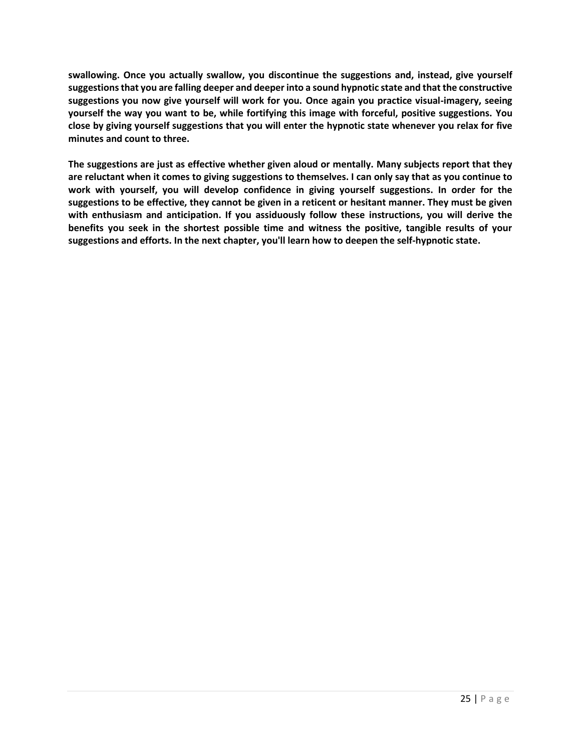**swallowing. Once you actually swallow, you discontinue the suggestions and, instead, give yourself suggestions that you are falling deeper and deeper into a sound hypnotic state and that the constructive suggestions you now give yourself will work for you. Once again you practice visual-imagery, seeing yourself the way you want to be, while fortifying this image with forceful, positive suggestions. You close by giving yourself suggestions that you will enter the hypnotic state whenever you relax for five minutes and count to three.**

**The suggestions are just as effective whether given aloud or mentally. Many subjects report that they are reluctant when it comes to giving suggestions to themselves. I can only say that as you continue to work with yourself, you will develop confidence in giving yourself suggestions. In order for the suggestions to be effective, they cannot be given in a reticent or hesitant manner. They must be given with enthusiasm and anticipation. If you assiduously follow these instructions, you will derive the benefits you seek in the shortest possible time and witness the positive, tangible results of your suggestions and efforts. In the next chapter, you'll learn how to deepen the self-hypnotic state.**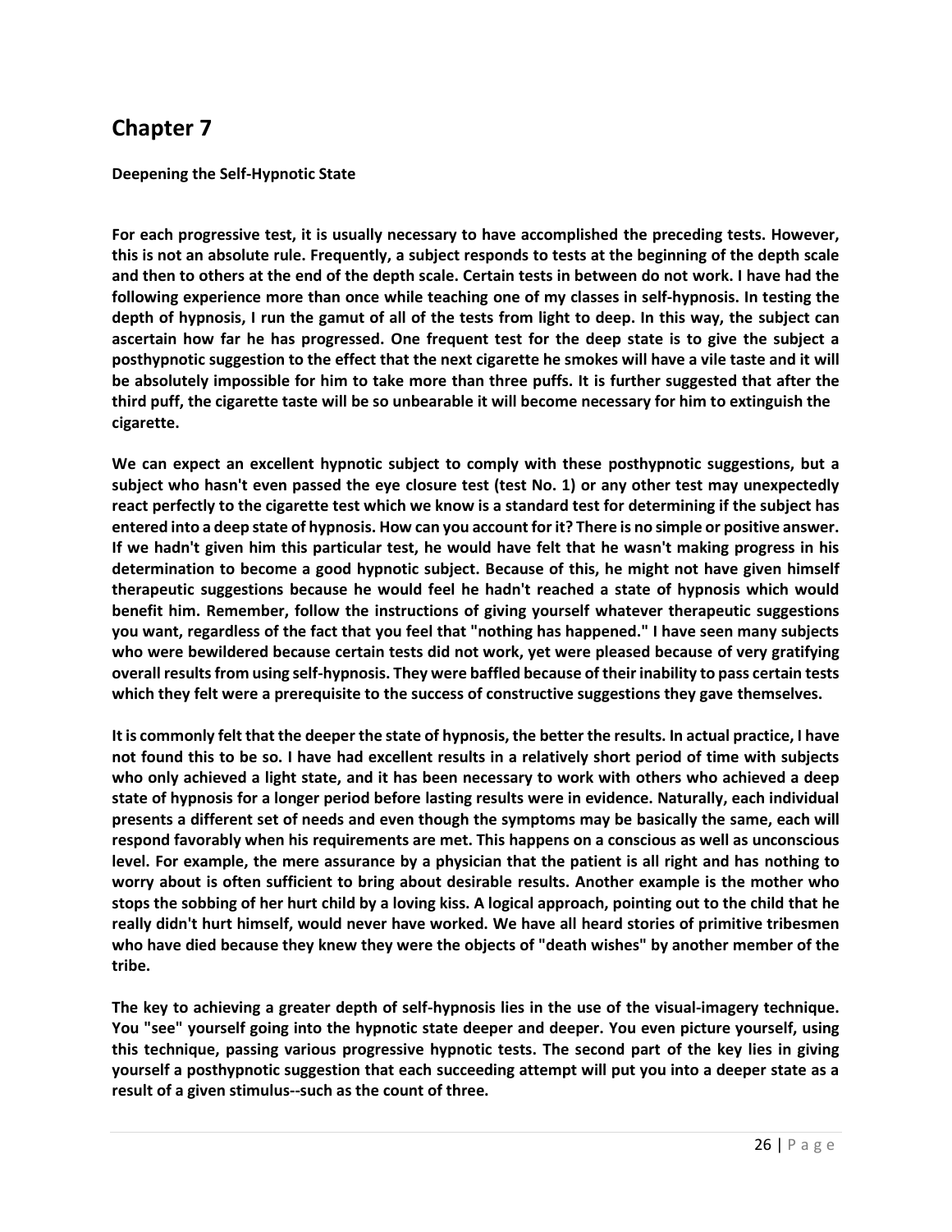# Chapter 7

**Deepening the Self-Hypnotic State**

**For each progressive test, it is usually necessary to have accomplished the preceding tests. However, this is not an absolute rule. Frequently, a subject responds to tests at the beginning of the depth scale and then to others at the end of the depth scale. Certain tests in between do not work. I have had the following experience more than once while teaching one of my classes in self-hypnosis. In testing the depth of hypnosis, I run the gamut of all of the tests from light to deep. In this way, the subject can ascertain how far he has progressed. One frequent test for the deep state is to give the subject a posthypnotic suggestion to the effect that the next cigarette he smokes will have a vile taste and it will be absolutely impossible for him to take more than three puffs. It is further suggested that after the third puff, the cigarette taste will be so unbearable it will become necessary for him to extinguish the cigarette.**

**We can expect an excellent hypnotic subject to comply with these posthypnotic suggestions, but a subject who hasn't even passed the eye closure test (test No. 1) or any other test may unexpectedly react perfectly to the cigarette test which we know is a standard test for determining if the subject has entered into a deep state of hypnosis. How can you account for it? There is no simple or positive answer. If we hadn't given him this particular test, he would have felt that he wasn't making progress in his determination to become a good hypnotic subject. Because of this, he might not have given himself therapeutic suggestions because he would feel he hadn't reached a state of hypnosis which would benefit him. Remember, follow the instructions of giving yourself whatever therapeutic suggestions you want, regardless of the fact that you feel that "nothing has happened." I have seen many subjects who were bewildered because certain tests did not work, yet were pleased because of very gratifying overall results from using self-hypnosis. They were baffled because of their inability to pass certain tests which they felt were a prerequisite to the success of constructive suggestions they gave themselves.**

**It is commonly felt that the deeper the state of hypnosis, the better the results. In actual practice, I have not found this to be so. I have had excellent results in a relatively short period of time with subjects who only achieved a light state, and it has been necessary to work with others who achieved a deep state of hypnosis for a longer period before lasting results were in evidence. Naturally, each individual presents a different set of needs and even though the symptoms may be basically the same, each will respond favorably when his requirements are met. This happens on a conscious as well as unconscious level. For example, the mere assurance by a physician that the patient is all right and has nothing to worry about is often sufficient to bring about desirable results. Another example is the mother who stops the sobbing of her hurt child by a loving kiss. A logical approach, pointing out to the child that he really didn't hurt himself, would never have worked. We have all heard stories of primitive tribesmen who have died because they knew they were the objects of "death wishes" by another member of the tribe.**

**The key to achieving a greater depth of self-hypnosis lies in the use of the visual-imagery technique. You "see" yourself going into the hypnotic state deeper and deeper. You even picture yourself, using this technique, passing various progressive hypnotic tests. The second part of the key lies in giving yourself a posthypnotic suggestion that each succeeding attempt will put you into a deeper state as a result of a given stimulus--such as the count of three.**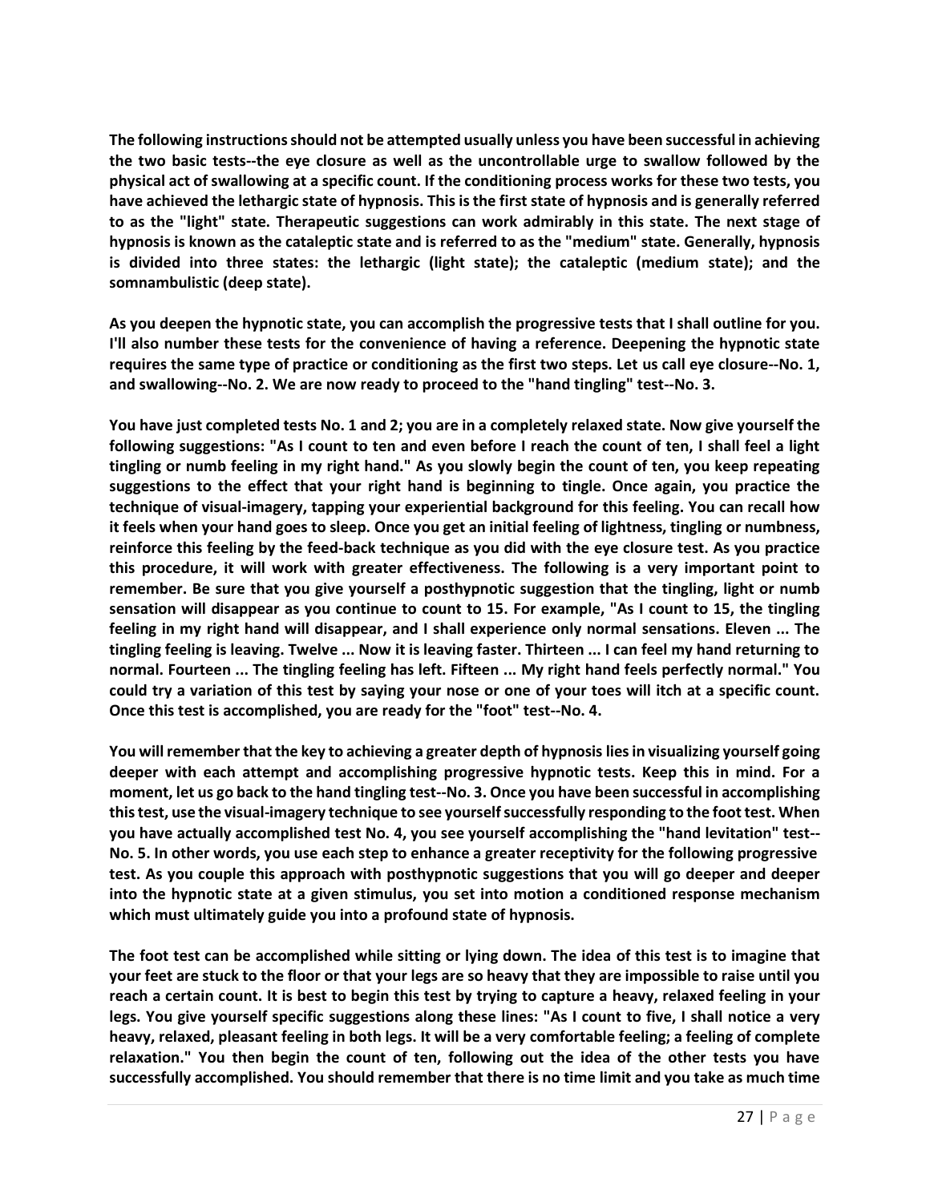**The following instructions should not be attempted usually unless you have been successful in achieving the two basic tests--the eye closure as well as the uncontrollable urge to swallow followed by the physical act of swallowing at a specific count. If the conditioning process works for these two tests, you have achieved the lethargic state of hypnosis. This is the first state of hypnosis and is generally referred to as the "light" state. Therapeutic suggestions can work admirably in this state. The next stage of hypnosis is known as the cataleptic state and is referred to as the "medium" state. Generally, hypnosis is divided into three states: the lethargic (light state); the cataleptic (medium state); and the somnambulistic (deep state).**

**As you deepen the hypnotic state, you can accomplish the progressive tests that I shall outline for you. I'll also number these tests for the convenience of having a reference. Deepening the hypnotic state requires the same type of practice or conditioning as the first two steps. Let us call eye closure--No. 1, and swallowing--No. 2. We are now ready to proceed to the "hand tingling" test--No. 3.**

**You have just completed tests No. 1 and 2; you are in a completely relaxed state. Now give yourself the following suggestions: "As I count to ten and even before I reach the count of ten, I shall feel a light tingling or numb feeling in my right hand." As you slowly begin the count of ten, you keep repeating suggestions to the effect that your right hand is beginning to tingle. Once again, you practice the technique of visual-imagery, tapping your experiential background for this feeling. You can recall how it feels when your hand goes to sleep. Once you get an initial feeling of lightness, tingling or numbness, reinforce this feeling by the feed-back technique as you did with the eye closure test. As you practice this procedure, it will work with greater effectiveness. The following is a very important point to remember. Be sure that you give yourself a posthypnotic suggestion that the tingling, light or numb sensation will disappear as you continue to count to 15. For example, "As I count to 15, the tingling feeling in my right hand will disappear, and I shall experience only normal sensations. Eleven ... The tingling feeling is leaving. Twelve ... Now it is leaving faster. Thirteen ... I can feel my hand returning to normal. Fourteen ... The tingling feeling has left. Fifteen ... My right hand feels perfectly normal." You could try a variation of this test by saying your nose or one of your toes will itch at a specific count. Once this test is accomplished, you are ready for the "foot" test--No. 4.**

**You will remember that the key to achieving a greater depth of hypnosis lies in visualizing yourself going deeper with each attempt and accomplishing progressive hypnotic tests. Keep this in mind. For a moment, let us go back to the hand tingling test--No. 3. Once you have been successful in accomplishing this test, use the visual-imagery technique to see yourself successfully responding to the foot test. When you have actually accomplished test No. 4, you see yourself accomplishing the "hand levitation" test--No. 5. In other words, you use each step to enhance a greater receptivity for the following progressive test. As you couple this approach with posthypnotic suggestions that you will go deeper and deeper into the hypnotic state at a given stimulus, you set into motion a conditioned response mechanism which must ultimately guide you into a profound state of hypnosis.**

**The foot test can be accomplished while sitting or lying down. The idea of this test is to imagine that your feet are stuck to the floor or that your legs are so heavy that they are impossible to raise until you reach a certain count. It is best to begin this test by trying to capture a heavy, relaxed feeling in your legs. You give yourself specific suggestions along these lines: "As I count to five, I shall notice a very heavy, relaxed, pleasant feeling in both legs. It will be a very comfortable feeling; a feeling of complete relaxation." You then begin the count of ten, following out the idea of the other tests you have successfully accomplished. You should remember that there is no time limit and you take as much time**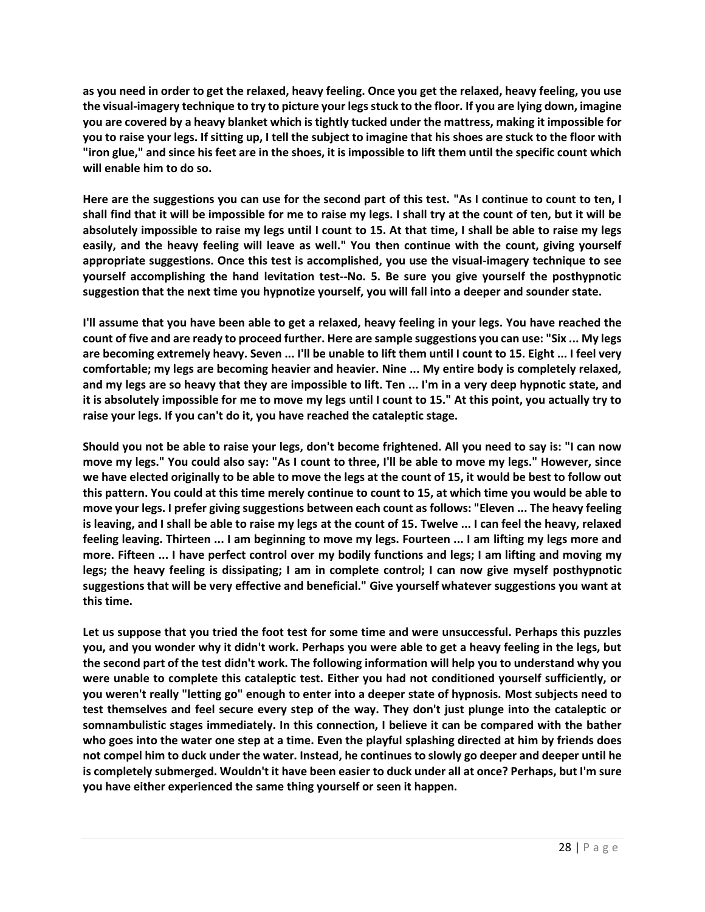**as you need in order to get the relaxed, heavy feeling. Once you get the relaxed, heavy feeling, you use the visual-imagery technique to try to picture your legs stuck to the floor. If you are lying down, imagine you are covered by a heavy blanket which is tightly tucked under the mattress, making it impossible for you to raise your legs. If sitting up, I tell the subject to imagine that his shoes are stuck to the floor with "iron glue," and since his feet are in the shoes, it is impossible to lift them until the specific count which will enable him to do so.**

**Here are the suggestions you can use for the second part of this test. "As I continue to count to ten, I shall find that it will be impossible for me to raise my legs. I shall try at the count of ten, but it will be absolutely impossible to raise my legs until I count to 15. At that time, I shall be able to raise my legs easily, and the heavy feeling will leave as well." You then continue with the count, giving yourself appropriate suggestions. Once this test is accomplished, you use the visual-imagery technique to see yourself accomplishing the hand levitation test--No. 5. Be sure you give yourself the posthypnotic suggestion that the next time you hypnotize yourself, you will fall into a deeper and sounder state.**

**I'll assume that you have been able to get a relaxed, heavy feeling in your legs. You have reached the count of five and are ready to proceed further. Here are sample suggestions you can use: "Six ... My legs are becoming extremely heavy. Seven ... I'll be unable to lift them until I count to 15. Eight ... I feel very comfortable; my legs are becoming heavier and heavier. Nine ... My entire body is completely relaxed, and my legs are so heavy that they are impossible to lift. Ten ... I'm in a very deep hypnotic state, and it is absolutely impossible for me to move my legs until I count to 15." At this point, you actually try to raise your legs. If you can't do it, you have reached the cataleptic stage.**

**Should you not be able to raise your legs, don't become frightened. All you need to say is: "I can now move my legs." You could also say: "As I count to three, I'll be able to move my legs." However, since we have elected originally to be able to move the legs at the count of 15, it would be best to follow out this pattern. You could at this time merely continue to count to 15, at which time you would be able to move your legs. I prefer giving suggestions between each count as follows: "Eleven ... The heavy feeling is leaving, and I shall be able to raise my legs at the count of 15. Twelve ... I can feel the heavy, relaxed feeling leaving. Thirteen ... I am beginning to move my legs. Fourteen ... I am lifting my legs more and more. Fifteen ... I have perfect control over my bodily functions and legs; I am lifting and moving my legs; the heavy feeling is dissipating; I am in complete control; I can now give myself posthypnotic suggestions that will be very effective and beneficial." Give yourself whatever suggestions you want at this time.**

**Let us suppose that you tried the foot test for some time and were unsuccessful. Perhaps this puzzles you, and you wonder why it didn't work. Perhaps you were able to get a heavy feeling in the legs, but the second part of the test didn't work. The following information will help you to understand why you were unable to complete this cataleptic test. Either you had not conditioned yourself sufficiently, or you weren't really "letting go" enough to enter into a deeper state of hypnosis. Most subjects need to test themselves and feel secure every step of the way. They don't just plunge into the cataleptic or somnambulistic stages immediately. In this connection, I believe it can be compared with the bather who goes into the water one step at a time. Even the playful splashing directed at him by friends does not compel him to duck under the water. Instead, he continues to slowly go deeper and deeper until he is completely submerged. Wouldn't it have been easier to duck under all at once? Perhaps, but I'm sure you have either experienced the same thing yourself or seen it happen.**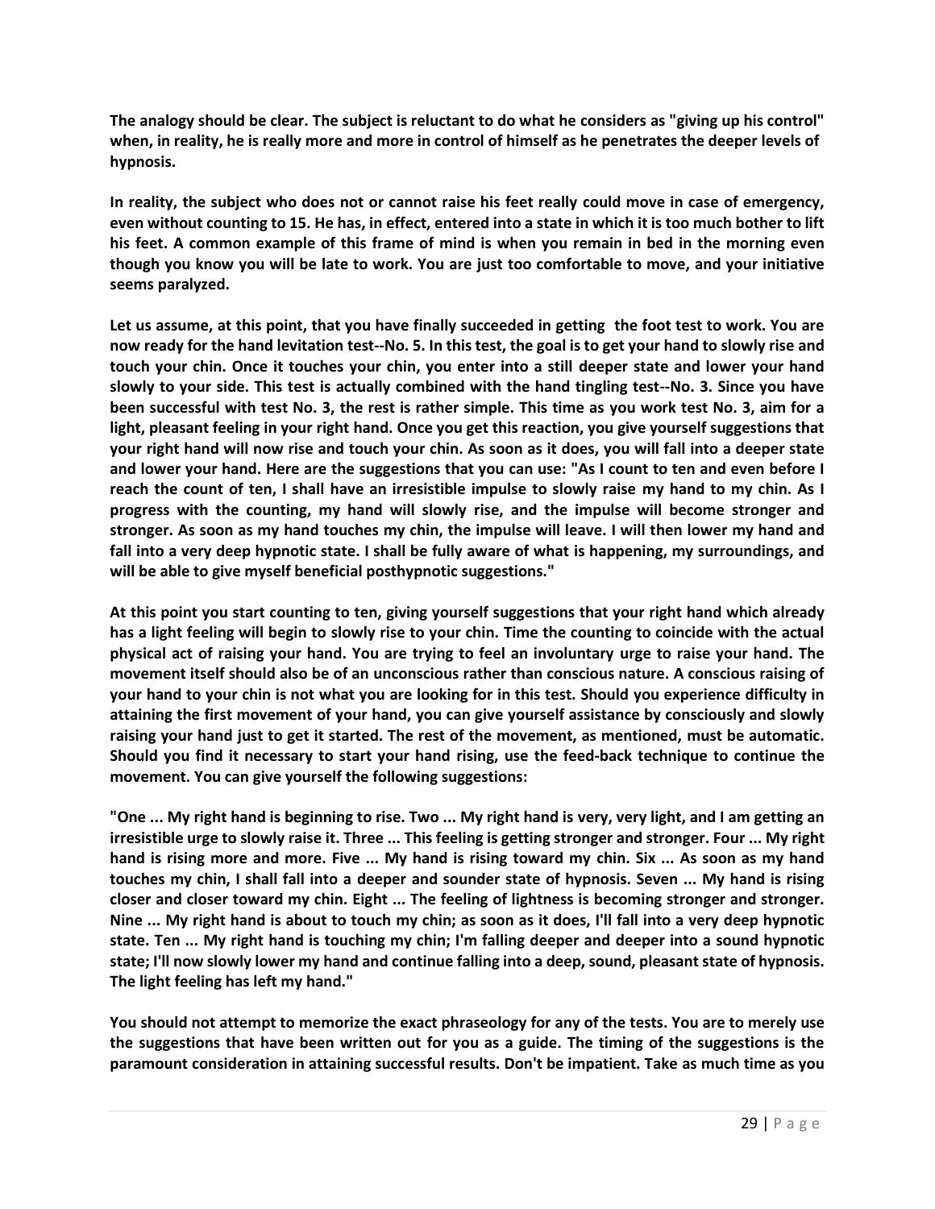**The analogy should be clear. The subject is reluctant to do what he considers as "giving up his control" when, in reality, he is really more and more in control of himself as he penetrates the deeper levels of hypnosis.**

**In reality, the subject who does not or cannot raise his feet really could move in case of emergency, even without counting to 15. He has, in effect, entered into a state in which it is too much bother to lift his feet. A common example of this frame of mind is when you remain in bed in the morning even though you know you will be late to work. You are just too comfortable to move, and your initiative seems paralyzed.**

**Let us assume, at this point, that you have finally succeeded in getting the foot test to work. You are now ready for the hand levitation test--No. 5. In this test, the goal is to get your hand to slowly rise and touch your chin. Once it touches your chin, you enter into a still deeper state and lower your hand slowly to your side. This test is actually combined with the hand tingling test--No. 3. Since you have been successful with test No. 3, the rest is rather simple. This time as you work test No. 3, aim for a light, pleasant feeling in your right hand. Once you get this reaction, you give yourself suggestions that your right hand will now rise and touch your chin. As soon as it does, you will fall into a deeper state and lower your hand. Here are the suggestions that you can use: "As I count to ten and even before I reach the count of ten, I shall have an irresistible impulse to slowly raise my hand to my chin. As I progress with the counting, my hand will slowly rise, and the impulse will become stronger and stronger. As soon as my hand touches my chin, the impulse will leave. I will then lower my hand and fall into a very deep hypnotic state. I shall be fully aware of what is happening, my surroundings, and will be able to give myself beneficial posthypnotic suggestions."**

**At this point you start counting to ten, giving yourself suggestions that your right hand which already has a light feeling will begin to slowly rise to your chin. Time the counting to coincide with the actual physical act of raising your hand. You are trying to feel an involuntary urge to raise your hand. The movement itself should also be of an unconscious rather than conscious nature. A conscious raising of your hand to your chin is not what you are looking for in this test. Should you experience difficulty in attaining the first movement of your hand, you can give yourself assistance by consciously and slowly raising your hand just to get it started. The rest of the movement, as mentioned, must be automatic. Should you find it necessary to start your hand rising, use the feed-back technique to continue the movement. You can give yourself the following suggestions:**

**"One ... My right hand is beginning to rise. Two ... My right hand is very, very light, and I am getting an irresistible urge to slowly raise it. Three ... This feeling is getting stronger and stronger. Four ... My right hand is rising more and more. Five ... My hand is rising toward my chin. Six ... As soon as my hand touches my chin, I shall fall into a deeper and sounder state of hypnosis. Seven ... My hand is rising closer and closer toward my chin. Eight ... The feeling of lightness is becoming stronger and stronger. Nine ... My right hand is about to touch my chin; as soon as it does, I'll fall into a very deep hypnotic state. Ten ... My right hand is touching my chin; I'm falling deeper and deeper into a sound hypnotic state; I'll now slowly lower my hand and continue falling into a deep, sound, pleasant state of hypnosis. The light feeling has left my hand."**

**You should not attempt to memorize the exact phraseology for any of the tests. You are to merely use the suggestions that have been written out for you as a guide. The timing of the suggestions is the paramount consideration in attaining successful results. Don't be impatient. Take as much time as you**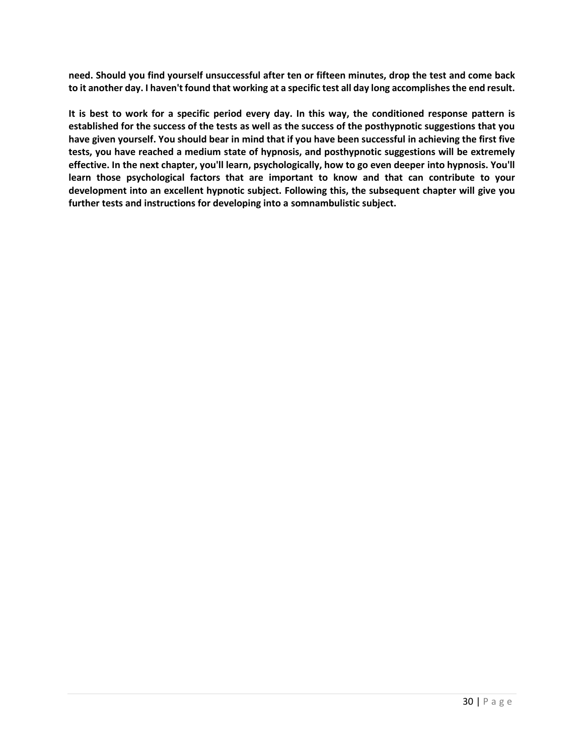**need. Should you find yourself unsuccessful after ten or fifteen minutes, drop the test and come back to it another day. I haven't found that working at a specific test all day long accomplishes the end result.**

**It is best to work for a specific period every day. In this way, the conditioned response pattern is established for the success of the tests as well as the success of the posthypnotic suggestions that you have given yourself. You should bear in mind that if you have been successful in achieving the first five tests, you have reached a medium state of hypnosis, and posthypnotic suggestions will be extremely effective. In the next chapter, you'll learn, psychologically, how to go even deeper into hypnosis. You'll learn those psychological factors that are important to know and that can contribute to your development into an excellent hypnotic subject. Following this, the subsequent chapter will give you further tests and instructions for developing into a somnambulistic subject.**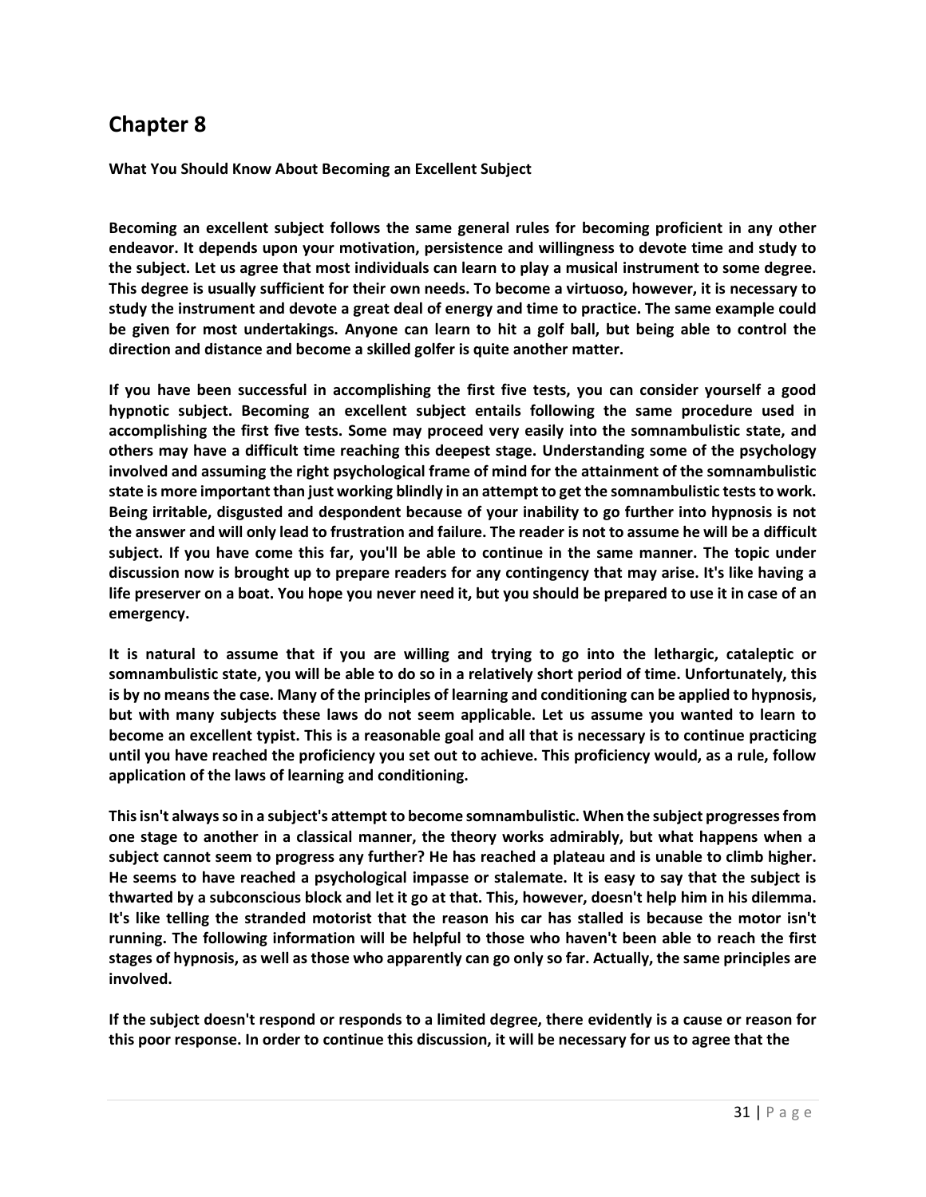# Chapter 8

**What You Should Know About Becoming an Excellent Subject**

**Becoming an excellent subject follows the same general rules for becoming proficient in any other endeavor. It depends upon your motivation, persistence and willingness to devote time and study to the subject. Let us agree that most individuals can learn to play a musical instrument to some degree. This degree is usually sufficient for their own needs. To become a virtuoso, however, it is necessary to study the instrument and devote a great deal of energy and time to practice. The same example could be given for most undertakings. Anyone can learn to hit a golf ball, but being able to control the direction and distance and become a skilled golfer is quite another matter.**

**If you have been successful in accomplishing the first five tests, you can consider yourself a good hypnotic subject. Becoming an excellent subject entails following the same procedure used in accomplishing the first five tests. Some may proceed very easily into the somnambulistic state, and others may have a difficult time reaching this deepest stage. Understanding some of the psychology involved and assuming the right psychological frame of mind for the attainment of the somnambulistic state is more important than just working blindly in an attempt to get the somnambulistic tests to work. Being irritable, disgusted and despondent because of your inability to go further into hypnosis is not the answer and will only lead to frustration and failure. The reader is not to assume he will be a difficult subject. If you have come this far, you'll be able to continue in the same manner. The topic under discussion now is brought up to prepare readers for any contingency that may arise. It's like having a life preserver on a boat. You hope you never need it, but you should be prepared to use it in case of an emergency.**

**It is natural to assume that if you are willing and trying to go into the lethargic, cataleptic or somnambulistic state, you will be able to do so in a relatively short period of time. Unfortunately, this is by no means the case. Many of the principles of learning and conditioning can be applied to hypnosis, but with many subjects these laws do not seem applicable. Let us assume you wanted to learn to become an excellent typist. This is a reasonable goal and all that is necessary is to continue practicing until you have reached the proficiency you set out to achieve. This proficiency would, as a rule, follow application of the laws of learning and conditioning.**

**This isn't always so in a subject's attempt to become somnambulistic. When the subject progresses from one stage to another in a classical manner, the theory works admirably, but what happens when a subject cannot seem to progress any further? He has reached a plateau and is unable to climb higher. He seems to have reached a psychological impasse or stalemate. It is easy to say that the subject is thwarted by a subconscious block and let it go at that. This, however, doesn't help him in his dilemma. It's like telling the stranded motorist that the reason his car has stalled is because the motor isn't running. The following information will be helpful to those who haven't been able to reach the first stages of hypnosis, as well as those who apparently can go only so far. Actually, the same principles are involved.**

**If the subject doesn't respond or responds to a limited degree, there evidently is a cause or reason for this poor response. In order to continue this discussion, it will be necessary for us to agree that the**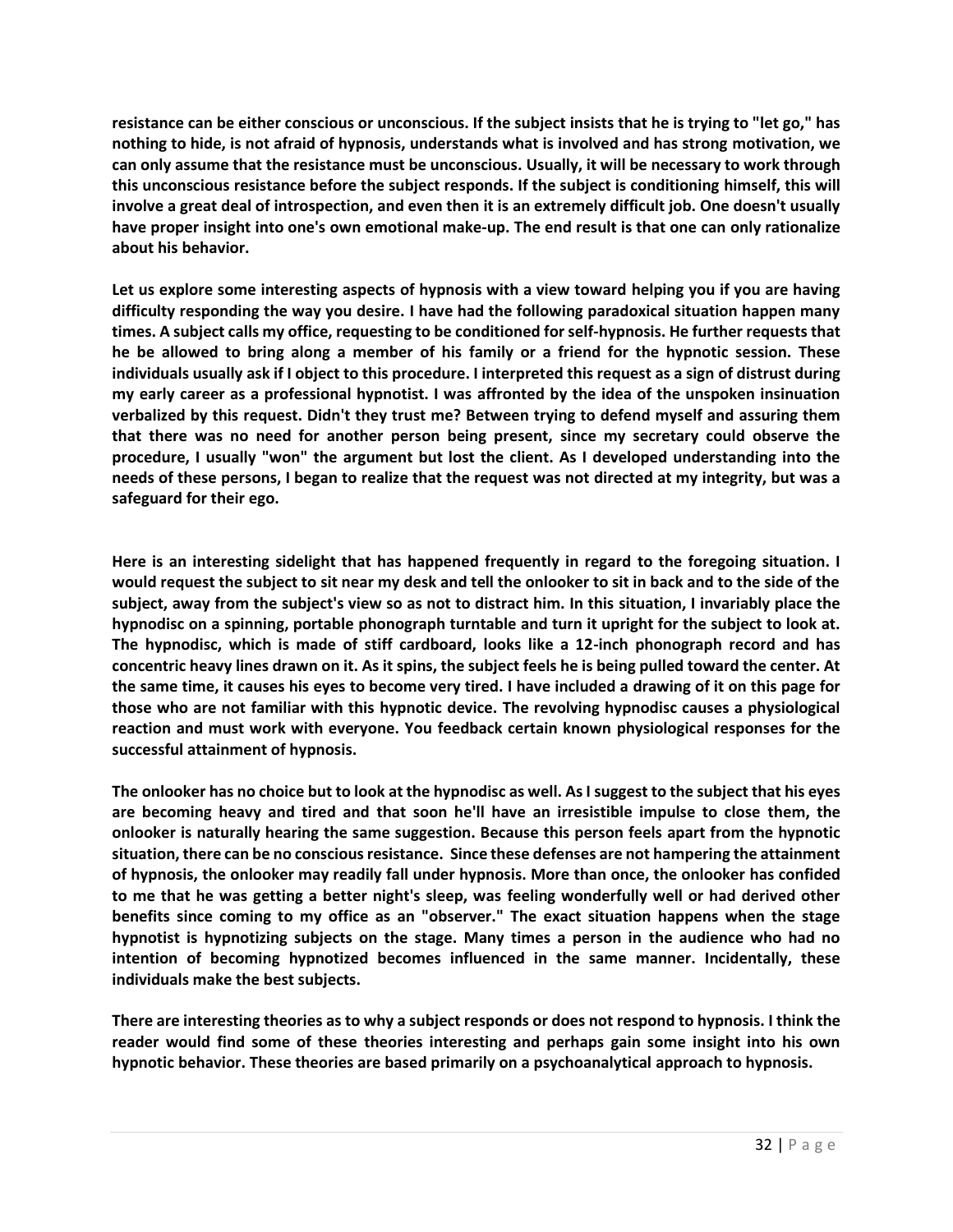resistance can be either conscious or unconscious. If the subject insists that he is trying to "let go," has nothing to hide, is not afraid of hypnosis, understands what is involved and has strong motivation, we can only assume that the resistance must be unconscious. Usually, it will be necessary to work through this unconscious resistance before the subject responds. If the subject is conditioning himself, this will involve a great deal of introspection, and even then it is an extremely difficult job. One doesn't usually have proper insight into one's own emotional make-up. The end result is that one can only rationalize about his behavior.

Let us explore some interesting aspects of hypnosis with a view toward helping you if you are having difficulty responding the way you desire. I have had the following paradoxical situation happen many times. A subject calls my office, requesting to be conditioned for self-hypnosis. He further requests that he be allowed to bring along a member of his family or a friend for the hypnotic session. These individuals usually ask if I object to this procedure. I interpreted this request as a sign of distrust during my early career as a professional hypnotist. I was affronted by the idea of the unspoken insinuation verbalized by this request. Didn't they trust me? Between trying to defend myself and assuring them that there was no need for another person being present, since my secretary could observe the procedure, I usually "won" the argument but lost the client. As I developed understanding into the needs of these persons, I began to realize that the request was not directed at my integrity, but was a safeguard for their ego.

Here is an interesting sidelight that has happened frequently in regard to the foregoing situation. I would request the subject to sit near my desk and tell the onlooker to sit in back and to the side of the subject, away from the subject's view so as not to distract him. In this situation, I invariably place the hypnodisc on a spinning, portable phonograph turntable and turn it upright for the subject to look at. The hypnodisc, which is made of stiff cardboard, looks like a 12-inch phonograph record and has concentric heavy lines drawn on it. As it spins, the subject feels he is being pulled toward the center. At the same time, it causes his eyes to become very tired. I have included a drawing of it on this page for those who are not familiar with this hypnotic device. The revolving hypnodisc causes a physiological reaction and must work with everyone. You feedback certain known physiological responses for the successful attainment of hypnosis.

The onlooker has no choice but to look at the hypnodisc as well. As I suggest to the subject that his eyes are becoming heavy and tired and that soon he'll have an irresistible impulse to close them, the onlooker is naturally hearing the same suggestion. Because this person feels apart from the hypnotic situation, there can be no conscious resistance. Since these defenses are not hampering the attainment of hypnosis, the onlooker may readily fall under hypnosis. More than once, the onlooker has confided to me that he was getting a better night's sleep, was feeling wonderfully well or had derived other benefits since coming to my office as an "observer." The exact situation happens when the stage hypnotist is hypnotizing subjects on the stage. Many times a person in the audience who had no intention of becoming hypnotized becomes influenced in the same manner. Incidentally, these individuals make the best subjects.

There are interesting theories as to why a subject responds or does not respond to hypnosis. I think the reader would find some of these theories interesting and perhaps gain some insight into his own hypnotic behavior. These theories are based primarily on a psychoanalytical approach to hypnosis.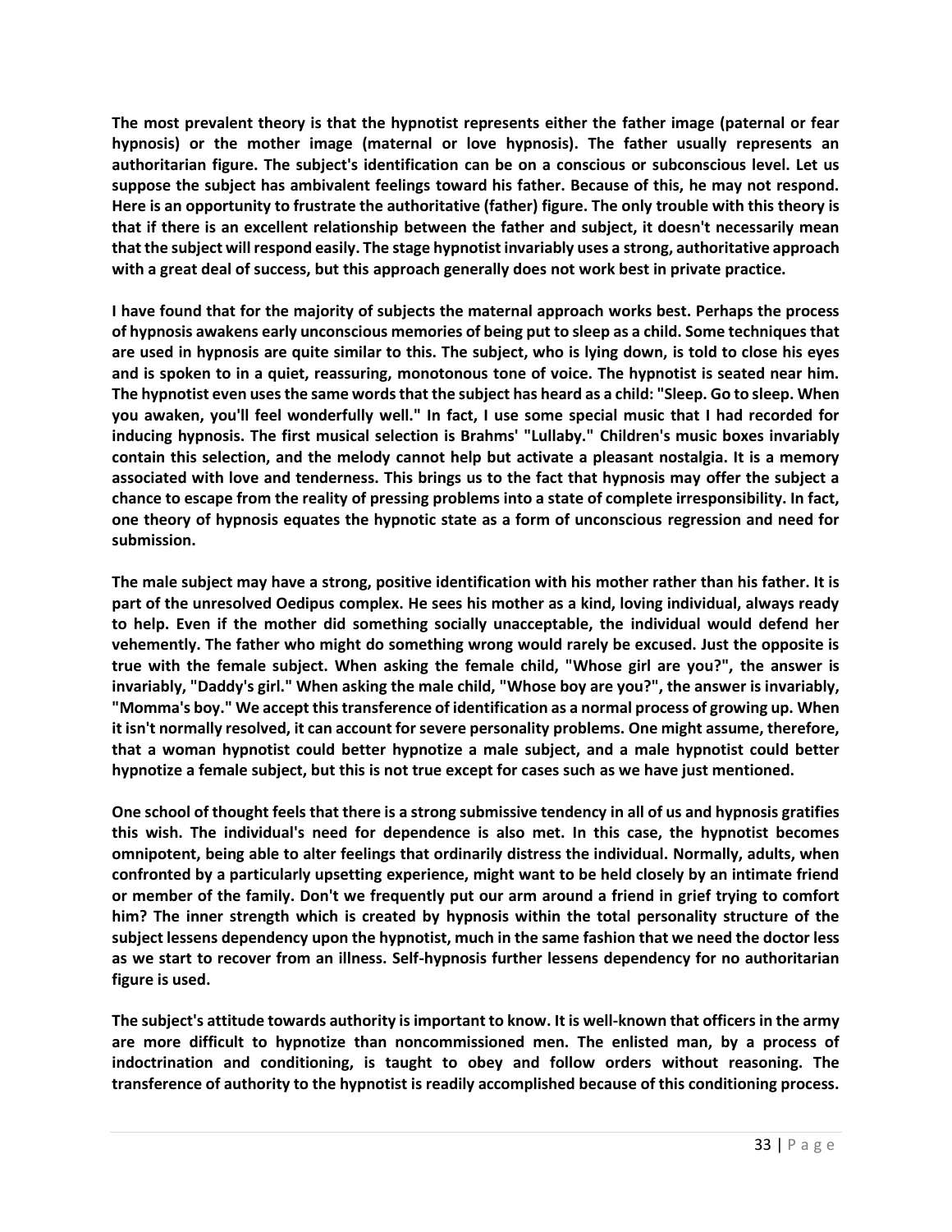**The most prevalent theory is that the hypnotist represents either the father image (paternal or fear hypnosis) or the mother image (maternal or love hypnosis). The father usually represents an authoritarian figure. The subject's identification can be on a conscious or subconscious level. Let us suppose the subject has ambivalent feelings toward his father. Because of this, he may not respond. Here is an opportunity to frustrate the authoritative (father) figure. The only trouble with this theory is that if there is an excellent relationship between the father and subject, it doesn't necessarily mean that the subject will respond easily. The stage hypnotist invariably uses a strong, authoritative approach with a great deal of success, but this approach generally does not work best in private practice.**

**I have found that for the majority of subjects the maternal approach works best. Perhaps the process of hypnosis awakens early unconscious memories of being put to sleep as a child. Some techniques that are used in hypnosis are quite similar to this. The subject, who is lying down, is told to close his eyes and is spoken to in a quiet, reassuring, monotonous tone of voice. The hypnotist is seated near him. The hypnotist even uses the same words that the subject has heard as a child: "Sleep. Go to sleep. When you awaken, you'll feel wonderfully well." In fact, I use some special music that I had recorded for inducing hypnosis. The first musical selection is Brahms' "Lullaby." Children's music boxes invariably contain this selection, and the melody cannot help but activate a pleasant nostalgia. It is a memory associated with love and tenderness. This brings us to the fact that hypnosis may offer the subject a chance to escape from the reality of pressing problems into a state of complete irresponsibility. In fact, one theory of hypnosis equates the hypnotic state as a form of unconscious regression and need for submission.**

**The male subject may have a strong, positive identification with his mother rather than his father. It is part of the unresolved Oedipus complex. He sees his mother as a kind, loving individual, always ready to help. Even if the mother did something socially unacceptable, the individual would defend her vehemently. The father who might do something wrong would rarely be excused. Just the opposite is true with the female subject. When asking the female child, "Whose girl are you?", the answer is invariably, "Daddy's girl." When asking the male child, "Whose boy are you?", the answer is invariably, "Momma's boy." We accept this transference of identification as a normal process of growing up. When it isn't normally resolved, it can account for severe personality problems. One might assume, therefore, that a woman hypnotist could better hypnotize a male subject, and a male hypnotist could better hypnotize a female subject, but this is not true except for cases such as we have just mentioned.**

**One school of thought feels that there is a strong submissive tendency in all of us and hypnosis gratifies this wish. The individual's need for dependence is also met. In this case, the hypnotist becomes omnipotent, being able to alter feelings that ordinarily distress the individual. Normally, adults, when confronted by a particularly upsetting experience, might want to be held closely by an intimate friend or member of the family. Don't we frequently put our arm around a friend in grief trying to comfort him? The inner strength which is created by hypnosis within the total personality structure of the subject lessens dependency upon the hypnotist, much in the same fashion that we need the doctor less as we start to recover from an illness. Self-hypnosis further lessens dependency for no authoritarian figure is used.**

**The subject's attitude towards authority is important to know. It is well-known that officers in the army are more difficult to hypnotize than noncommissioned men. The enlisted man, by a process of indoctrination and conditioning, is taught to obey and follow orders without reasoning. The transference of authority to the hypnotist is readily accomplished because of this conditioning process.**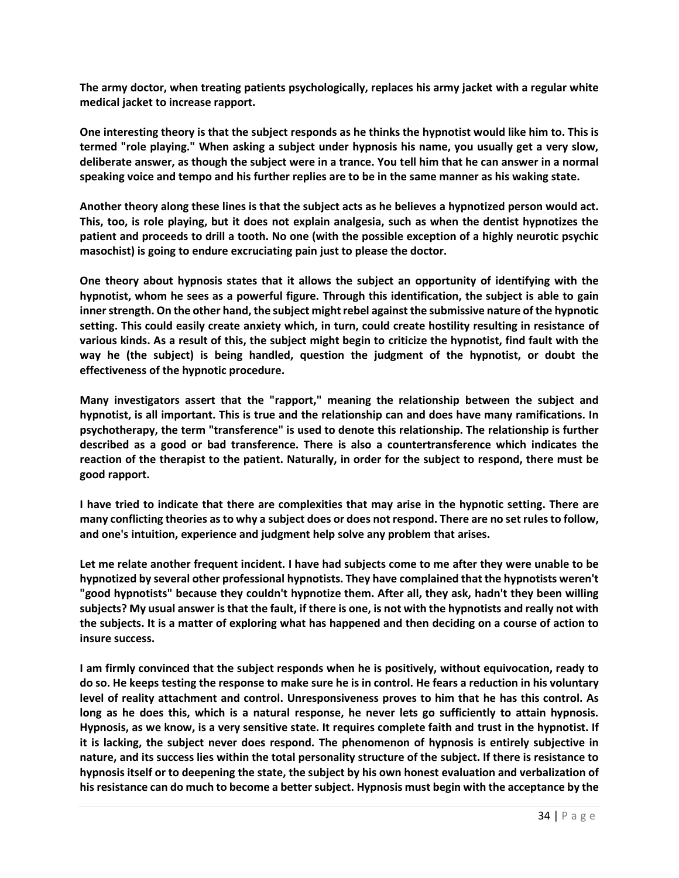The army doctor, when treating patients psychologically, replaces his army jacket with a regular white medical jacket to increase rapport.

One interesting theory is that the subject responds as he thinks the hypnotist would like him to. This is termed "role playing." When asking a subject under hypnosis his name, you usually get a very slow, deliberate answer, as though the subject were in a trance. You tell him that he can answer in a normal speaking voice and tempo and his further replies are to be in the same manner as his waking state.

Another theory along these lines is that the subject acts as he believes a hypnotized person would act. This, too, is role playing, but it does not explain analgesia, such as when the dentist hypnotizes the patient and proceeds to drill a tooth. No one (with the possible exception of a highly neurotic psychic masochist) is going to endure excruciating pain just to please the doctor.

One theory about hypnosis states that it allows the subject an opportunity of identifying with the hypnotist, whom he sees as a powerful figure. Through this identification, the subject is able to gain inner strength. On the other hand, the subject might rebel against the submissive nature of the hypnotic setting. This could easily create anxiety which, in turn, could create hostility resulting in resistance of various kinds. As a result of this, the subject might begin to criticize the hypnotist, find fault with the way he (the subject) is being handled, question the judgment of the hypnotist, or doubt the effectiveness of the hypnotic procedure.

Many investigators assert that the "rapport," meaning the relationship between the subject and hypnotist, is all important. This is true and the relationship can and does have many ramifications. In psychotherapy, the term "transference" is used to denote this relationship. The relationship is further described as a good or bad transference. There is also a countertransference which indicates the reaction of the therapist to the patient. Naturally, in order for the subject to respond, there must be good rapport.

I have tried to indicate that there are complexities that may arise in the hypnotic setting. There are many conflicting theories as to why a subject does or does not respond. There are no set rules to follow, and one's intuition, experience and judgment help solve any problem that arises.

Let me relate another frequent incident. I have had subjects come to me after they were unable to be hypnotized by several other professional hypnotists. They have complained that the hypnotists weren't "good hypnotists" because they couldn't hypnotize them. After all, they ask, hadn't they been willing subjects? My usual answer is that the fault, if there is one, is not with the hypnotists and really not with the subjects. It is a matter of exploring what has happened and then deciding on a course of action to insure success.

I am firmly convinced that the subject responds when he is positively, without equivocation, ready to do so. He keeps testing the response to make sure he is in control. He fears a reduction in his voluntary level of reality attachment and control. Unresponsiveness proves to him that he has this control. As long as he does this, which is a natural response, he never lets go sufficiently to attain hypnosis. Hypnosis, as we know, is a very sensitive state. It requires complete faith and trust in the hypnotist. If it is lacking, the subject never does respond. The phenomenon of hypnosis is entirely subjective in nature, and its success lies within the total personality structure of the subject. If there is resistance to hypnosis itself or to deepening the state, the subject by his own honest evaluation and verbalization of his resistance can do much to become a better subject. Hypnosis must begin with the acceptance by the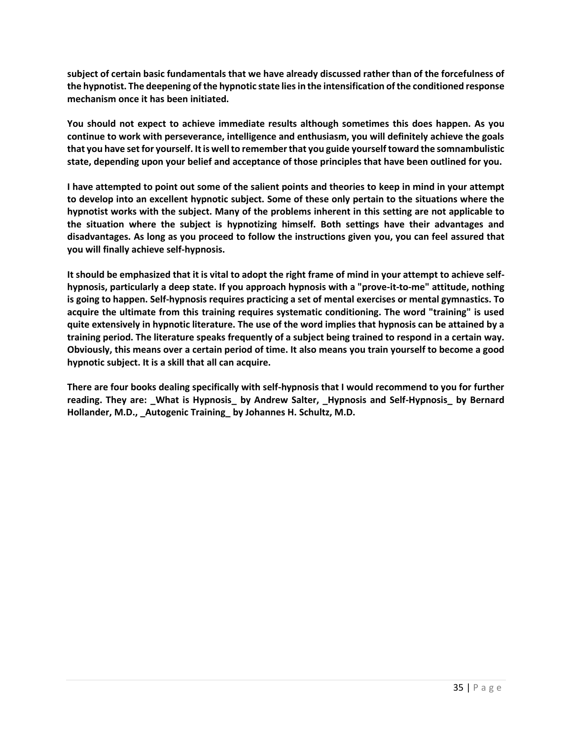**subject of certain basic fundamentals that we have already discussed rather than of the forcefulness of the hypnotist. The deepening of the hypnotic state lies in the intensification of the conditioned response mechanism once it has been initiated.**

**You should not expect to achieve immediate results although sometimes this does happen. As you continue to work with perseverance, intelligence and enthusiasm, you will definitely achieve the goals that you have set for yourself. It is well to remember that you guide yourself toward the somnambulistic state, depending upon your belief and acceptance of those principles that have been outlined for you.**

**I have attempted to point out some of the salient points and theories to keep in mind in your attempt to develop into an excellent hypnotic subject. Some of these only pertain to the situations where the hypnotist works with the subject. Many of the problems inherent in this setting are not applicable to the situation where the subject is hypnotizing himself. Both settings have their advantages and disadvantages. As long as you proceed to follow the instructions given you, you can feel assured that you will finally achieve self-hypnosis.**

**It should be emphasized that it is vital to adopt the right frame of mind in your attempt to achieve self-hypnosis, particularly a deep state. If you approach hypnosis with a "prove-it-to-me" attitude, nothing is going to happen. Self-hypnosis requires practicing a set of mental exercises or mental gymnastics. To acquire the ultimate from this training requires systematic conditioning. The word "training" is used quite extensively in hypnotic literature. The use of the word implies that hypnosis can be attained by a training period. The literature speaks frequently of a subject being trained to respond in a certain way. Obviously, this means over a certain period of time. It also means you train yourself to become a good hypnotic subject. It is a skill that all can acquire.**

**There are four books dealing specifically with self-hypnosis that I would recommend to you for further reading. They are: _What is Hypnosis_ by Andrew Salter, _Hypnosis and Self-Hypnosis_ by Bernard Hollander, M.D., _Autogenic Training_ by Johannes H. Schultz, M.D.**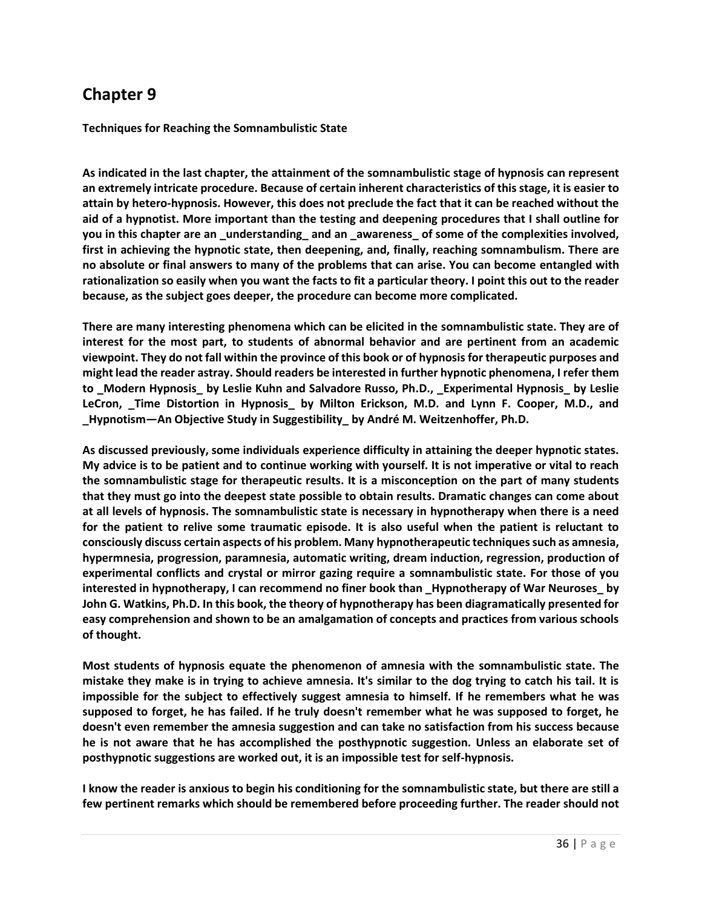# Chapter 9

**Techniques for Reaching the Somnambulistic State**

**As indicated in the last chapter, the attainment of the somnambulistic stage of hypnosis can represent an extremely intricate procedure. Because of certain inherent characteristics of this stage, it is easier to attain by hetero-hypnosis. However, this does not preclude the fact that it can be reached without the aid of a hypnotist. More important than the testing and deepening procedures that I shall outline for you in this chapter are an _understanding_ and an _awareness_ of some of the complexities involved, first in achieving the hypnotic state, then deepening, and, finally, reaching somnambulism. There are no absolute or final answers to many of the problems that can arise. You can become entangled with rationalization so easily when you want the facts to fit a particular theory. I point this out to the reader because, as the subject goes deeper, the procedure can become more complicated.**

**There are many interesting phenomena which can be elicited in the somnambulistic state. They are of interest for the most part, to students of abnormal behavior and are pertinent from an academic viewpoint. They do not fall within the province of this book or of hypnosis for therapeutic purposes and might lead the reader astray. Should readers be interested in further hypnotic phenomena, I refer them to _Modern Hypnosis_ by Leslie Kuhn and Salvadore Russo, Ph.D., _Experimental Hypnosis_ by Leslie LeCron, _Time Distortion in Hypnosis_ by Milton Erickson, M.D. and Lynn F. Cooper, M.D., and _Hypnotism—An Objective Study in Suggestibility_ by André M. Weitzenhoffer, Ph.D.**

**As discussed previously, some individuals experience difficulty in attaining the deeper hypnotic states. My advice is to be patient and to continue working with yourself. It is not imperative or vital to reach the somnambulistic stage for therapeutic results. It is a misconception on the part of many students that they must go into the deepest state possible to obtain results. Dramatic changes can come about at all levels of hypnosis. The somnambulistic state is necessary in hypnotherapy when there is a need for the patient to relive some traumatic episode. It is also useful when the patient is reluctant to consciously discuss certain aspects of his problem. Many hypnotherapeutic techniques such as amnesia, hypermnesia, progression, paramnesia, automatic writing, dream induction, regression, production of experimental conflicts and crystal or mirror gazing require a somnambulistic state. For those of you interested in hypnotherapy, I can recommend no finer book than _Hypnotherapy of War Neuroses_ by John G. Watkins, Ph.D. In this book, the theory of hypnotherapy has been diagramatically presented for easy comprehension and shown to be an amalgamation of concepts and practices from various schools of thought.**

**Most students of hypnosis equate the phenomenon of amnesia with the somnambulistic state. The mistake they make is in trying to achieve amnesia. It's similar to the dog trying to catch his tail. It is impossible for the subject to effectively suggest amnesia to himself. If he remembers what he was supposed to forget, he has failed. If he truly doesn't remember what he was supposed to forget, he doesn't even remember the amnesia suggestion and can take no satisfaction from his success because he is not aware that he has accomplished the posthypnotic suggestion. Unless an elaborate set of posthypnotic suggestions are worked out, it is an impossible test for self-hypnosis.**

**I know the reader is anxious to begin his conditioning for the somnambulistic state, but there are still a few pertinent remarks which should be remembered before proceeding further. The reader should not**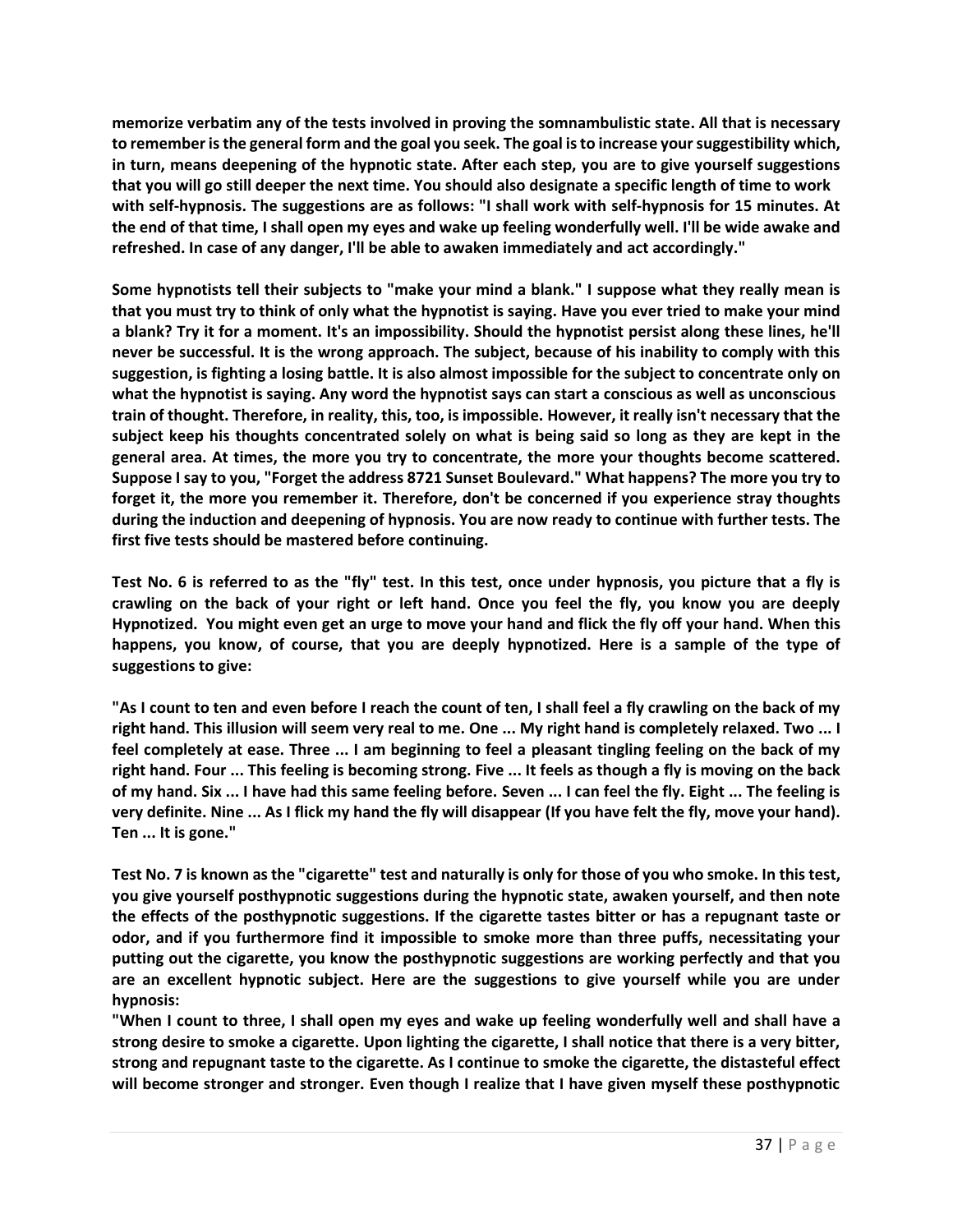**memorize verbatim any of the tests involved in proving the somnambulistic state. All that is necessary to remember is the general form and the goal you seek. The goal is to increase your suggestibility which, in turn, means deepening of the hypnotic state. After each step, you are to give yourself suggestions that you will go still deeper the next time. You should also designate a specific length of time to work with self-hypnosis. The suggestions are as follows: "I shall work with self-hypnosis for 15 minutes. At the end of that time, I shall open my eyes and wake up feeling wonderfully well. I'll be wide awake and refreshed. In case of any danger, I'll be able to awaken immediately and act accordingly."**

**Some hypnotists tell their subjects to "make your mind a blank." I suppose what they really mean is that you must try to think of only what the hypnotist is saying. Have you ever tried to make your mind a blank? Try it for a moment. It's an impossibility. Should the hypnotist persist along these lines, he'll never be successful. It is the wrong approach. The subject, because of his inability to comply with this suggestion, is fighting a losing battle. It is also almost impossible for the subject to concentrate only on what the hypnotist is saying. Any word the hypnotist says can start a conscious as well as unconscious train of thought. Therefore, in reality, this, too, is impossible. However, it really isn't necessary that the subject keep his thoughts concentrated solely on what is being said so long as they are kept in the general area. At times, the more you try to concentrate, the more your thoughts become scattered. Suppose I say to you, "Forget the address 8721 Sunset Boulevard." What happens? The more you try to forget it, the more you remember it. Therefore, don't be concerned if you experience stray thoughts during the induction and deepening of hypnosis. You are now ready to continue with further tests. The first five tests should be mastered before continuing.**

**Test No. 6 is referred to as the "fly" test. In this test, once under hypnosis, you picture that a fly is crawling on the back of your right or left hand. Once you feel the fly, you know you are deeply Hypnotized. You might even get an urge to move your hand and flick the fly off your hand. When this happens, you know, of course, that you are deeply hypnotized. Here is a sample of the type of suggestions to give:**

**"As I count to ten and even before I reach the count of ten, I shall feel a fly crawling on the back of my right hand. This illusion will seem very real to me. One ... My right hand is completely relaxed. Two ... I feel completely at ease. Three ... I am beginning to feel a pleasant tingling feeling on the back of my right hand. Four ... This feeling is becoming strong. Five ... It feels as though a fly is moving on the back of my hand. Six ... I have had this same feeling before. Seven ... I can feel the fly. Eight ... The feeling is very definite. Nine ... As I flick my hand the fly will disappear (If you have felt the fly, move your hand). Ten ... It is gone."**

**Test No. 7 is known as the "cigarette" test and naturally is only for those of you who smoke. In this test, you give yourself posthypnotic suggestions during the hypnotic state, awaken yourself, and then note the effects of the posthypnotic suggestions. If the cigarette tastes bitter or has a repugnant taste or odor, and if you furthermore find it impossible to smoke more than three puffs, necessitating your putting out the cigarette, you know the posthypnotic suggestions are working perfectly and that you are an excellent hypnotic subject. Here are the suggestions to give yourself while you are under hypnosis:**

**"When I count to three, I shall open my eyes and wake up feeling wonderfully well and shall have a strong desire to smoke a cigarette. Upon lighting the cigarette, I shall notice that there is a very bitter, strong and repugnant taste to the cigarette. As I continue to smoke the cigarette, the distasteful effect will become stronger and stronger. Even though I realize that I have given myself these posthypnotic**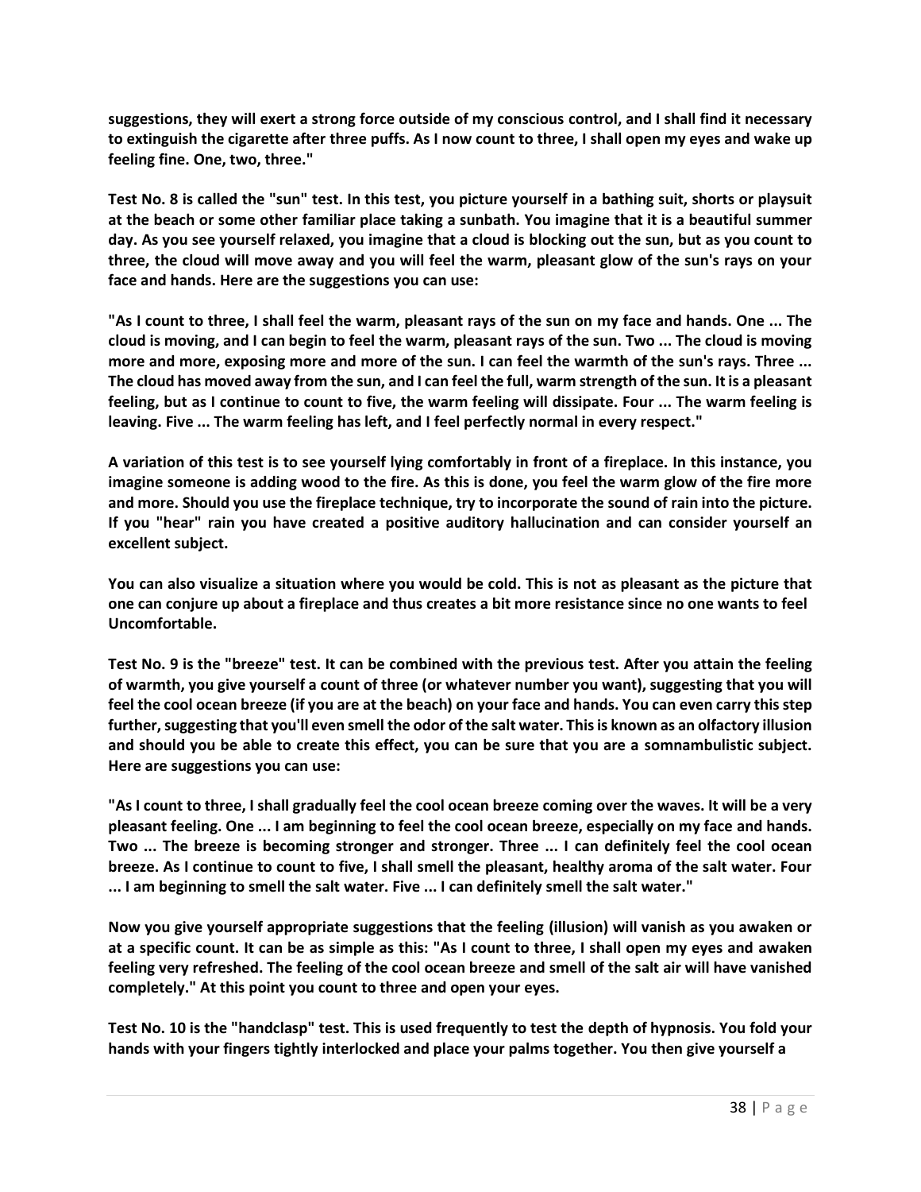**suggestions, they will exert a strong force outside of my conscious control, and I shall find it necessary to extinguish the cigarette after three puffs. As I now count to three, I shall open my eyes and wake up feeling fine. One, two, three."**

**Test No. 8 is called the "sun" test. In this test, you picture yourself in a bathing suit, shorts or playsuit at the beach or some other familiar place taking a sunbath. You imagine that it is a beautiful summer day. As you see yourself relaxed, you imagine that a cloud is blocking out the sun, but as you count to three, the cloud will move away and you will feel the warm, pleasant glow of the sun's rays on your face and hands. Here are the suggestions you can use:**

**"As I count to three, I shall feel the warm, pleasant rays of the sun on my face and hands. One ... The cloud is moving, and I can begin to feel the warm, pleasant rays of the sun. Two ... The cloud is moving more and more, exposing more and more of the sun. I can feel the warmth of the sun's rays. Three ... The cloud has moved away from the sun, and I can feel the full, warm strength of the sun. It is a pleasant feeling, but as I continue to count to five, the warm feeling will dissipate. Four ... The warm feeling is leaving. Five ... The warm feeling has left, and I feel perfectly normal in every respect."**

**A variation of this test is to see yourself lying comfortably in front of a fireplace. In this instance, you imagine someone is adding wood to the fire. As this is done, you feel the warm glow of the fire more and more. Should you use the fireplace technique, try to incorporate the sound of rain into the picture. If you "hear" rain you have created a positive auditory hallucination and can consider yourself an excellent subject.**

**You can also visualize a situation where you would be cold. This is not as pleasant as the picture that one can conjure up about a fireplace and thus creates a bit more resistance since no one wants to feel Uncomfortable.**

**Test No. 9 is the "breeze" test. It can be combined with the previous test. After you attain the feeling of warmth, you give yourself a count of three (or whatever number you want), suggesting that you will feel the cool ocean breeze (if you are at the beach) on your face and hands. You can even carry this step further, suggesting that you'll even smell the odor of the salt water. This is known as an olfactory illusion and should you be able to create this effect, you can be sure that you are a somnambulistic subject. Here are suggestions you can use:**

**"As I count to three, I shall gradually feel the cool ocean breeze coming over the waves. It will be a very pleasant feeling. One ... I am beginning to feel the cool ocean breeze, especially on my face and hands. Two ... The breeze is becoming stronger and stronger. Three ... I can definitely feel the cool ocean breeze. As I continue to count to five, I shall smell the pleasant, healthy aroma of the salt water. Four ... I am beginning to smell the salt water. Five ... I can definitely smell the salt water."**

**Now you give yourself appropriate suggestions that the feeling (illusion) will vanish as you awaken or at a specific count. It can be as simple as this: "As I count to three, I shall open my eyes and awaken feeling very refreshed. The feeling of the cool ocean breeze and smell of the salt air will have vanished completely." At this point you count to three and open your eyes.**

**Test No. 10 is the "handclasp" test. This is used frequently to test the depth of hypnosis. You fold your hands with your fingers tightly interlocked and place your palms together. You then give yourself a**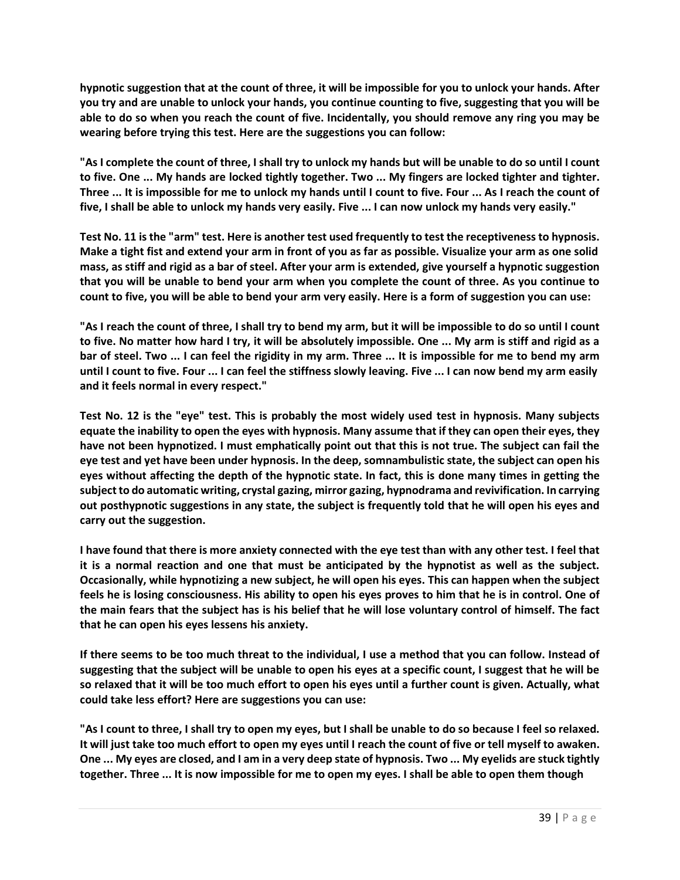**hypnotic suggestion that at the count of three, it will be impossible for you to unlock your hands. After you try and are unable to unlock your hands, you continue counting to five, suggesting that you will be able to do so when you reach the count of five. Incidentally, you should remove any ring you may be wearing before trying this test. Here are the suggestions you can follow:**

**"As I complete the count of three, I shall try to unlock my hands but will be unable to do so until I count to five. One ... My hands are locked tightly together. Two ... My fingers are locked tighter and tighter. Three ... It is impossible for me to unlock my hands until I count to five. Four ... As I reach the count of five, I shall be able to unlock my hands very easily. Five ... I can now unlock my hands very easily."**

**Test No. 11 is the "arm" test. Here is another test used frequently to test the receptiveness to hypnosis. Make a tight fist and extend your arm in front of you as far as possible. Visualize your arm as one solid mass, as stiff and rigid as a bar of steel. After your arm is extended, give yourself a hypnotic suggestion that you will be unable to bend your arm when you complete the count of three. As you continue to count to five, you will be able to bend your arm very easily. Here is a form of suggestion you can use:**

**"As I reach the count of three, I shall try to bend my arm, but it will be impossible to do so until I count to five. No matter how hard I try, it will be absolutely impossible. One ... My arm is stiff and rigid as a bar of steel. Two ... I can feel the rigidity in my arm. Three ... It is impossible for me to bend my arm until I count to five. Four ... I can feel the stiffness slowly leaving. Five ... I can now bend my arm easily and it feels normal in every respect."**

**Test No. 12 is the "eye" test. This is probably the most widely used test in hypnosis. Many subjects equate the inability to open the eyes with hypnosis. Many assume that if they can open their eyes, they have not been hypnotized. I must emphatically point out that this is not true. The subject can fail the eye test and yet have been under hypnosis. In the deep, somnambulistic state, the subject can open his eyes without affecting the depth of the hypnotic state. In fact, this is done many times in getting the subject to do automatic writing, crystal gazing, mirror gazing, hypnodrama and revivification. In carrying out posthypnotic suggestions in any state, the subject is frequently told that he will open his eyes and carry out the suggestion.**

**I have found that there is more anxiety connected with the eye test than with any other test. I feel that it is a normal reaction and one that must be anticipated by the hypnotist as well as the subject. Occasionally, while hypnotizing a new subject, he will open his eyes. This can happen when the subject feels he is losing consciousness. His ability to open his eyes proves to him that he is in control. One of the main fears that the subject has is his belief that he will lose voluntary control of himself. The fact that he can open his eyes lessens his anxiety.**

**If there seems to be too much threat to the individual, I use a method that you can follow. Instead of suggesting that the subject will be unable to open his eyes at a specific count, I suggest that he will be so relaxed that it will be too much effort to open his eyes until a further count is given. Actually, what could take less effort? Here are suggestions you can use:**

**"As I count to three, I shall try to open my eyes, but I shall be unable to do so because I feel so relaxed. It will just take too much effort to open my eyes until I reach the count of five or tell myself to awaken. One ... My eyes are closed, and I am in a very deep state of hypnosis. Two ... My eyelids are stuck tightly together. Three ... It is now impossible for me to open my eyes. I shall be able to open them though**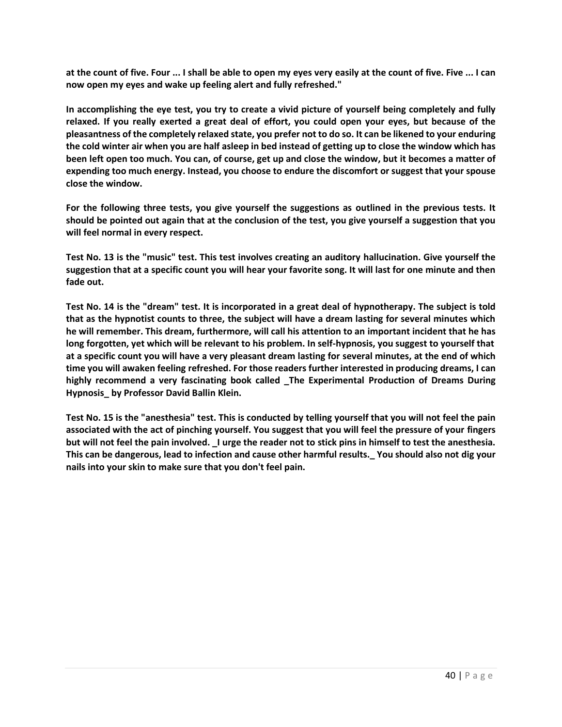**at the count of five. Four ... I shall be able to open my eyes very easily at the count of five. Five ... I can now open my eyes and wake up feeling alert and fully refreshed."**

**In accomplishing the eye test, you try to create a vivid picture of yourself being completely and fully relaxed. If you really exerted a great deal of effort, you could open your eyes, but because of the pleasantness of the completely relaxed state, you prefer not to do so. It can be likened to your enduring the cold winter air when you are half asleep in bed instead of getting up to close the window which has been left open too much. You can, of course, get up and close the window, but it becomes a matter of expending too much energy. Instead, you choose to endure the discomfort or suggest that your spouse close the window.**

**For the following three tests, you give yourself the suggestions as outlined in the previous tests. It should be pointed out again that at the conclusion of the test, you give yourself a suggestion that you will feel normal in every respect.**

**Test No. 13 is the "music" test. This test involves creating an auditory hallucination. Give yourself the suggestion that at a specific count you will hear your favorite song. It will last for one minute and then fade out.**

**Test No. 14 is the "dream" test. It is incorporated in a great deal of hypnotherapy. The subject is told that as the hypnotist counts to three, the subject will have a dream lasting for several minutes which he will remember. This dream, furthermore, will call his attention to an important incident that he has long forgotten, yet which will be relevant to his problem. In self-hypnosis, you suggest to yourself that at a specific count you will have a very pleasant dream lasting for several minutes, at the end of which time you will awaken feeling refreshed. For those readers further interested in producing dreams, I can highly recommend a very fascinating book called _The Experimental Production of Dreams During Hypnosis_ by Professor David Ballin Klein.**

**Test No. 15 is the "anesthesia" test. This is conducted by telling yourself that you will not feel the pain associated with the act of pinching yourself. You suggest that you will feel the pressure of your fingers but will not feel the pain involved. _I urge the reader not to stick pins in himself to test the anesthesia. This can be dangerous, lead to infection and cause other harmful results._ You should also not dig your nails into your skin to make sure that you don't feel pain.**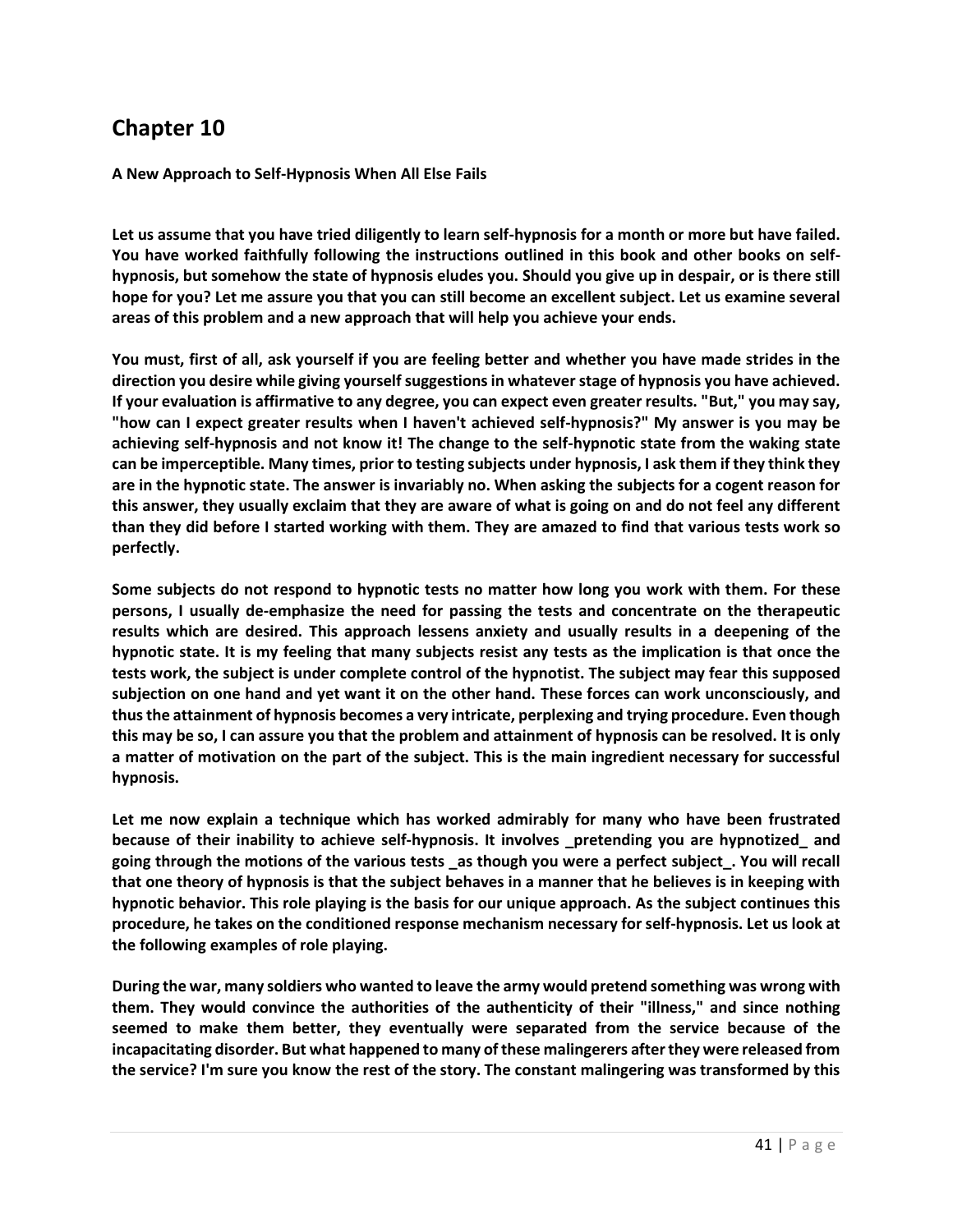# Chapter 10

**A New Approach to Self-Hypnosis When All Else Fails**

**Let us assume that you have tried diligently to learn self-hypnosis for a month or more but have failed. You have worked faithfully following the instructions outlined in this book and other books on self-hypnosis, but somehow the state of hypnosis eludes you. Should you give up in despair, or is there still hope for you? Let me assure you that you can still become an excellent subject. Let us examine several areas of this problem and a new approach that will help you achieve your ends.**

**You must, first of all, ask yourself if you are feeling better and whether you have made strides in the direction you desire while giving yourself suggestions in whatever stage of hypnosis you have achieved. If your evaluation is affirmative to any degree, you can expect even greater results. "But," you may say, "how can I expect greater results when I haven't achieved self-hypnosis?" My answer is you may be achieving self-hypnosis and not know it! The change to the self-hypnotic state from the waking state can be imperceptible. Many times, prior to testing subjects under hypnosis, I ask them if they think they are in the hypnotic state. The answer is invariably no. When asking the subjects for a cogent reason for this answer, they usually exclaim that they are aware of what is going on and do not feel any different than they did before I started working with them. They are amazed to find that various tests work so perfectly.**

**Some subjects do not respond to hypnotic tests no matter how long you work with them. For these persons, I usually de-emphasize the need for passing the tests and concentrate on the therapeutic results which are desired. This approach lessens anxiety and usually results in a deepening of the hypnotic state. It is my feeling that many subjects resist any tests as the implication is that once the tests work, the subject is under complete control of the hypnotist. The subject may fear this supposed subjection on one hand and yet want it on the other hand. These forces can work unconsciously, and thus the attainment of hypnosis becomes a very intricate, perplexing and trying procedure. Even though this may be so, I can assure you that the problem and attainment of hypnosis can be resolved. It is only a matter of motivation on the part of the subject. This is the main ingredient necessary for successful hypnosis.**

**Let me now explain a technique which has worked admirably for many who have been frustrated because of their inability to achieve self-hypnosis. It involves _pretending you are hypnotized_ and going through the motions of the various tests _as though you were a perfect subject_. You will recall that one theory of hypnosis is that the subject behaves in a manner that he believes is in keeping with hypnotic behavior. This role playing is the basis for our unique approach. As the subject continues this procedure, he takes on the conditioned response mechanism necessary for self-hypnosis. Let us look at the following examples of role playing.**

**During the war, many soldiers who wanted to leave the army would pretend something was wrong with them. They would convince the authorities of the authenticity of their "illness," and since nothing seemed to make them better, they eventually were separated from the service because of the incapacitating disorder. But what happened to many of these malingerers after they were released from the service? I'm sure you know the rest of the story. The constant malingering was transformed by this**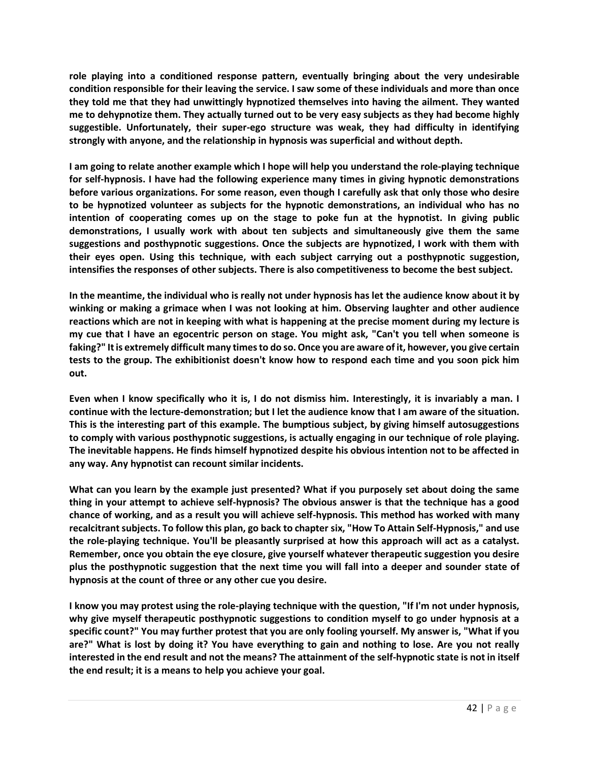**role playing into a conditioned response pattern, eventually bringing about the very undesirable condition responsible for their leaving the service. I saw some of these individuals and more than once they told me that they had unwittingly hypnotized themselves into having the ailment. They wanted me to dehypnotize them. They actually turned out to be very easy subjects as they had become highly suggestible. Unfortunately, their super-ego structure was weak, they had difficulty in identifying strongly with anyone, and the relationship in hypnosis was superficial and without depth.**

**I am going to relate another example which I hope will help you understand the role-playing technique for self-hypnosis. I have had the following experience many times in giving hypnotic demonstrations before various organizations. For some reason, even though I carefully ask that only those who desire to be hypnotized volunteer as subjects for the hypnotic demonstrations, an individual who has no intention of cooperating comes up on the stage to poke fun at the hypnotist. In giving public demonstrations, I usually work with about ten subjects and simultaneously give them the same suggestions and posthypnotic suggestions. Once the subjects are hypnotized, I work with them with their eyes open. Using this technique, with each subject carrying out a posthypnotic suggestion, intensifies the responses of other subjects. There is also competitiveness to become the best subject.**

**In the meantime, the individual who is really not under hypnosis has let the audience know about it by winking or making a grimace when I was not looking at him. Observing laughter and other audience reactions which are not in keeping with what is happening at the precise moment during my lecture is my cue that I have an egocentric person on stage. You might ask, "Can't you tell when someone is faking?" It is extremely difficult many times to do so. Once you are aware of it, however, you give certain tests to the group. The exhibitionist doesn't know how to respond each time and you soon pick him out.**

**Even when I know specifically who it is, I do not dismiss him. Interestingly, it is invariably a man. I continue with the lecture-demonstration; but I let the audience know that I am aware of the situation. This is the interesting part of this example. The bumptious subject, by giving himself autosuggestions to comply with various posthypnotic suggestions, is actually engaging in our technique of role playing. The inevitable happens. He finds himself hypnotized despite his obvious intention not to be affected in any way. Any hypnotist can recount similar incidents.**

**What can you learn by the example just presented? What if you purposely set about doing the same thing in your attempt to achieve self-hypnosis? The obvious answer is that the technique has a good chance of working, and as a result you will achieve self-hypnosis. This method has worked with many recalcitrant subjects. To follow this plan, go back to chapter six, "How To Attain Self-Hypnosis," and use the role-playing technique. You'll be pleasantly surprised at how this approach will act as a catalyst. Remember, once you obtain the eye closure, give yourself whatever therapeutic suggestion you desire plus the posthypnotic suggestion that the next time you will fall into a deeper and sounder state of hypnosis at the count of three or any other cue you desire.**

**I know you may protest using the role-playing technique with the question, "If I'm not under hypnosis, why give myself therapeutic posthypnotic suggestions to condition myself to go under hypnosis at a specific count?" You may further protest that you are only fooling yourself. My answer is, "What if you are?" What is lost by doing it? You have everything to gain and nothing to lose. Are you not really interested in the end result and not the means? The attainment of the self-hypnotic state is not in itself the end result; it is a means to help you achieve your goal.**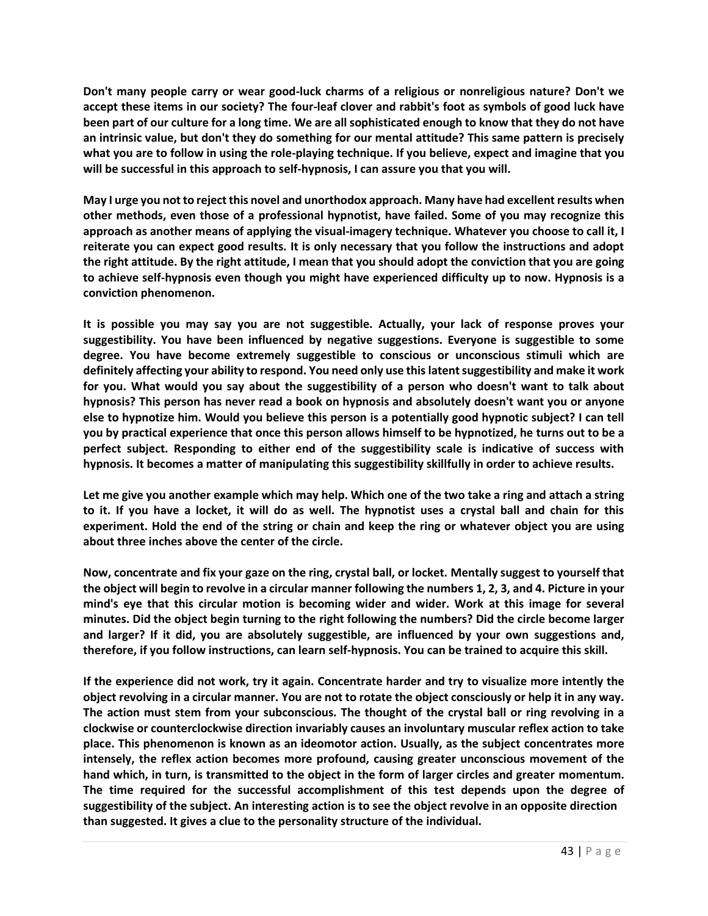**Don't many people carry or wear good-luck charms of a religious or nonreligious nature? Don't we accept these items in our society? The four-leaf clover and rabbit's foot as symbols of good luck have been part of our culture for a long time. We are all sophisticated enough to know that they do not have an intrinsic value, but don't they do something for our mental attitude? This same pattern is precisely what you are to follow in using the role-playing technique. If you believe, expect and imagine that you will be successful in this approach to self-hypnosis, I can assure you that you will.**

**May I urge you not to reject this novel and unorthodox approach. Many have had excellent results when other methods, even those of a professional hypnotist, have failed. Some of you may recognize this approach as another means of applying the visual-imagery technique. Whatever you choose to call it, I reiterate you can expect good results. It is only necessary that you follow the instructions and adopt the right attitude. By the right attitude, I mean that you should adopt the conviction that you are going to achieve self-hypnosis even though you might have experienced difficulty up to now. Hypnosis is a conviction phenomenon.**

**It is possible you may say you are not suggestible. Actually, your lack of response proves your suggestibility. You have been influenced by negative suggestions. Everyone is suggestible to some degree. You have become extremely suggestible to conscious or unconscious stimuli which are definitely affecting your ability to respond. You need only use this latent suggestibility and make it work for you. What would you say about the suggestibility of a person who doesn't want to talk about hypnosis? This person has never read a book on hypnosis and absolutely doesn't want you or anyone else to hypnotize him. Would you believe this person is a potentially good hypnotic subject? I can tell you by practical experience that once this person allows himself to be hypnotized, he turns out to be a perfect subject. Responding to either end of the suggestibility scale is indicative of success with hypnosis. It becomes a matter of manipulating this suggestibility skillfully in order to achieve results.**

**Let me give you another example which may help. Which one of the two take a ring and attach a string to it. If you have a locket, it will do as well. The hypnotist uses a crystal ball and chain for this experiment. Hold the end of the string or chain and keep the ring or whatever object you are using about three inches above the center of the circle.**

**Now, concentrate and fix your gaze on the ring, crystal ball, or locket. Mentally suggest to yourself that the object will begin to revolve in a circular manner following the numbers 1, 2, 3, and 4. Picture in your mind's eye that this circular motion is becoming wider and wider. Work at this image for several minutes. Did the object begin turning to the right following the numbers? Did the circle become larger and larger? If it did, you are absolutely suggestible, are influenced by your own suggestions and, therefore, if you follow instructions, can learn self-hypnosis. You can be trained to acquire this skill.**

**If the experience did not work, try it again. Concentrate harder and try to visualize more intently the object revolving in a circular manner. You are not to rotate the object consciously or help it in any way. The action must stem from your subconscious. The thought of the crystal ball or ring revolving in a clockwise or counterclockwise direction invariably causes an involuntary muscular reflex action to take place. This phenomenon is known as an ideomotor action. Usually, as the subject concentrates more intensely, the reflex action becomes more profound, causing greater unconscious movement of the hand which, in turn, is transmitted to the object in the form of larger circles and greater momentum. The time required for the successful accomplishment of this test depends upon the degree of suggestibility of the subject. An interesting action is to see the object revolve in an opposite direction than suggested. It gives a clue to the personality structure of the individual.**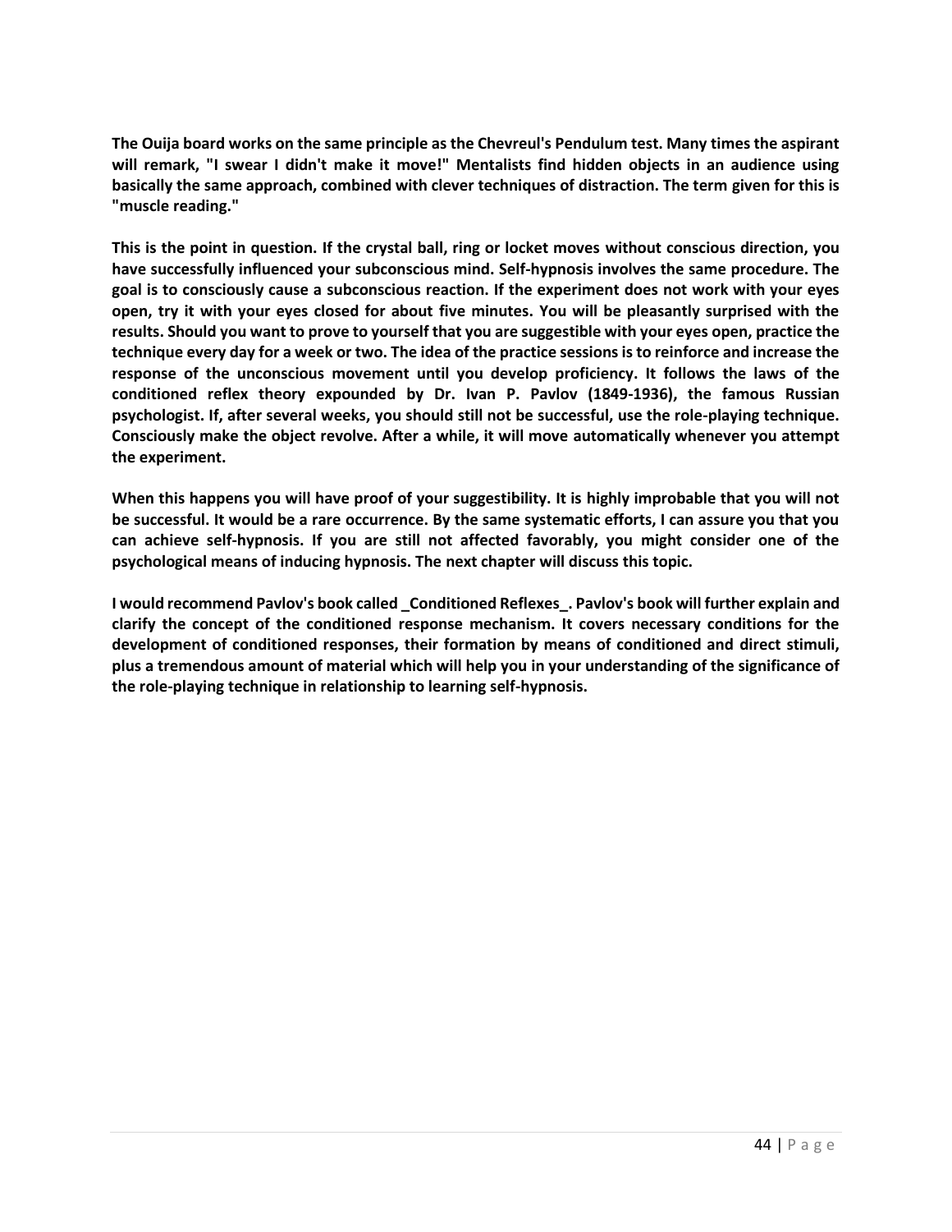**The Ouija board works on the same principle as the Chevreul's Pendulum test. Many times the aspirant will remark, "I swear I didn't make it move!" Mentalists find hidden objects in an audience using basically the same approach, combined with clever techniques of distraction. The term given for this is "muscle reading."**

**This is the point in question. If the crystal ball, ring or locket moves without conscious direction, you have successfully influenced your subconscious mind. Self-hypnosis involves the same procedure. The goal is to consciously cause a subconscious reaction. If the experiment does not work with your eyes open, try it with your eyes closed for about five minutes. You will be pleasantly surprised with the results. Should you want to prove to yourself that you are suggestible with your eyes open, practice the technique every day for a week or two. The idea of the practice sessions is to reinforce and increase the response of the unconscious movement until you develop proficiency. It follows the laws of the conditioned reflex theory expounded by Dr. Ivan P. Pavlov (1849-1936), the famous Russian psychologist. If, after several weeks, you should still not be successful, use the role-playing technique. Consciously make the object revolve. After a while, it will move automatically whenever you attempt the experiment.**

**When this happens you will have proof of your suggestibility. It is highly improbable that you will not be successful. It would be a rare occurrence. By the same systematic efforts, I can assure you that you can achieve self-hypnosis. If you are still not affected favorably, you might consider one of the psychological means of inducing hypnosis. The next chapter will discuss this topic.**

**I would recommend Pavlov's book called _Conditioned Reflexes_. Pavlov's book will further explain and clarify the concept of the conditioned response mechanism. It covers necessary conditions for the development of conditioned responses, their formation by means of conditioned and direct stimuli, plus a tremendous amount of material which will help you in your understanding of the significance of the role-playing technique in relationship to learning self-hypnosis.**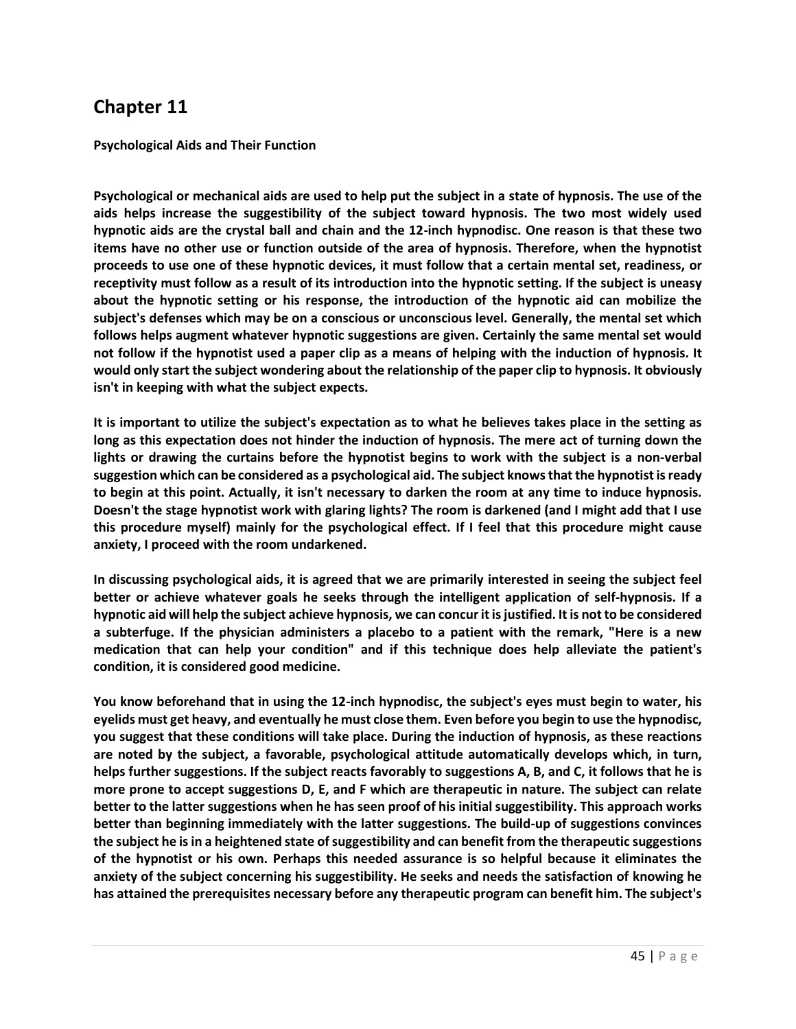# Chapter 11

**Psychological Aids and Their Function**

**Psychological or mechanical aids are used to help put the subject in a state of hypnosis. The use of the aids helps increase the suggestibility of the subject toward hypnosis. The two most widely used hypnotic aids are the crystal ball and chain and the 12-inch hypnodisc. One reason is that these two items have no other use or function outside of the area of hypnosis. Therefore, when the hypnotist proceeds to use one of these hypnotic devices, it must follow that a certain mental set, readiness, or receptivity must follow as a result of its introduction into the hypnotic setting. If the subject is uneasy about the hypnotic setting or his response, the introduction of the hypnotic aid can mobilize the subject's defenses which may be on a conscious or unconscious level. Generally, the mental set which follows helps augment whatever hypnotic suggestions are given. Certainly the same mental set would not follow if the hypnotist used a paper clip as a means of helping with the induction of hypnosis. It would only start the subject wondering about the relationship of the paper clip to hypnosis. It obviously isn't in keeping with what the subject expects.**

**It is important to utilize the subject's expectation as to what he believes takes place in the setting as long as this expectation does not hinder the induction of hypnosis. The mere act of turning down the lights or drawing the curtains before the hypnotist begins to work with the subject is a non-verbal suggestion which can be considered as a psychological aid. The subject knows that the hypnotist is ready to begin at this point. Actually, it isn't necessary to darken the room at any time to induce hypnosis. Doesn't the stage hypnotist work with glaring lights? The room is darkened (and I might add that I use this procedure myself) mainly for the psychological effect. If I feel that this procedure might cause anxiety, I proceed with the room undarkened.**

**In discussing psychological aids, it is agreed that we are primarily interested in seeing the subject feel better or achieve whatever goals he seeks through the intelligent application of self-hypnosis. If a hypnotic aid will help the subject achieve hypnosis, we can concur it is justified. It is not to be considered a subterfuge. If the physician administers a placebo to a patient with the remark, "Here is a new medication that can help your condition" and if this technique does help alleviate the patient's condition, it is considered good medicine.**

**You know beforehand that in using the 12-inch hypnodisc, the subject's eyes must begin to water, his eyelids must get heavy, and eventually he must close them. Even before you begin to use the hypnodisc, you suggest that these conditions will take place. During the induction of hypnosis, as these reactions are noted by the subject, a favorable, psychological attitude automatically develops which, in turn, helps further suggestions. If the subject reacts favorably to suggestions A, B, and C, it follows that he is more prone to accept suggestions D, E, and F which are therapeutic in nature. The subject can relate better to the latter suggestions when he has seen proof of his initial suggestibility. This approach works better than beginning immediately with the latter suggestions. The build-up of suggestions convinces the subject he is in a heightened state of suggestibility and can benefit from the therapeutic suggestions of the hypnotist or his own. Perhaps this needed assurance is so helpful because it eliminates the anxiety of the subject concerning his suggestibility. He seeks and needs the satisfaction of knowing he has attained the prerequisites necessary before any therapeutic program can benefit him. The subject's**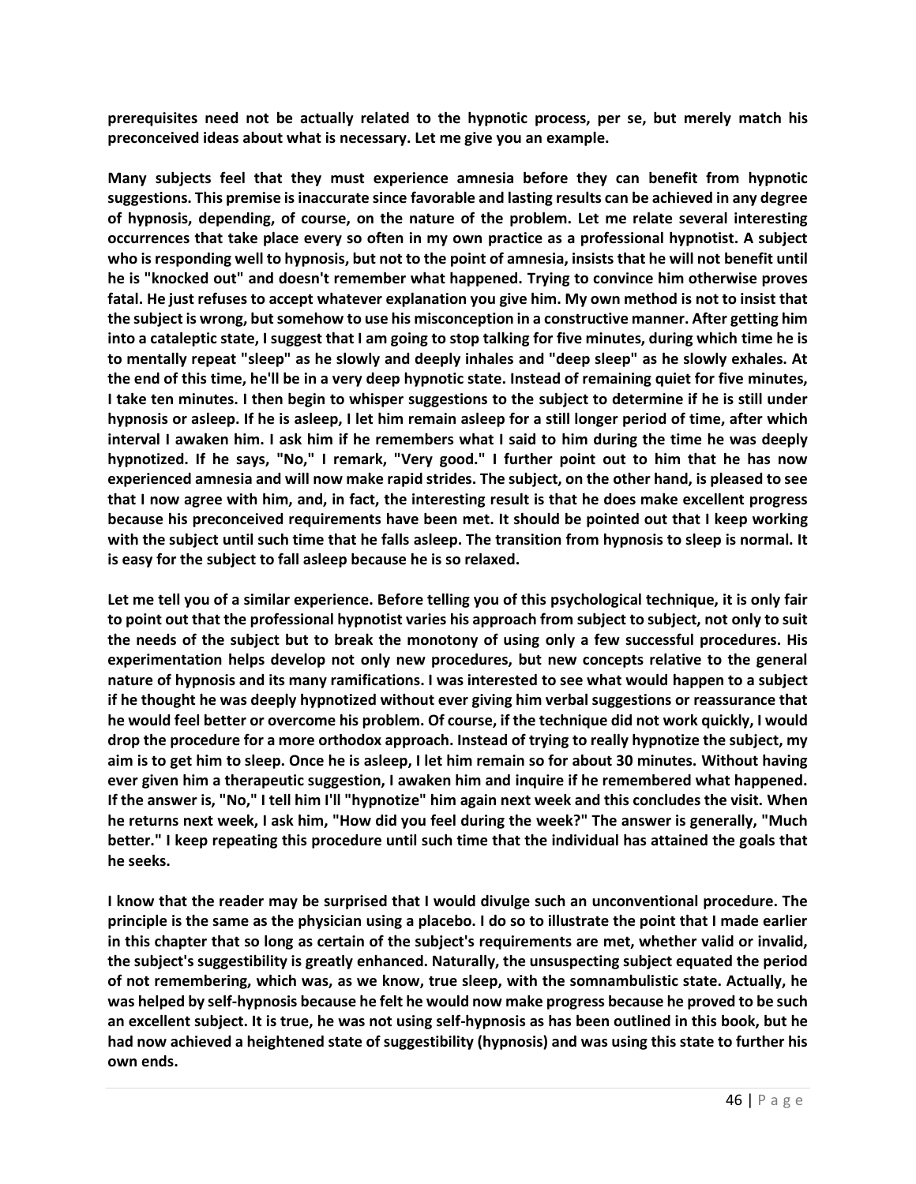**prerequisites need not be actually related to the hypnotic process, per se, but merely match his preconceived ideas about what is necessary. Let me give you an example.**

**Many subjects feel that they must experience amnesia before they can benefit from hypnotic suggestions. This premise is inaccurate since favorable and lasting results can be achieved in any degree of hypnosis, depending, of course, on the nature of the problem. Let me relate several interesting occurrences that take place every so often in my own practice as a professional hypnotist. A subject who is responding well to hypnosis, but not to the point of amnesia, insists that he will not benefit until he is "knocked out" and doesn't remember what happened. Trying to convince him otherwise proves fatal. He just refuses to accept whatever explanation you give him. My own method is not to insist that the subject is wrong, but somehow to use his misconception in a constructive manner. After getting him into a cataleptic state, I suggest that I am going to stop talking for five minutes, during which time he is to mentally repeat "sleep" as he slowly and deeply inhales and "deep sleep" as he slowly exhales. At the end of this time, he'll be in a very deep hypnotic state. Instead of remaining quiet for five minutes, I take ten minutes. I then begin to whisper suggestions to the subject to determine if he is still under hypnosis or asleep. If he is asleep, I let him remain asleep for a still longer period of time, after which interval I awaken him. I ask him if he remembers what I said to him during the time he was deeply hypnotized. If he says, "No," I remark, "Very good." I further point out to him that he has now experienced amnesia and will now make rapid strides. The subject, on the other hand, is pleased to see that I now agree with him, and, in fact, the interesting result is that he does make excellent progress because his preconceived requirements have been met. It should be pointed out that I keep working with the subject until such time that he falls asleep. The transition from hypnosis to sleep is normal. It is easy for the subject to fall asleep because he is so relaxed.**

**Let me tell you of a similar experience. Before telling you of this psychological technique, it is only fair to point out that the professional hypnotist varies his approach from subject to subject, not only to suit the needs of the subject but to break the monotony of using only a few successful procedures. His experimentation helps develop not only new procedures, but new concepts relative to the general nature of hypnosis and its many ramifications. I was interested to see what would happen to a subject if he thought he was deeply hypnotized without ever giving him verbal suggestions or reassurance that he would feel better or overcome his problem. Of course, if the technique did not work quickly, I would drop the procedure for a more orthodox approach. Instead of trying to really hypnotize the subject, my aim is to get him to sleep. Once he is asleep, I let him remain so for about 30 minutes. Without having ever given him a therapeutic suggestion, I awaken him and inquire if he remembered what happened. If the answer is, "No," I tell him I'll "hypnotize" him again next week and this concludes the visit. When he returns next week, I ask him, "How did you feel during the week?" The answer is generally, "Much better." I keep repeating this procedure until such time that the individual has attained the goals that he seeks.**

**I know that the reader may be surprised that I would divulge such an unconventional procedure. The principle is the same as the physician using a placebo. I do so to illustrate the point that I made earlier in this chapter that so long as certain of the subject's requirements are met, whether valid or invalid, the subject's suggestibility is greatly enhanced. Naturally, the unsuspecting subject equated the period of not remembering, which was, as we know, true sleep, with the somnambulistic state. Actually, he was helped by self-hypnosis because he felt he would now make progress because he proved to be such an excellent subject. It is true, he was not using self-hypnosis as has been outlined in this book, but he had now achieved a heightened state of suggestibility (hypnosis) and was using this state to further his own ends.**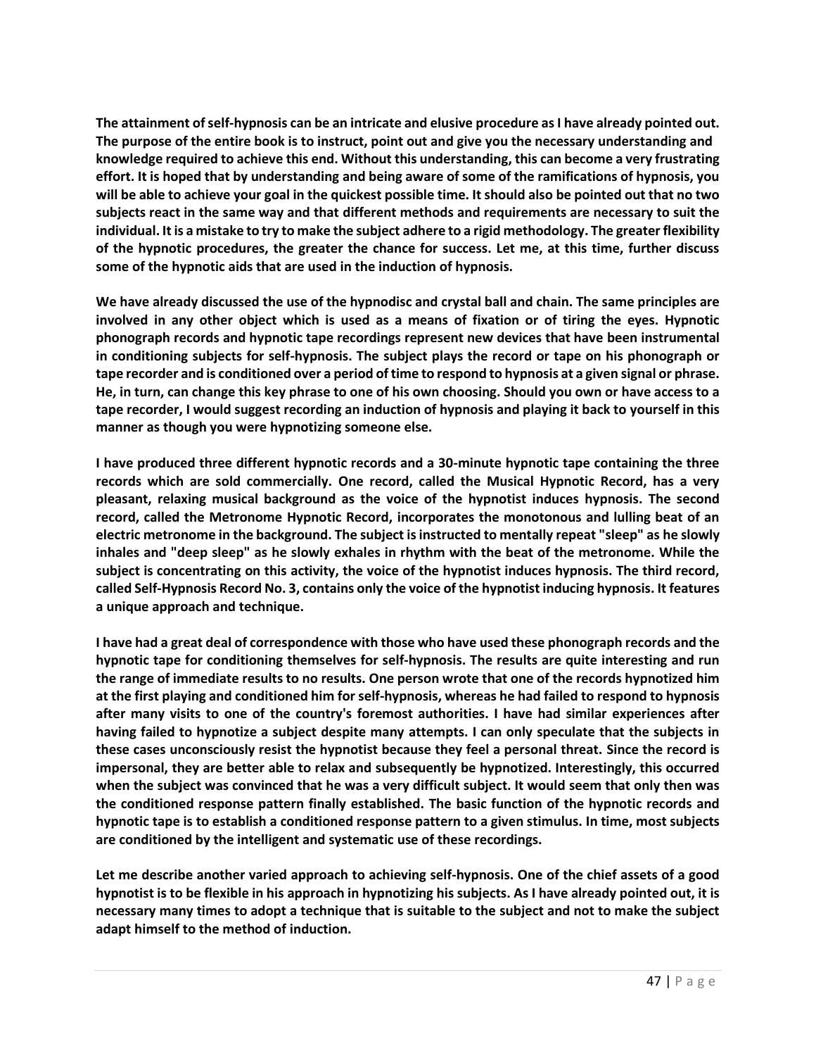The attainment of self-hypnosis can be an intricate and elusive procedure as I have already pointed out. The purpose of the entire book is to instruct, point out and give you the necessary understanding and knowledge required to achieve this end. Without this understanding, this can become a very frustrating effort. It is hoped that by understanding and being aware of some of the ramifications of hypnosis, you will be able to achieve your goal in the quickest possible time. It should also be pointed out that no two subjects react in the same way and that different methods and requirements are necessary to suit the individual. It is a mistake to try to make the subject adhere to a rigid methodology. The greater flexibility of the hypnotic procedures, the greater the chance for success. Let me, at this time, further discuss some of the hypnotic aids that are used in the induction of hypnosis.

We have already discussed the use of the hypnodisc and crystal ball and chain. The same principles are involved in any other object which is used as a means of fixation or of tiring the eyes. Hypnotic phonograph records and hypnotic tape recordings represent new devices that have been instrumental in conditioning subjects for self-hypnosis. The subject plays the record or tape on his phonograph or tape recorder and is conditioned over a period of time to respond to hypnosis at a given signal or phrase. He, in turn, can change this key phrase to one of his own choosing. Should you own or have access to a tape recorder, I would suggest recording an induction of hypnosis and playing it back to yourself in this manner as though you were hypnotizing someone else.

I have produced three different hypnotic records and a 30-minute hypnotic tape containing the three records which are sold commercially. One record, called the Musical Hypnotic Record, has a very pleasant, relaxing musical background as the voice of the hypnotist induces hypnosis. The second record, called the Metronome Hypnotic Record, incorporates the monotonous and lulling beat of an electric metronome in the background. The subject is instructed to mentally repeat "sleep" as he slowly inhales and "deep sleep" as he slowly exhales in rhythm with the beat of the metronome. While the subject is concentrating on this activity, the voice of the hypnotist induces hypnosis. The third record, called Self-Hypnosis Record No. 3, contains only the voice of the hypnotist inducing hypnosis. It features a unique approach and technique.

I have had a great deal of correspondence with those who have used these phonograph records and the hypnotic tape for conditioning themselves for self-hypnosis. The results are quite interesting and run the range of immediate results to no results. One person wrote that one of the records hypnotized him at the first playing and conditioned him for self-hypnosis, whereas he had failed to respond to hypnosis after many visits to one of the country's foremost authorities. I have had similar experiences after having failed to hypnotize a subject despite many attempts. I can only speculate that the subjects in these cases unconsciously resist the hypnotist because they feel a personal threat. Since the record is impersonal, they are better able to relax and subsequently be hypnotized. Interestingly, this occurred when the subject was convinced that he was a very difficult subject. It would seem that only then was the conditioned response pattern finally established. The basic function of the hypnotic records and hypnotic tape is to establish a conditioned response pattern to a given stimulus. In time, most subjects are conditioned by the intelligent and systematic use of these recordings.

Let me describe another varied approach to achieving self-hypnosis. One of the chief assets of a good hypnotist is to be flexible in his approach in hypnotizing his subjects. As I have already pointed out, it is necessary many times to adopt a technique that is suitable to the subject and not to make the subject adapt himself to the method of induction.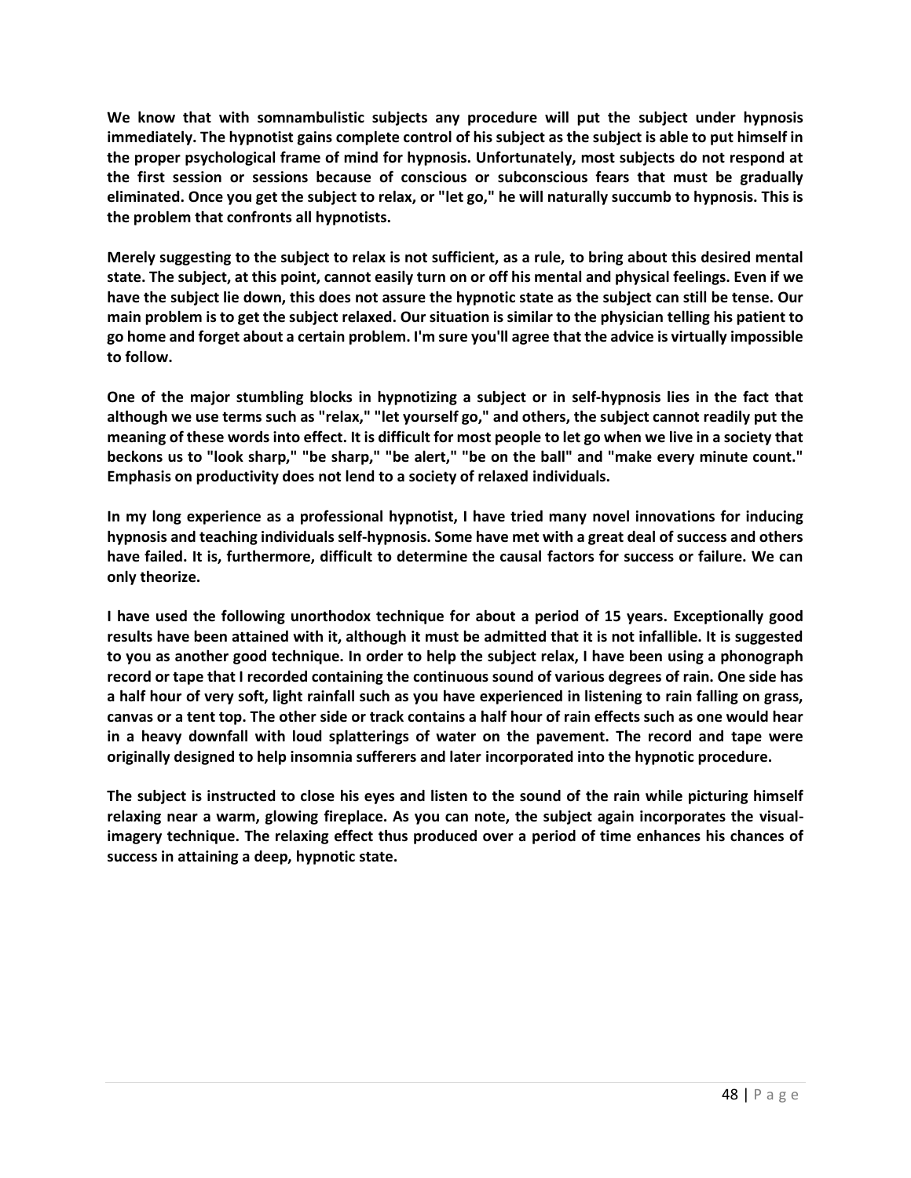**We know that with somnambulistic subjects any procedure will put the subject under hypnosis immediately. The hypnotist gains complete control of his subject as the subject is able to put himself in the proper psychological frame of mind for hypnosis. Unfortunately, most subjects do not respond at the first session or sessions because of conscious or subconscious fears that must be gradually eliminated. Once you get the subject to relax, or "let go," he will naturally succumb to hypnosis. This is the problem that confronts all hypnotists.**

**Merely suggesting to the subject to relax is not sufficient, as a rule, to bring about this desired mental state. The subject, at this point, cannot easily turn on or off his mental and physical feelings. Even if we have the subject lie down, this does not assure the hypnotic state as the subject can still be tense. Our main problem is to get the subject relaxed. Our situation is similar to the physician telling his patient to go home and forget about a certain problem. I'm sure you'll agree that the advice is virtually impossible to follow.**

**One of the major stumbling blocks in hypnotizing a subject or in self-hypnosis lies in the fact that although we use terms such as "relax," "let yourself go," and others, the subject cannot readily put the meaning of these words into effect. It is difficult for most people to let go when we live in a society that beckons us to "look sharp," "be sharp," "be alert," "be on the ball" and "make every minute count." Emphasis on productivity does not lend to a society of relaxed individuals.**

**In my long experience as a professional hypnotist, I have tried many novel innovations for inducing hypnosis and teaching individuals self-hypnosis. Some have met with a great deal of success and others have failed. It is, furthermore, difficult to determine the causal factors for success or failure. We can only theorize.**

**I have used the following unorthodox technique for about a period of 15 years. Exceptionally good results have been attained with it, although it must be admitted that it is not infallible. It is suggested to you as another good technique. In order to help the subject relax, I have been using a phonograph record or tape that I recorded containing the continuous sound of various degrees of rain. One side has a half hour of very soft, light rainfall such as you have experienced in listening to rain falling on grass, canvas or a tent top. The other side or track contains a half hour of rain effects such as one would hear in a heavy downfall with loud splatterings of water on the pavement. The record and tape were originally designed to help insomnia sufferers and later incorporated into the hypnotic procedure.**

**The subject is instructed to close his eyes and listen to the sound of the rain while picturing himself relaxing near a warm, glowing fireplace. As you can note, the subject again incorporates the visual-imagery technique. The relaxing effect thus produced over a period of time enhances his chances of success in attaining a deep, hypnotic state.**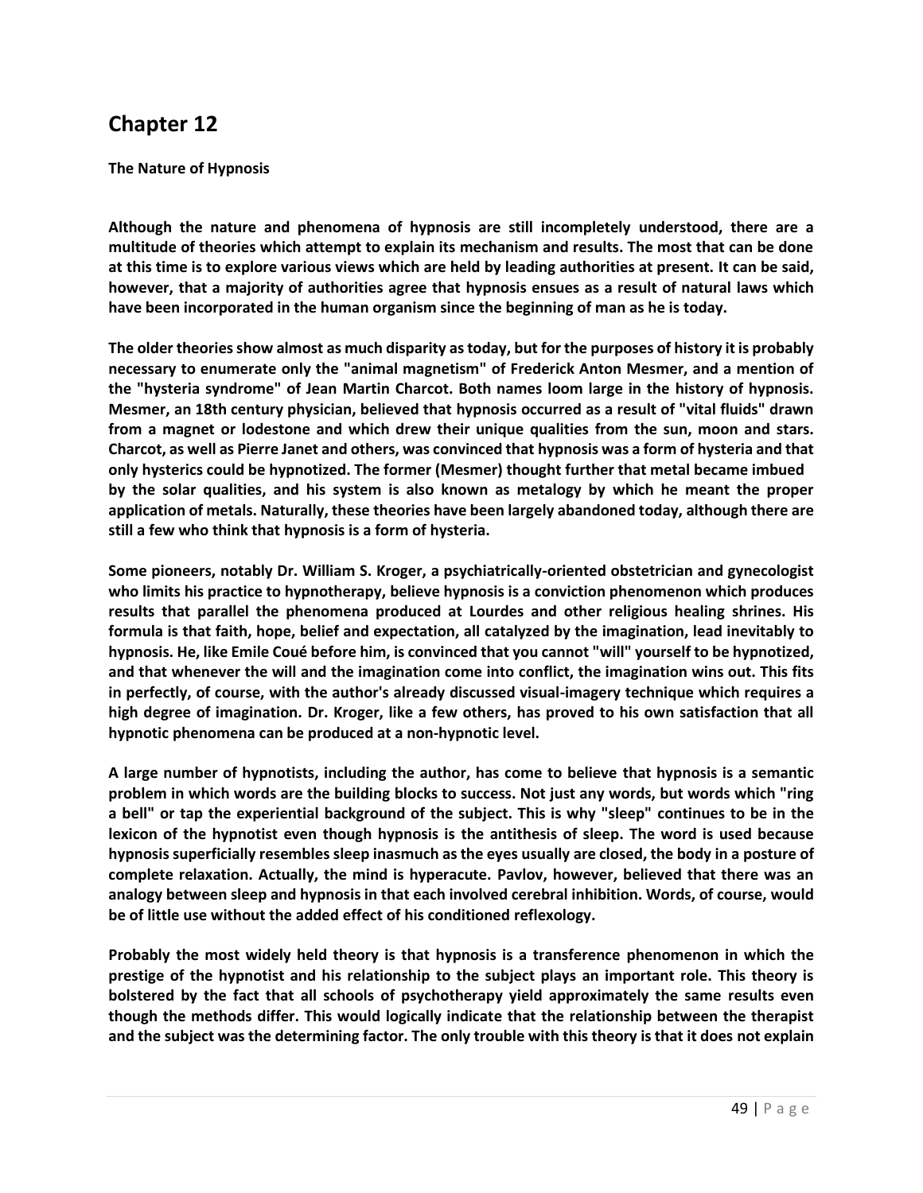# Chapter 12

**The Nature of Hypnosis**

**Although the nature and phenomena of hypnosis are still incompletely understood, there are a multitude of theories which attempt to explain its mechanism and results. The most that can be done at this time is to explore various views which are held by leading authorities at present. It can be said, however, that a majority of authorities agree that hypnosis ensues as a result of natural laws which have been incorporated in the human organism since the beginning of man as he is today.**

**The older theories show almost as much disparity as today, but for the purposes of history it is probably necessary to enumerate only the "animal magnetism" of Frederick Anton Mesmer, and a mention of the "hysteria syndrome" of Jean Martin Charcot. Both names loom large in the history of hypnosis. Mesmer, an 18th century physician, believed that hypnosis occurred as a result of "vital fluids" drawn from a magnet or lodestone and which drew their unique qualities from the sun, moon and stars. Charcot, as well as Pierre Janet and others, was convinced that hypnosis was a form of hysteria and that only hysterics could be hypnotized. The former (Mesmer) thought further that metal became imbued by the solar qualities, and his system is also known as metalogy by which he meant the proper application of metals. Naturally, these theories have been largely abandoned today, although there are still a few who think that hypnosis is a form of hysteria.**

**Some pioneers, notably Dr. William S. Kroger, a psychiatrically-oriented obstetrician and gynecologist who limits his practice to hypnotherapy, believe hypnosis is a conviction phenomenon which produces results that parallel the phenomena produced at Lourdes and other religious healing shrines. His formula is that faith, hope, belief and expectation, all catalyzed by the imagination, lead inevitably to hypnosis. He, like Emile Coué before him, is convinced that you cannot "will" yourself to be hypnotized, and that whenever the will and the imagination come into conflict, the imagination wins out. This fits in perfectly, of course, with the author's already discussed visual-imagery technique which requires a high degree of imagination. Dr. Kroger, like a few others, has proved to his own satisfaction that all hypnotic phenomena can be produced at a non-hypnotic level.**

**A large number of hypnotists, including the author, has come to believe that hypnosis is a semantic problem in which words are the building blocks to success. Not just any words, but words which "ring a bell" or tap the experiential background of the subject. This is why "sleep" continues to be in the lexicon of the hypnotist even though hypnosis is the antithesis of sleep. The word is used because hypnosis superficially resembles sleep inasmuch as the eyes usually are closed, the body in a posture of complete relaxation. Actually, the mind is hyperacute. Pavlov, however, believed that there was an analogy between sleep and hypnosis in that each involved cerebral inhibition. Words, of course, would be of little use without the added effect of his conditioned reflexology.**

**Probably the most widely held theory is that hypnosis is a transference phenomenon in which the prestige of the hypnotist and his relationship to the subject plays an important role. This theory is bolstered by the fact that all schools of psychotherapy yield approximately the same results even though the methods differ. This would logically indicate that the relationship between the therapist and the subject was the determining factor. The only trouble with this theory is that it does not explain**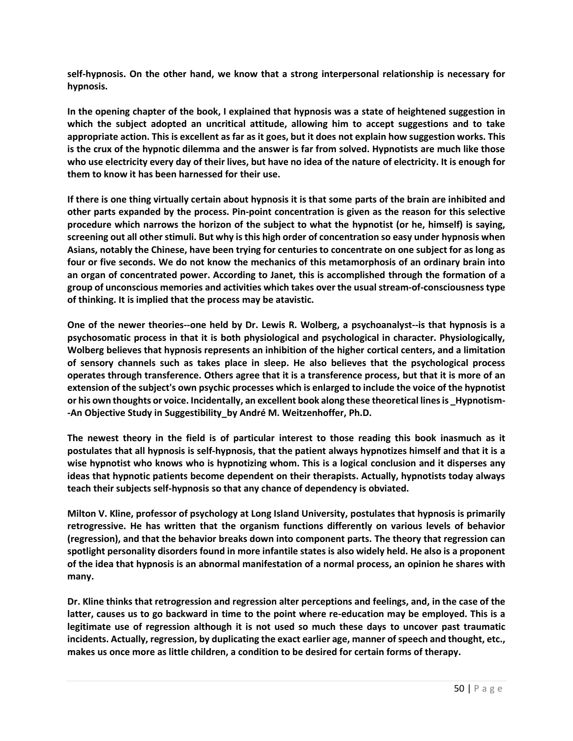self-hypnosis. On the other hand, we know that a strong interpersonal relationship is necessary for hypnosis.

In the opening chapter of the book, I explained that hypnosis was a state of heightened suggestion in which the subject adopted an uncritical attitude, allowing him to accept suggestions and to take appropriate action. This is excellent as far as it goes, but it does not explain how suggestion works. This is the crux of the hypnotic dilemma and the answer is far from solved. Hypnotists are much like those who use electricity every day of their lives, but have no idea of the nature of electricity. It is enough for them to know it has been harnessed for their use.

If there is one thing virtually certain about hypnosis it is that some parts of the brain are inhibited and other parts expanded by the process. Pin-point concentration is given as the reason for this selective procedure which narrows the horizon of the subject to what the hypnotist (or he, himself) is saying, screening out all other stimuli. But why is this high order of concentration so easy under hypnosis when Asians, notably the Chinese, have been trying for centuries to concentrate on one subject for as long as four or five seconds. We do not know the mechanics of this metamorphosis of an ordinary brain into an organ of concentrated power. According to Janet, this is accomplished through the formation of a group of unconscious memories and activities which takes over the usual stream-of-consciousness type of thinking. It is implied that the process may be atavistic.

One of the newer theories--one held by Dr. Lewis R. Wolberg, a psychoanalyst--is that hypnosis is a psychosomatic process in that it is both physiological and psychological in character. Physiologically, Wolberg believes that hypnosis represents an inhibition of the higher cortical centers, and a limitation of sensory channels such as takes place in sleep. He also believes that the psychological process operates through transference. Others agree that it is a transference process, but that it is more of an extension of the subject's own psychic processes which is enlarged to include the voice of the hypnotist or his own thoughts or voice. Incidentally, an excellent book along these theoretical lines is _Hypnotism--An Objective Study in Suggestibility_by André M. Weitzenhoffer, Ph.D.

The newest theory in the field is of particular interest to those reading this book inasmuch as it postulates that all hypnosis is self-hypnosis, that the patient always hypnotizes himself and that it is a wise hypnotist who knows who is hypnotizing whom. This is a logical conclusion and it disperses any ideas that hypnotic patients become dependent on their therapists. Actually, hypnotists today always teach their subjects self-hypnosis so that any chance of dependency is obviated.

Milton V. Kline, professor of psychology at Long Island University, postulates that hypnosis is primarily retrogressive. He has written that the organism functions differently on various levels of behavior (regression), and that the behavior breaks down into component parts. The theory that regression can spotlight personality disorders found in more infantile states is also widely held. He also is a proponent of the idea that hypnosis is an abnormal manifestation of a normal process, an opinion he shares with many.

Dr. Kline thinks that retrogression and regression alter perceptions and feelings, and, in the case of the latter, causes us to go backward in time to the point where re-education may be employed. This is a legitimate use of regression although it is not used so much these days to uncover past traumatic incidents. Actually, regression, by duplicating the exact earlier age, manner of speech and thought, etc., makes us once more as little children, a condition to be desired for certain forms of therapy.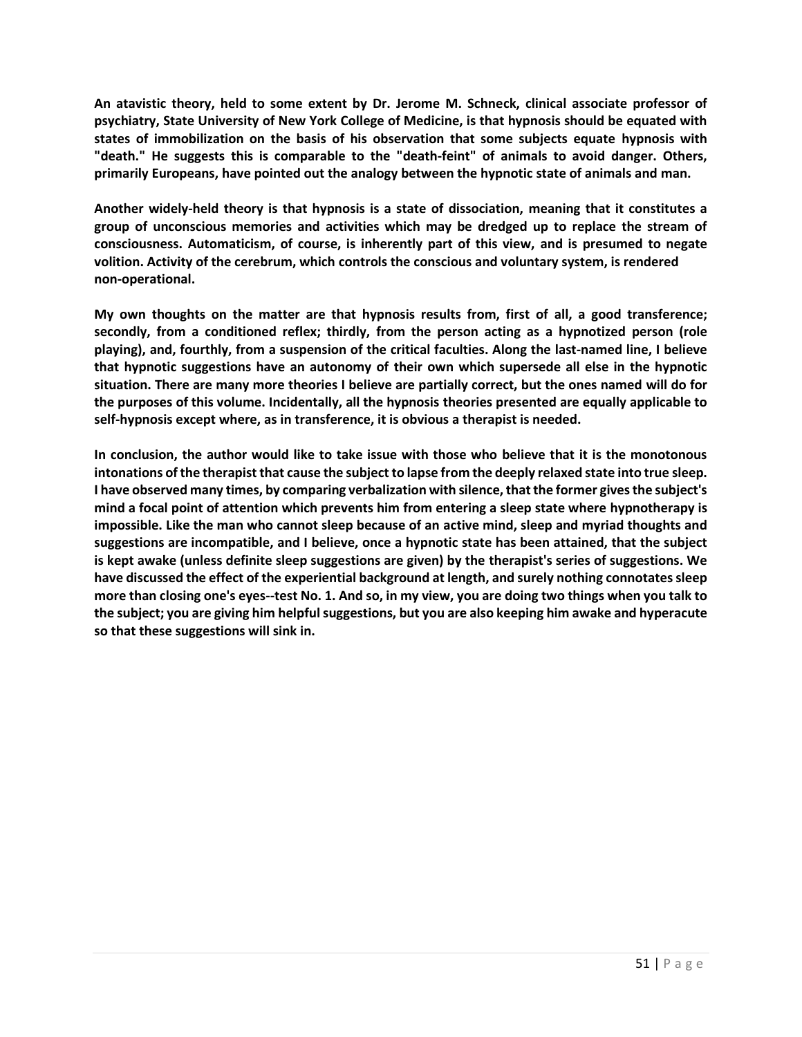An atavistic theory, held to some extent by Dr. Jerome M. Schneck, clinical associate professor of psychiatry, State University of New York College of Medicine, is that hypnosis should be equated with states of immobilization on the basis of his observation that some subjects equate hypnosis with "death." He suggests this is comparable to the "death-feint" of animals to avoid danger. Others, primarily Europeans, have pointed out the analogy between the hypnotic state of animals and man.

Another widely-held theory is that hypnosis is a state of dissociation, meaning that it constitutes a group of unconscious memories and activities which may be dredged up to replace the stream of consciousness. Automaticism, of course, is inherently part of this view, and is presumed to negate volition. Activity of the cerebrum, which controls the conscious and voluntary system, is rendered non-operational.

My own thoughts on the matter are that hypnosis results from, first of all, a good transference; secondly, from a conditioned reflex; thirdly, from the person acting as a hypnotized person (role playing), and, fourthly, from a suspension of the critical faculties. Along the last-named line, I believe that hypnotic suggestions have an autonomy of their own which supersede all else in the hypnotic situation. There are many more theories I believe are partially correct, but the ones named will do for the purposes of this volume. Incidentally, all the hypnosis theories presented are equally applicable to self-hypnosis except where, as in transference, it is obvious a therapist is needed.

In conclusion, the author would like to take issue with those who believe that it is the monotonous intonations of the therapist that cause the subject to lapse from the deeply relaxed state into true sleep. I have observed many times, by comparing verbalization with silence, that the former gives the subject's mind a focal point of attention which prevents him from entering a sleep state where hypnotherapy is impossible. Like the man who cannot sleep because of an active mind, sleep and myriad thoughts and suggestions are incompatible, and I believe, once a hypnotic state has been attained, that the subject is kept awake (unless definite sleep suggestions are given) by the therapist's series of suggestions. We have discussed the effect of the experiential background at length, and surely nothing connotates sleep more than closing one's eyes--test No. 1. And so, in my view, you are doing two things when you talk to the subject; you are giving him helpful suggestions, but you are also keeping him awake and hyperacute so that these suggestions will sink in.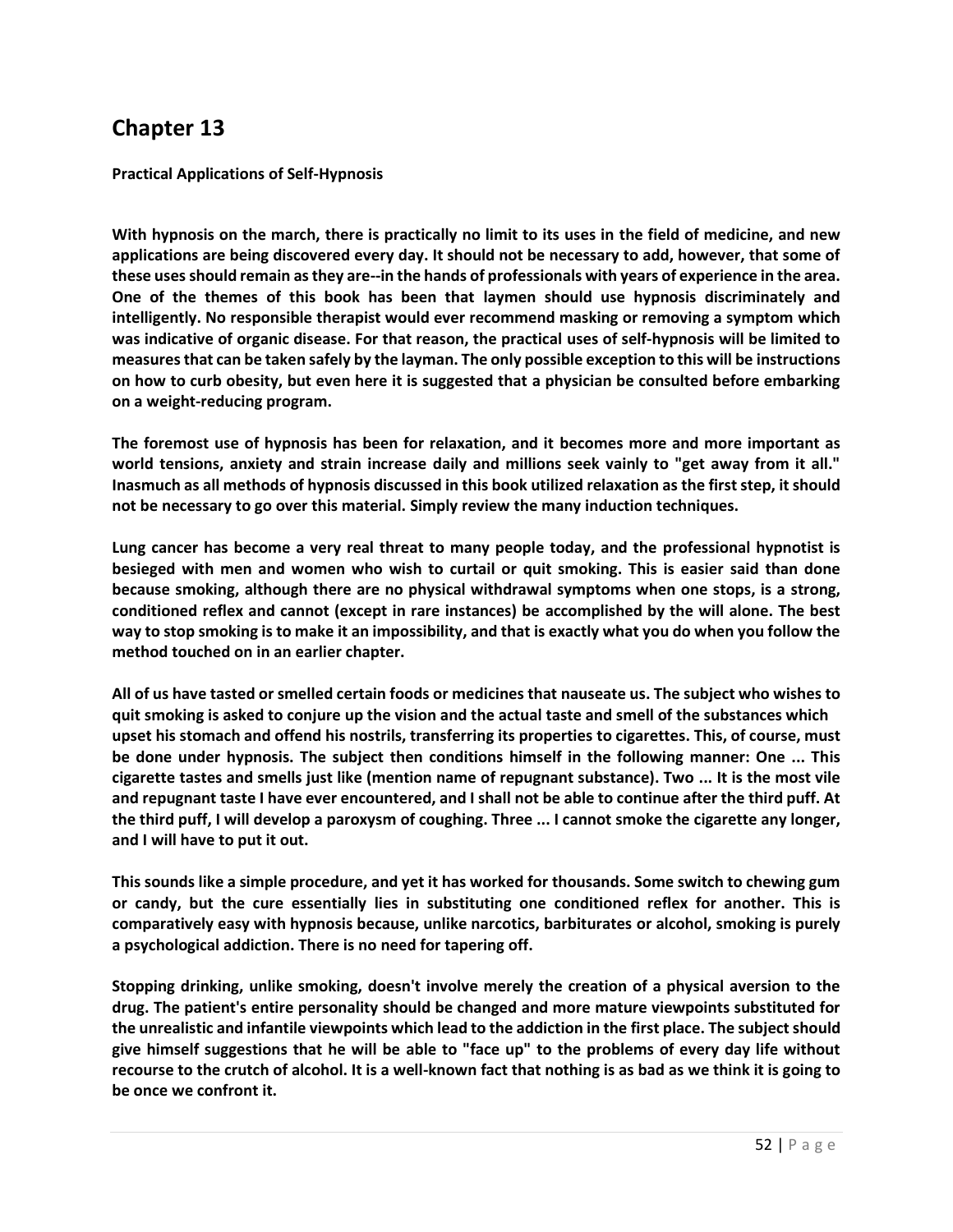# Chapter 13

**Practical Applications of Self-Hypnosis**

**With hypnosis on the march, there is practically no limit to its uses in the field of medicine, and new applications are being discovered every day. It should not be necessary to add, however, that some of these uses should remain as they are--in the hands of professionals with years of experience in the area. One of the themes of this book has been that laymen should use hypnosis discriminately and intelligently. No responsible therapist would ever recommend masking or removing a symptom which was indicative of organic disease. For that reason, the practical uses of self-hypnosis will be limited to measures that can be taken safely by the layman. The only possible exception to this will be instructions on how to curb obesity, but even here it is suggested that a physician be consulted before embarking on a weight-reducing program.**

**The foremost use of hypnosis has been for relaxation, and it becomes more and more important as world tensions, anxiety and strain increase daily and millions seek vainly to "get away from it all." Inasmuch as all methods of hypnosis discussed in this book utilized relaxation as the first step, it should not be necessary to go over this material. Simply review the many induction techniques.**

**Lung cancer has become a very real threat to many people today, and the professional hypnotist is besieged with men and women who wish to curtail or quit smoking. This is easier said than done because smoking, although there are no physical withdrawal symptoms when one stops, is a strong, conditioned reflex and cannot (except in rare instances) be accomplished by the will alone. The best way to stop smoking is to make it an impossibility, and that is exactly what you do when you follow the method touched on in an earlier chapter.**

**All of us have tasted or smelled certain foods or medicines that nauseate us. The subject who wishes to quit smoking is asked to conjure up the vision and the actual taste and smell of the substances which upset his stomach and offend his nostrils, transferring its properties to cigarettes. This, of course, must be done under hypnosis. The subject then conditions himself in the following manner: One ... This cigarette tastes and smells just like (mention name of repugnant substance). Two ... It is the most vile and repugnant taste I have ever encountered, and I shall not be able to continue after the third puff. At the third puff, I will develop a paroxysm of coughing. Three ... I cannot smoke the cigarette any longer, and I will have to put it out.**

**This sounds like a simple procedure, and yet it has worked for thousands. Some switch to chewing gum or candy, but the cure essentially lies in substituting one conditioned reflex for another. This is comparatively easy with hypnosis because, unlike narcotics, barbiturates or alcohol, smoking is purely a psychological addiction. There is no need for tapering off.**

**Stopping drinking, unlike smoking, doesn't involve merely the creation of a physical aversion to the drug. The patient's entire personality should be changed and more mature viewpoints substituted for the unrealistic and infantile viewpoints which lead to the addiction in the first place. The subject should give himself suggestions that he will be able to "face up" to the problems of every day life without recourse to the crutch of alcohol. It is a well-known fact that nothing is as bad as we think it is going to be once we confront it.**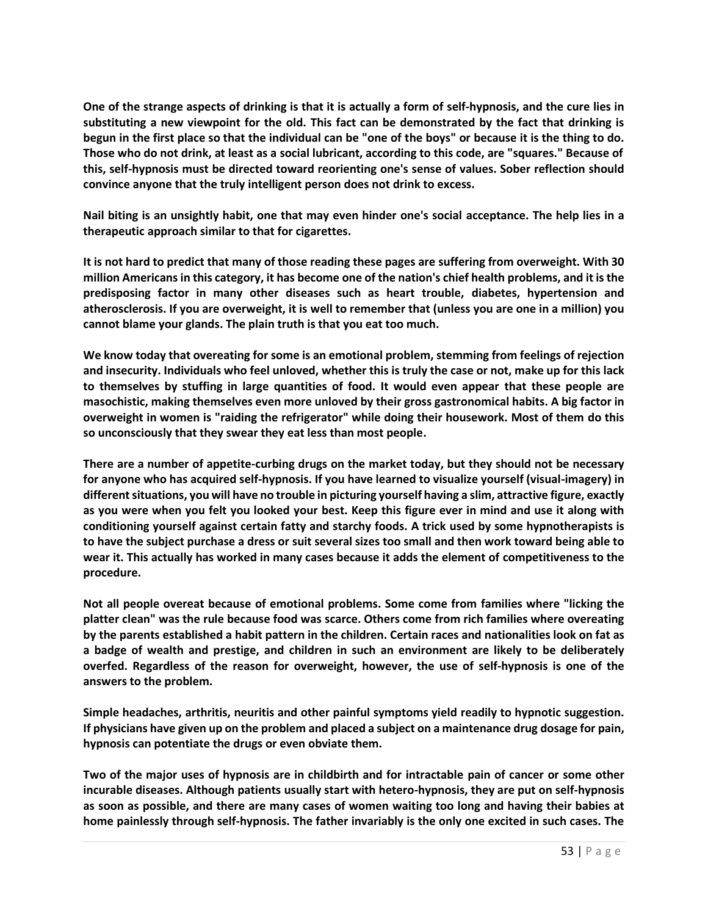**One of the strange aspects of drinking is that it is actually a form of self-hypnosis, and the cure lies in substituting a new viewpoint for the old. This fact can be demonstrated by the fact that drinking is begun in the first place so that the individual can be "one of the boys" or because it is the thing to do. Those who do not drink, at least as a social lubricant, according to this code, are "squares." Because of this, self-hypnosis must be directed toward reorienting one's sense of values. Sober reflection should convince anyone that the truly intelligent person does not drink to excess.**

**Nail biting is an unsightly habit, one that may even hinder one's social acceptance. The help lies in a therapeutic approach similar to that for cigarettes.**

**It is not hard to predict that many of those reading these pages are suffering from overweight. With 30 million Americans in this category, it has become one of the nation's chief health problems, and it is the predisposing factor in many other diseases such as heart trouble, diabetes, hypertension and atherosclerosis. If you are overweight, it is well to remember that (unless you are one in a million) you cannot blame your glands. The plain truth is that you eat too much.**

**We know today that overeating for some is an emotional problem, stemming from feelings of rejection and insecurity. Individuals who feel unloved, whether this is truly the case or not, make up for this lack to themselves by stuffing in large quantities of food. It would even appear that these people are masochistic, making themselves even more unloved by their gross gastronomical habits. A big factor in overweight in women is "raiding the refrigerator" while doing their housework. Most of them do this so unconsciously that they swear they eat less than most people.**

**There are a number of appetite-curbing drugs on the market today, but they should not be necessary for anyone who has acquired self-hypnosis. If you have learned to visualize yourself (visual-imagery) in different situations, you will have no trouble in picturing yourself having a slim, attractive figure, exactly as you were when you felt you looked your best. Keep this figure ever in mind and use it along with conditioning yourself against certain fatty and starchy foods. A trick used by some hypnotherapists is to have the subject purchase a dress or suit several sizes too small and then work toward being able to wear it. This actually has worked in many cases because it adds the element of competitiveness to the procedure.**

**Not all people overeat because of emotional problems. Some come from families where "licking the platter clean" was the rule because food was scarce. Others come from rich families where overeating by the parents established a habit pattern in the children. Certain races and nationalities look on fat as a badge of wealth and prestige, and children in such an environment are likely to be deliberately overfed. Regardless of the reason for overweight, however, the use of self-hypnosis is one of the answers to the problem.**

**Simple headaches, arthritis, neuritis and other painful symptoms yield readily to hypnotic suggestion. If physicians have given up on the problem and placed a subject on a maintenance drug dosage for pain, hypnosis can potentiate the drugs or even obviate them.**

**Two of the major uses of hypnosis are in childbirth and for intractable pain of cancer or some other incurable diseases. Although patients usually start with hetero-hypnosis, they are put on self-hypnosis as soon as possible, and there are many cases of women waiting too long and having their babies at home painlessly through self-hypnosis. The father invariably is the only one excited in such cases. The**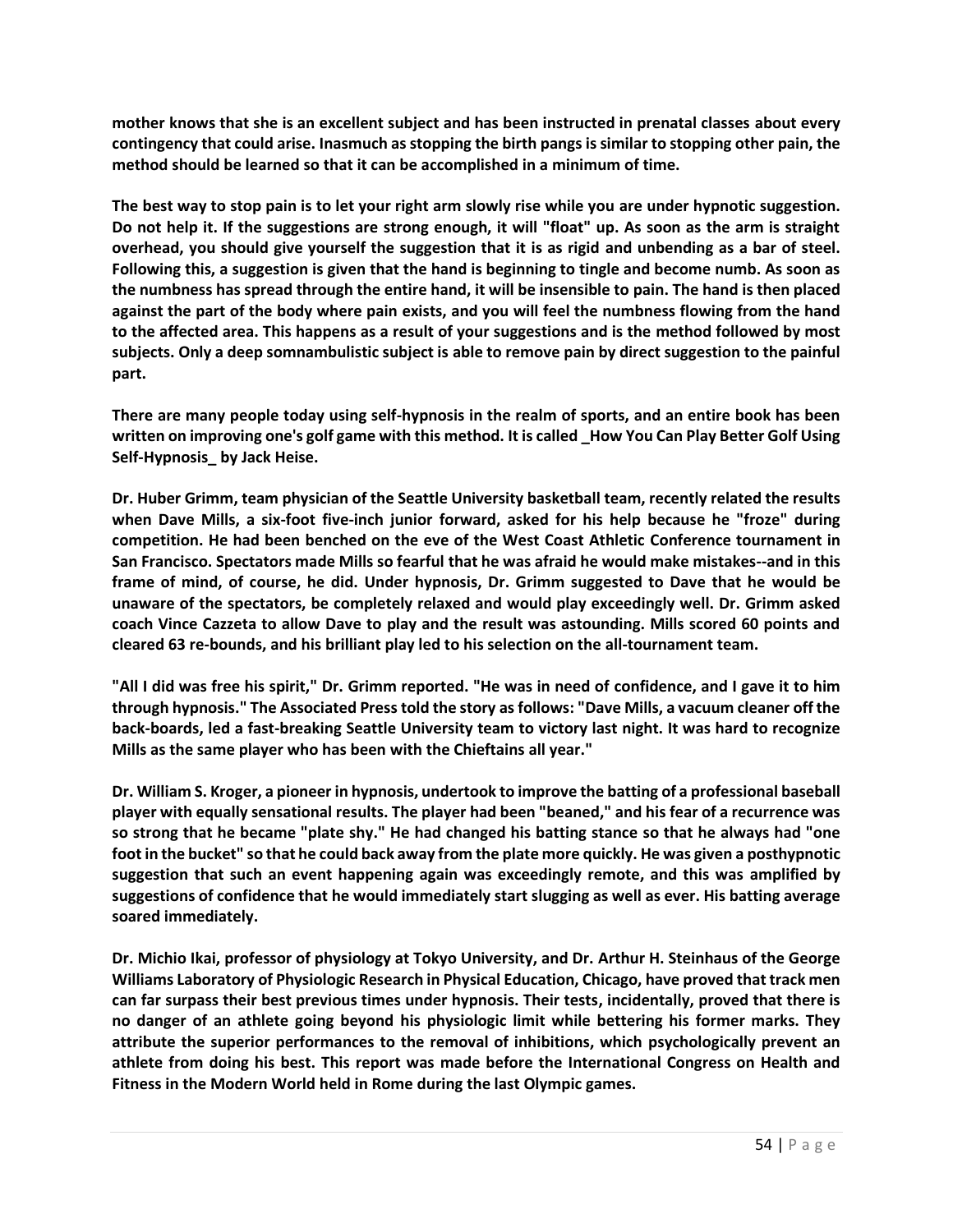**mother knows that she is an excellent subject and has been instructed in prenatal classes about every contingency that could arise. Inasmuch as stopping the birth pangs is similar to stopping other pain, the method should be learned so that it can be accomplished in a minimum of time.**

**The best way to stop pain is to let your right arm slowly rise while you are under hypnotic suggestion. Do not help it. If the suggestions are strong enough, it will "float" up. As soon as the arm is straight overhead, you should give yourself the suggestion that it is as rigid and unbending as a bar of steel. Following this, a suggestion is given that the hand is beginning to tingle and become numb. As soon as the numbness has spread through the entire hand, it will be insensible to pain. The hand is then placed against the part of the body where pain exists, and you will feel the numbness flowing from the hand to the affected area. This happens as a result of your suggestions and is the method followed by most subjects. Only a deep somnambulistic subject is able to remove pain by direct suggestion to the painful part.**

**There are many people today using self-hypnosis in the realm of sports, and an entire book has been written on improving one's golf game with this method. It is called _How You Can Play Better Golf Using Self-Hypnosis_ by Jack Heise.**

**Dr. Huber Grimm, team physician of the Seattle University basketball team, recently related the results when Dave Mills, a six-foot five-inch junior forward, asked for his help because he "froze" during competition. He had been benched on the eve of the West Coast Athletic Conference tournament in San Francisco. Spectators made Mills so fearful that he was afraid he would make mistakes--and in this frame of mind, of course, he did. Under hypnosis, Dr. Grimm suggested to Dave that he would be unaware of the spectators, be completely relaxed and would play exceedingly well. Dr. Grimm asked coach Vince Cazzeta to allow Dave to play and the result was astounding. Mills scored 60 points and cleared 63 re-bounds, and his brilliant play led to his selection on the all-tournament team.**

**"All I did was free his spirit," Dr. Grimm reported. "He was in need of confidence, and I gave it to him through hypnosis." The Associated Press told the story as follows: "Dave Mills, a vacuum cleaner off the back-boards, led a fast-breaking Seattle University team to victory last night. It was hard to recognize Mills as the same player who has been with the Chieftains all year."**

**Dr. William S. Kroger, a pioneer in hypnosis, undertook to improve the batting of a professional baseball player with equally sensational results. The player had been "beaned," and his fear of a recurrence was so strong that he became "plate shy." He had changed his batting stance so that he always had "one foot in the bucket" so that he could back away from the plate more quickly. He was given a posthypnotic suggestion that such an event happening again was exceedingly remote, and this was amplified by suggestions of confidence that he would immediately start slugging as well as ever. His batting average soared immediately.**

**Dr. Michio Ikai, professor of physiology at Tokyo University, and Dr. Arthur H. Steinhaus of the George Williams Laboratory of Physiologic Research in Physical Education, Chicago, have proved that track men can far surpass their best previous times under hypnosis. Their tests, incidentally, proved that there is no danger of an athlete going beyond his physiologic limit while bettering his former marks. They attribute the superior performances to the removal of inhibitions, which psychologically prevent an athlete from doing his best. This report was made before the International Congress on Health and Fitness in the Modern World held in Rome during the last Olympic games.**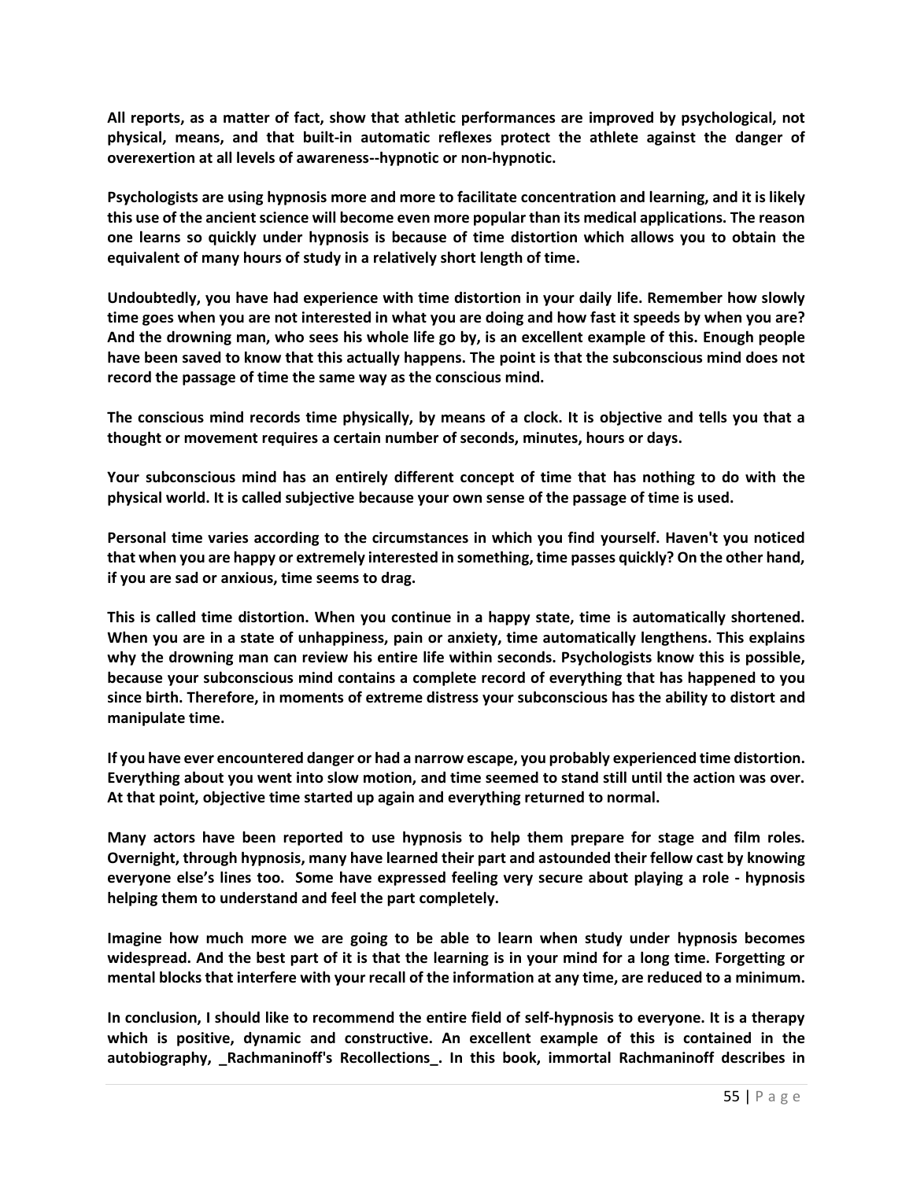**All reports, as a matter of fact, show that athletic performances are improved by psychological, not physical, means, and that built-in automatic reflexes protect the athlete against the danger of overexertion at all levels of awareness--hypnotic or non-hypnotic.**

**Psychologists are using hypnosis more and more to facilitate concentration and learning, and it is likely this use of the ancient science will become even more popular than its medical applications. The reason one learns so quickly under hypnosis is because of time distortion which allows you to obtain the equivalent of many hours of study in a relatively short length of time.**

**Undoubtedly, you have had experience with time distortion in your daily life. Remember how slowly time goes when you are not interested in what you are doing and how fast it speeds by when you are? And the drowning man, who sees his whole life go by, is an excellent example of this. Enough people have been saved to know that this actually happens. The point is that the subconscious mind does not record the passage of time the same way as the conscious mind.**

**The conscious mind records time physically, by means of a clock. It is objective and tells you that a thought or movement requires a certain number of seconds, minutes, hours or days.**

**Your subconscious mind has an entirely different concept of time that has nothing to do with the physical world. It is called subjective because your own sense of the passage of time is used.**

**Personal time varies according to the circumstances in which you find yourself. Haven't you noticed that when you are happy or extremely interested in something, time passes quickly? On the other hand, if you are sad or anxious, time seems to drag.**

**This is called time distortion. When you continue in a happy state, time is automatically shortened. When you are in a state of unhappiness, pain or anxiety, time automatically lengthens. This explains why the drowning man can review his entire life within seconds. Psychologists know this is possible, because your subconscious mind contains a complete record of everything that has happened to you since birth. Therefore, in moments of extreme distress your subconscious has the ability to distort and manipulate time.**

**If you have ever encountered danger or had a narrow escape, you probably experienced time distortion. Everything about you went into slow motion, and time seemed to stand still until the action was over. At that point, objective time started up again and everything returned to normal.**

**Many actors have been reported to use hypnosis to help them prepare for stage and film roles. Overnight, through hypnosis, many have learned their part and astounded their fellow cast by knowing everyone else's lines too. Some have expressed feeling very secure about playing a role - hypnosis helping them to understand and feel the part completely.**

**Imagine how much more we are going to be able to learn when study under hypnosis becomes widespread. And the best part of it is that the learning is in your mind for a long time. Forgetting or mental blocks that interfere with your recall of the information at any time, are reduced to a minimum.**

**In conclusion, I should like to recommend the entire field of self-hypnosis to everyone. It is a therapy which is positive, dynamic and constructive. An excellent example of this is contained in the autobiography, _Rachmaninoff's Recollections_. In this book, immortal Rachmaninoff describes in**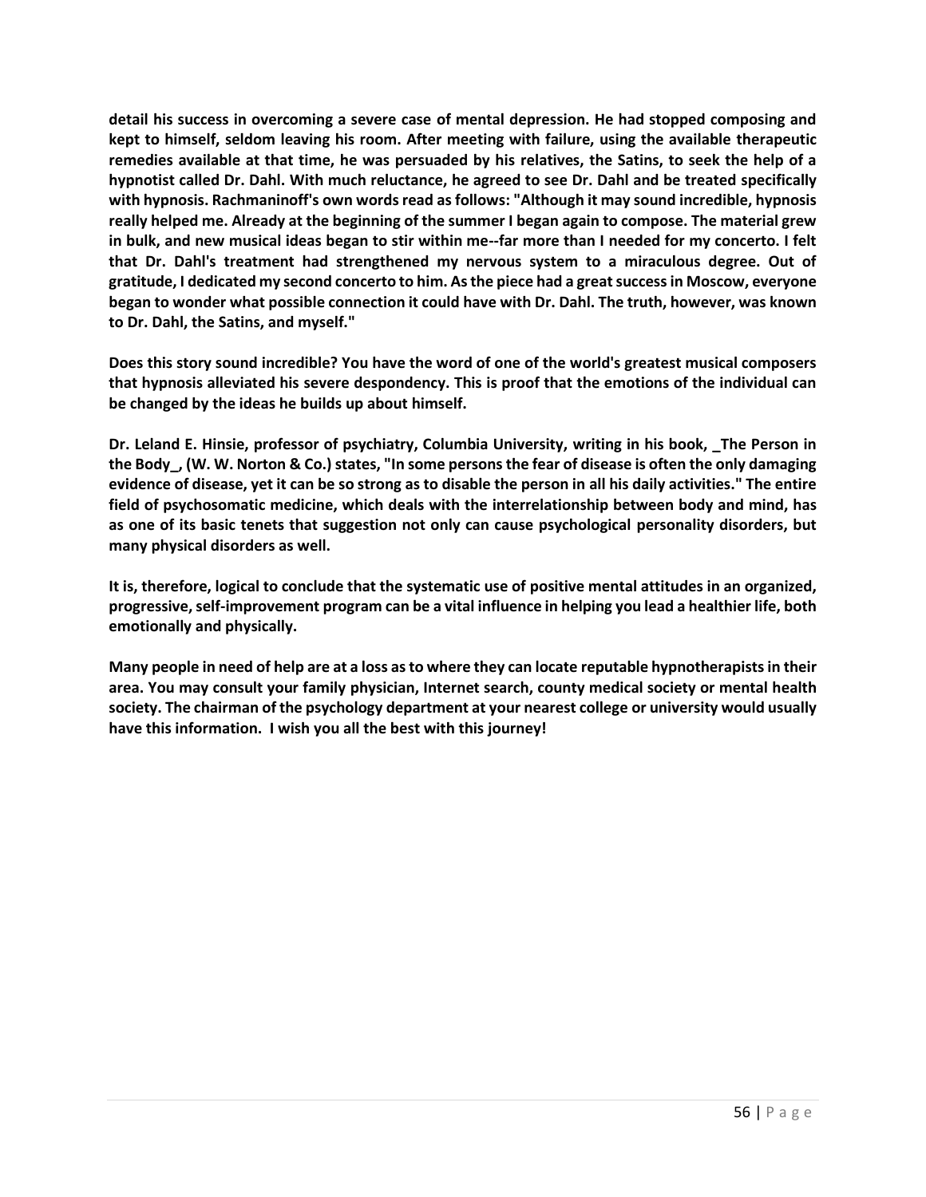detail his success in overcoming a severe case of mental depression. He had stopped composing and kept to himself, seldom leaving his room. After meeting with failure, using the available therapeutic remedies available at that time, he was persuaded by his relatives, the Satins, to seek the help of a hypnotist called Dr. Dahl. With much reluctance, he agreed to see Dr. Dahl and be treated specifically with hypnosis. Rachmaninoff's own words read as follows: "Although it may sound incredible, hypnosis really helped me. Already at the beginning of the summer I began again to compose. The material grew in bulk, and new musical ideas began to stir within me--far more than I needed for my concerto. I felt that Dr. Dahl's treatment had strengthened my nervous system to a miraculous degree. Out of gratitude, I dedicated my second concerto to him. As the piece had a great success in Moscow, everyone began to wonder what possible connection it could have with Dr. Dahl. The truth, however, was known to Dr. Dahl, the Satins, and myself."

Does this story sound incredible? You have the word of one of the world's greatest musical composers that hypnosis alleviated his severe despondency. This is proof that the emotions of the individual can be changed by the ideas he builds up about himself.

Dr. Leland E. Hinsie, professor of psychiatry, Columbia University, writing in his book, _The Person in the Body_, (W. W. Norton & Co.) states, "In some persons the fear of disease is often the only damaging evidence of disease, yet it can be so strong as to disable the person in all his daily activities." The entire field of psychosomatic medicine, which deals with the interrelationship between body and mind, has as one of its basic tenets that suggestion not only can cause psychological personality disorders, but many physical disorders as well.

It is, therefore, logical to conclude that the systematic use of positive mental attitudes in an organized, progressive, self-improvement program can be a vital influence in helping you lead a healthier life, both emotionally and physically.

Many people in need of help are at a loss as to where they can locate reputable hypnotherapists in their area. You may consult your family physician, Internet search, county medical society or mental health society. The chairman of the psychology department at your nearest college or university would usually have this information. I wish you all the best with this journey!